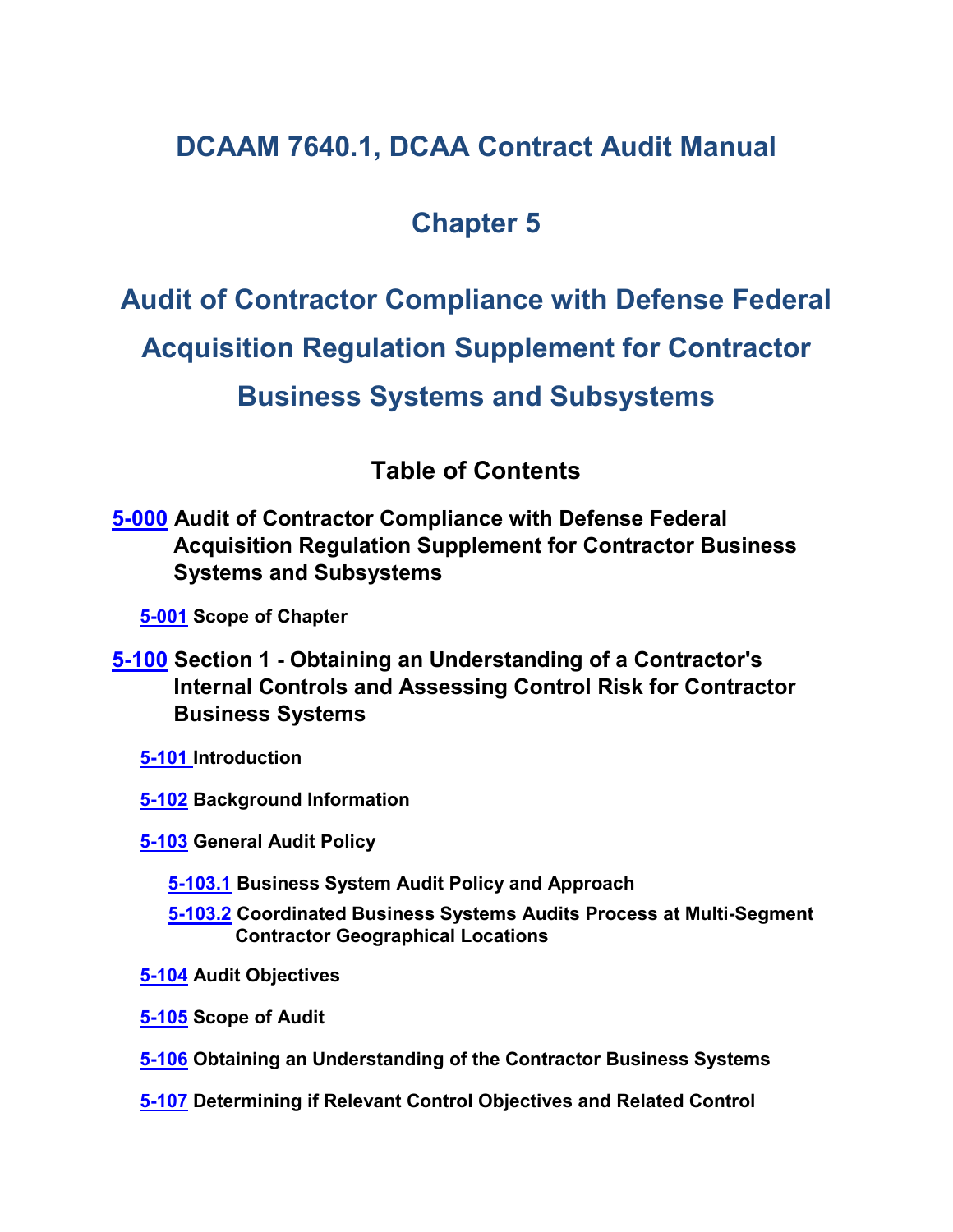# DCAAM 7640.1, DCAA Contract Audit Manual

# Chapter 5

# Audit of Contractor Compliance with Defense Federal Acquisition Regulation Supplement for Contractor Business Systems and Subsystems

## Table of Contents

**5-000 Audit of Contractor Compliance with Defense Federal Acquisition Regulation Supplement for Contractor Business Systems and Subsystems**

- **5-001 Scope of Chapter**

**5-100 Section 1 - Obtaining an Understanding of a Contractor's Internal Controls and Assessing Control Risk for Contractor Business Systems**

- **5-101 Introduction**
- **5-102 Background Information**
- **5-103 General Audit Policy**
  - **5-103.1 Business System Audit Policy and Approach**
  - **5-103.2 Coordinated Business Systems Audits Process at Multi-Segment Contractor Geographical Locations**
- **5-104 Audit Objectives**
- **5-105 Scope of Audit**
- **5-106 Obtaining an Understanding of the Contractor Business Systems**
- **5-107 Determining if Relevant Control Objectives and Related Control**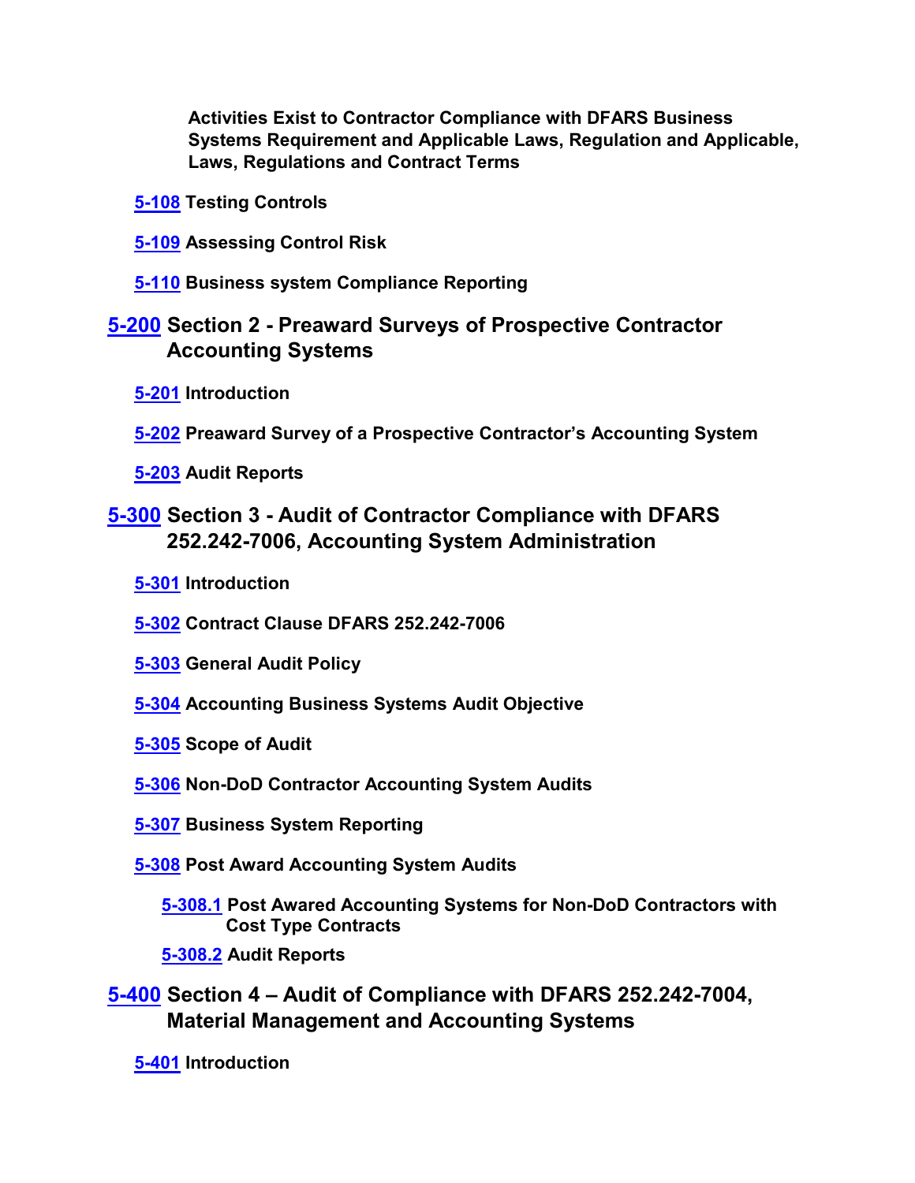**Activities Exist to Contractor Compliance with DFARS Business Systems Requirement and Applicable Laws, Regulation and Applicable, Laws, Regulations and Contract Terms**

**5-108 Testing Controls**

**5-109 Assessing Control Risk**

**5-110 Business system Compliance Reporting**

## 5-200 Section 2 - Preaward Surveys of Prospective Contractor Accounting Systems

**5-201 Introduction**

**5-202 Preaward Survey of a Prospective Contractor's Accounting System**

**5-203 Audit Reports**

## 5-300 Section 3 - Audit of Contractor Compliance with DFARS 252.242-7006, Accounting System Administration

**5-301 Introduction**

**5-302 Contract Clause DFARS 252.242-7006**

**5-303 General Audit Policy**

**5-304 Accounting Business Systems Audit Objective**

**5-305 Scope of Audit**

**5-306 Non-DoD Contractor Accounting System Audits**

**5-307 Business System Reporting**

**5-308 Post Award Accounting System Audits**

**5-308.1 Post Awared Accounting Systems for Non-DoD Contractors with Cost Type Contracts**

**5-308.2 Audit Reports**

## 5-400 Section 4 – Audit of Compliance with DFARS 252.242-7004, Material Management and Accounting Systems

**5-401 Introduction**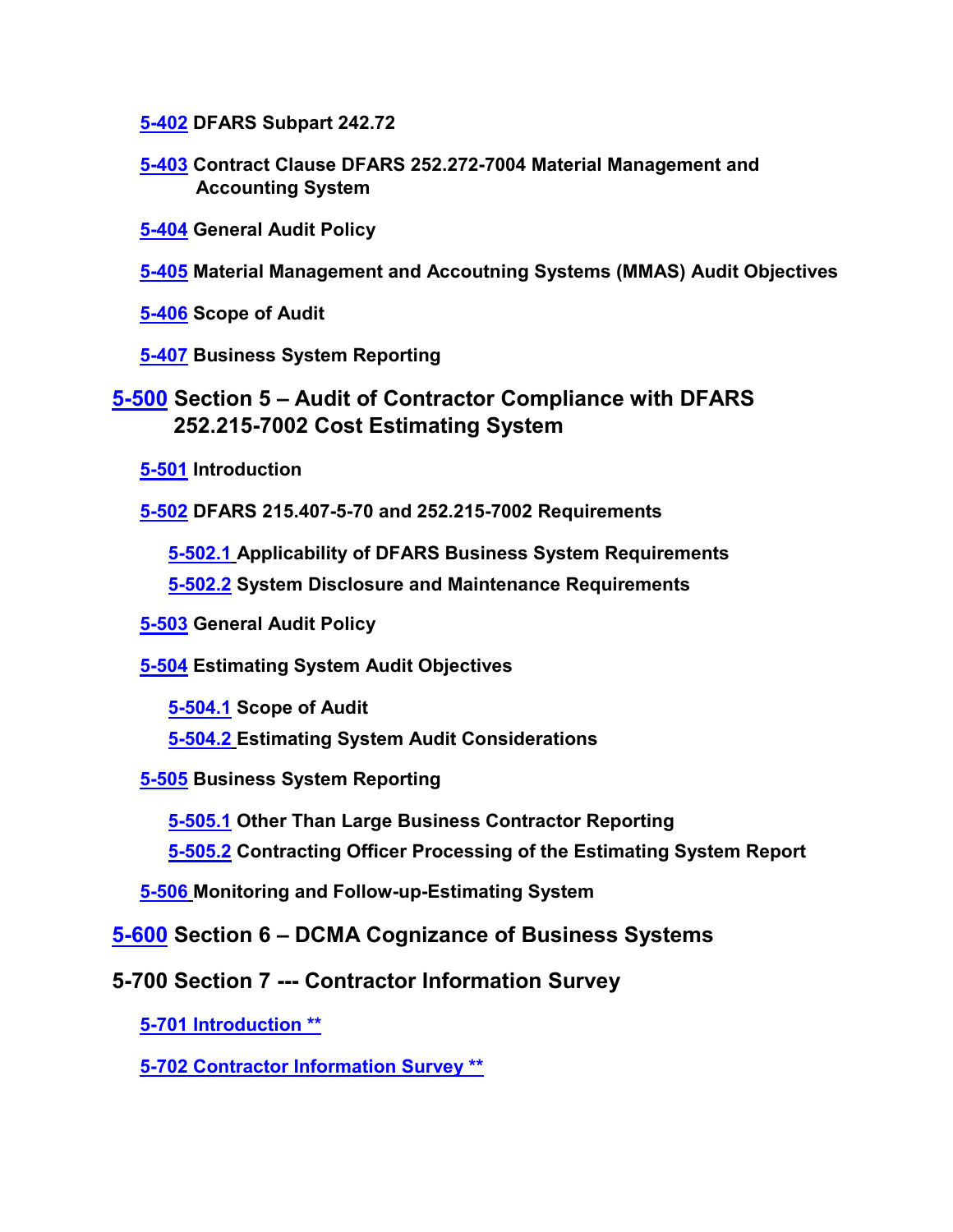5-402 DFARS Subpart 242.72

5-403 Contract Clause DFARS 252.272-7004 Material Management and Accounting System

5-404 General Audit Policy

5-405 Material Management and Accoutning Systems (MMAS) Audit Objectives

5-406 Scope of Audit

5-407 Business System Reporting

## 5-500 Section 5 – Audit of Contractor Compliance with DFARS 252.215-7002 Cost Estimating System

5-501 Introduction

5-502 DFARS 215.407-5-70 and 252.215-7002 Requirements

5-502.1 Applicability of DFARS Business System Requirements

5-502.2 System Disclosure and Maintenance Requirements

5-503 General Audit Policy

5-504 Estimating System Audit Objectives

5-504.1 Scope of Audit

5-504.2 Estimating System Audit Considerations

5-505 Business System Reporting

5-505.1 Other Than Large Business Contractor Reporting

5-505.2 Contracting Officer Processing of the Estimating System Report

5-506 Monitoring and Follow-up-Estimating System

## 5-600 Section 6 – DCMA Cognizance of Business Systems

## 5-700 Section 7 --- Contractor Information Survey

5-701 Introduction **

5-702 Contractor Information Survey **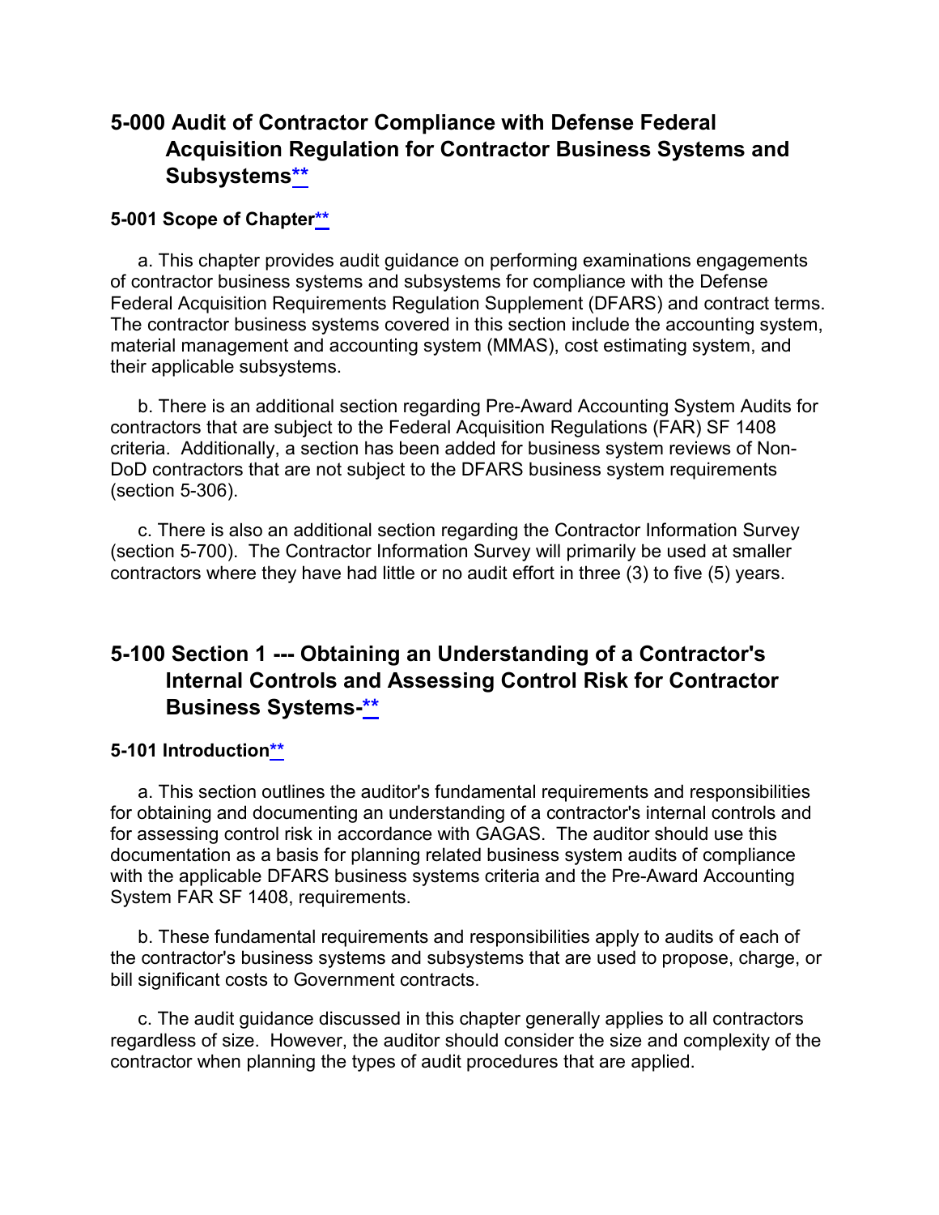# 5-000 Audit of Contractor Compliance with Defense Federal Acquisition Regulation for Contractor Business Systems and Subsystems**

### 5-001 Scope of Chapter**

a. This chapter provides audit guidance on performing examinations engagements of contractor business systems and subsystems for compliance with the Defense Federal Acquisition Requirements Regulation Supplement (DFARS) and contract terms. The contractor business systems covered in this section include the accounting system, material management and accounting system (MMAS), cost estimating system, and their applicable subsystems.

b. There is an additional section regarding Pre-Award Accounting System Audits for contractors that are subject to the Federal Acquisition Regulations (FAR) SF 1408 criteria. Additionally, a section has been added for business system reviews of Non-DoD contractors that are not subject to the DFARS business system requirements (section 5-306).

c. There is also an additional section regarding the Contractor Information Survey (section 5-700). The Contractor Information Survey will primarily be used at smaller contractors where they have had little or no audit effort in three (3) to five (5) years.

# 5-100 Section 1 --- Obtaining an Understanding of a Contractor's Internal Controls and Assessing Control Risk for Contractor Business Systems-**

### 5-101 Introduction**

a. This section outlines the auditor's fundamental requirements and responsibilities for obtaining and documenting an understanding of a contractor's internal controls and for assessing control risk in accordance with GAGAS. The auditor should use this documentation as a basis for planning related business system audits of compliance with the applicable DFARS business systems criteria and the Pre-Award Accounting System FAR SF 1408, requirements.

b. These fundamental requirements and responsibilities apply to audits of each of the contractor's business systems and subsystems that are used to propose, charge, or bill significant costs to Government contracts.

c. The audit guidance discussed in this chapter generally applies to all contractors regardless of size. However, the auditor should consider the size and complexity of the contractor when planning the types of audit procedures that are applied.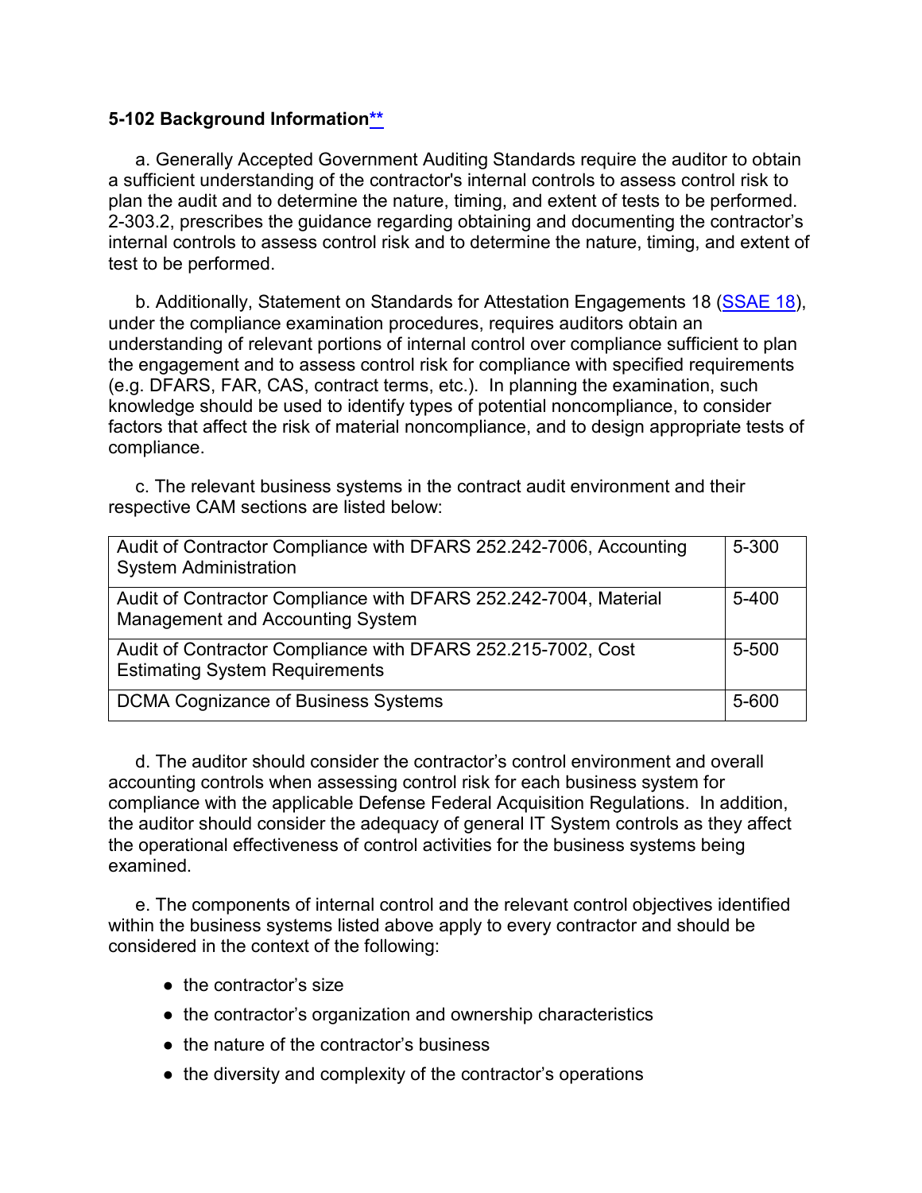### 5-102 Background Information**

a. Generally Accepted Government Auditing Standards require the auditor to obtain a sufficient understanding of the contractor's internal controls to assess control risk to plan the audit and to determine the nature, timing, and extent of tests to be performed. 2-303.2, prescribes the guidance regarding obtaining and documenting the contractor's internal controls to assess control risk and to determine the nature, timing, and extent of test to be performed.

b. Additionally, Statement on Standards for Attestation Engagements 18 (SSAE 18), under the compliance examination procedures, requires auditors obtain an understanding of relevant portions of internal control over compliance sufficient to plan the engagement and to assess control risk for compliance with specified requirements (e.g. DFARS, FAR, CAS, contract terms, etc.). In planning the examination, such knowledge should be used to identify types of potential noncompliance, to consider factors that affect the risk of material noncompliance, and to design appropriate tests of compliance.

c. The relevant business systems in the contract audit environment and their respective CAM sections are listed below:

| | |
|---|---|
| Audit of Contractor Compliance with DFARS 252.242-7006, Accounting System Administration | 5-300 |
| Audit of Contractor Compliance with DFARS 252.242-7004, Material Management and Accounting System | 5-400 |
| Audit of Contractor Compliance with DFARS 252.215-7002, Cost Estimating System Requirements | 5-500 |
| DCMA Cognizance of Business Systems | 5-600 |

d. The auditor should consider the contractor's control environment and overall accounting controls when assessing control risk for each business system for compliance with the applicable Defense Federal Acquisition Regulations. In addition, the auditor should consider the adequacy of general IT System controls as they affect the operational effectiveness of control activities for the business systems being examined.

e. The components of internal control and the relevant control objectives identified within the business systems listed above apply to every contractor and should be considered in the context of the following:

- the contractor's size
- the contractor's organization and ownership characteristics
- the nature of the contractor's business
- the diversity and complexity of the contractor's operations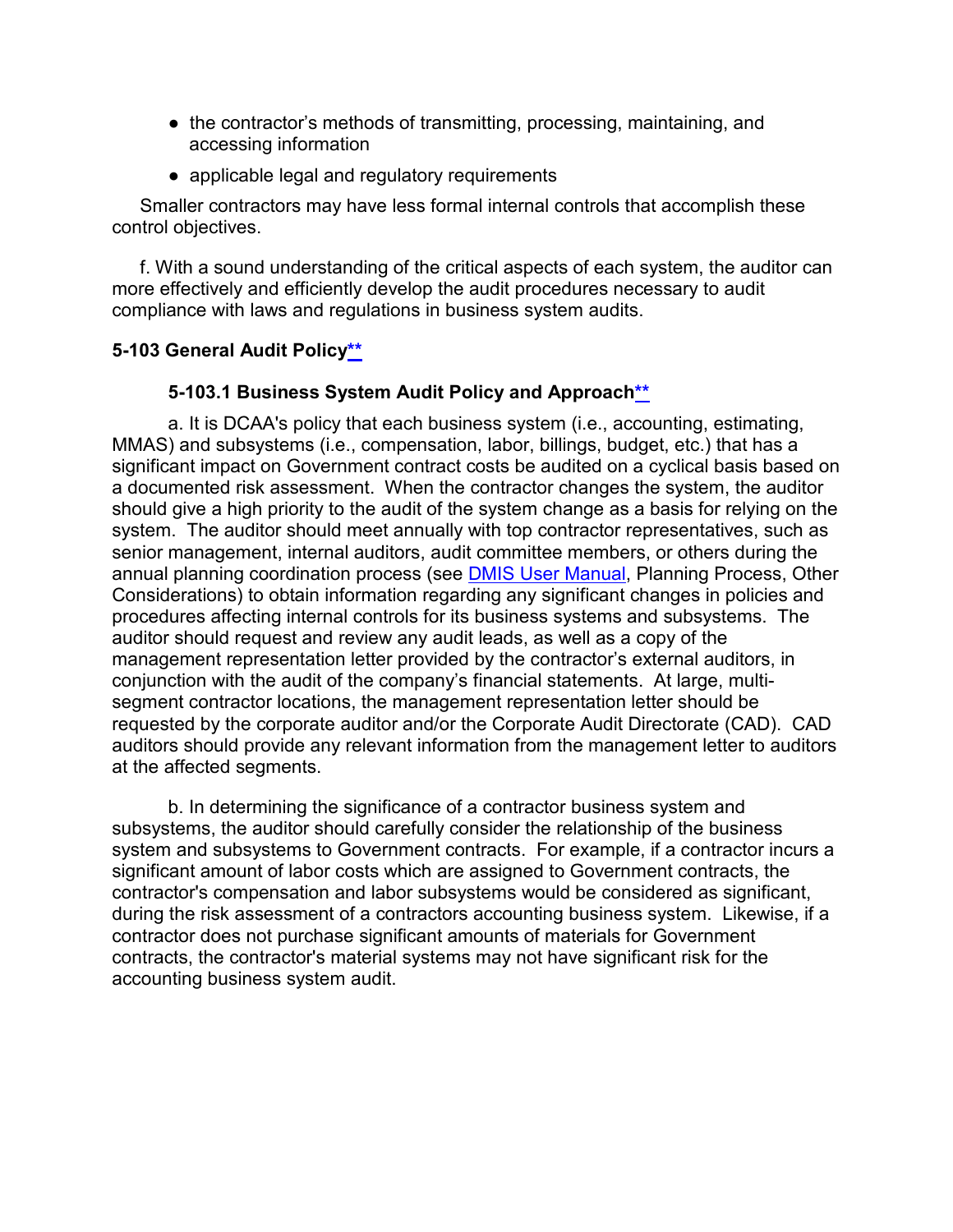- the contractor's methods of transmitting, processing, maintaining, and accessing information
- applicable legal and regulatory requirements

Smaller contractors may have less formal internal controls that accomplish these control objectives.

f. With a sound understanding of the critical aspects of each system, the auditor can more effectively and efficiently develop the audit procedures necessary to audit compliance with laws and regulations in business system audits.

## 5-103 General Audit Policy**

### 5-103.1 Business System Audit Policy and Approach**

a. It is DCAA's policy that each business system (i.e., accounting, estimating, MMAS) and subsystems (i.e., compensation, labor, billings, budget, etc.) that has a significant impact on Government contract costs be audited on a cyclical basis based on a documented risk assessment. When the contractor changes the system, the auditor should give a high priority to the audit of the system change as a basis for relying on the system. The auditor should meet annually with top contractor representatives, such as senior management, internal auditors, audit committee members, or others during the annual planning coordination process (see DMIS User Manual, Planning Process, Other Considerations) to obtain information regarding any significant changes in policies and procedures affecting internal controls for its business systems and subsystems. The auditor should request and review any audit leads, as well as a copy of the management representation letter provided by the contractor's external auditors, in conjunction with the audit of the company's financial statements. At large, multi-segment contractor locations, the management representation letter should be requested by the corporate auditor and/or the Corporate Audit Directorate (CAD). CAD auditors should provide any relevant information from the management letter to auditors at the affected segments.

b. In determining the significance of a contractor business system and subsystems, the auditor should carefully consider the relationship of the business system and subsystems to Government contracts. For example, if a contractor incurs a significant amount of labor costs which are assigned to Government contracts, the contractor's compensation and labor subsystems would be considered as significant, during the risk assessment of a contractors accounting business system. Likewise, if a contractor does not purchase significant amounts of materials for Government contracts, the contractor's material systems may not have significant risk for the accounting business system audit.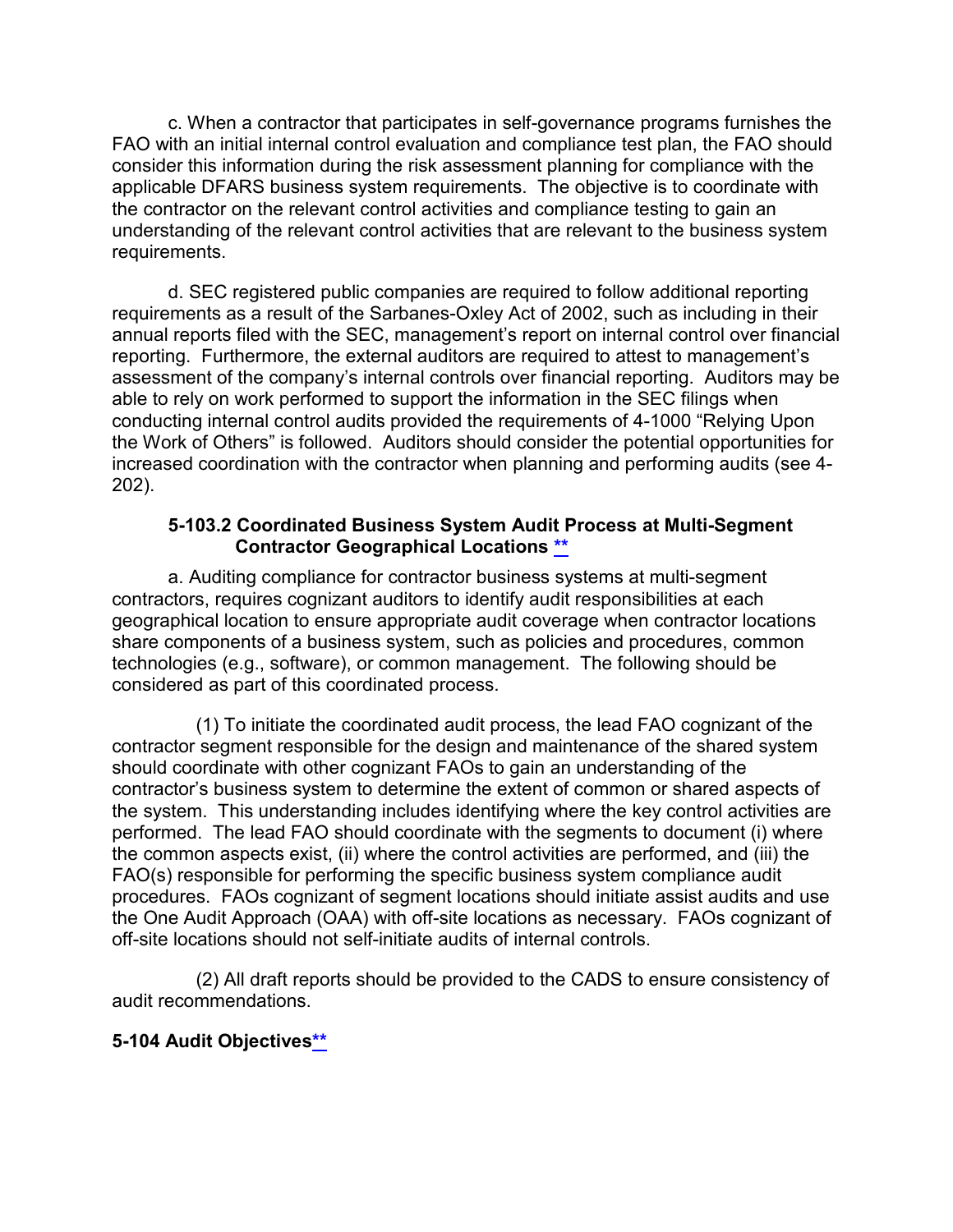c. When a contractor that participates in self-governance programs furnishes the FAO with an initial internal control evaluation and compliance test plan, the FAO should consider this information during the risk assessment planning for compliance with the applicable DFARS business system requirements. The objective is to coordinate with the contractor on the relevant control activities and compliance testing to gain an understanding of the relevant control activities that are relevant to the business system requirements.

d. SEC registered public companies are required to follow additional reporting requirements as a result of the Sarbanes-Oxley Act of 2002, such as including in their annual reports filed with the SEC, management's report on internal control over financial reporting. Furthermore, the external auditors are required to attest to management's assessment of the company's internal controls over financial reporting. Auditors may be able to rely on work performed to support the information in the SEC filings when conducting internal control audits provided the requirements of 4-1000 "Relying Upon the Work of Others" is followed. Auditors should consider the potential opportunities for increased coordination with the contractor when planning and performing audits (see 4-202).

### 5-103.2 Coordinated Business System Audit Process at Multi-Segment Contractor Geographical Locations **

a. Auditing compliance for contractor business systems at multi-segment contractors, requires cognizant auditors to identify audit responsibilities at each geographical location to ensure appropriate audit coverage when contractor locations share components of a business system, such as policies and procedures, common technologies (e.g., software), or common management. The following should be considered as part of this coordinated process.

(1) To initiate the coordinated audit process, the lead FAO cognizant of the contractor segment responsible for the design and maintenance of the shared system should coordinate with other cognizant FAOs to gain an understanding of the contractor's business system to determine the extent of common or shared aspects of the system. This understanding includes identifying where the key control activities are performed. The lead FAO should coordinate with the segments to document (i) where the common aspects exist, (ii) where the control activities are performed, and (iii) the FAO(s) responsible for performing the specific business system compliance audit procedures. FAOs cognizant of segment locations should initiate assist audits and use the One Audit Approach (OAA) with off-site locations as necessary. FAOs cognizant of off-site locations should not self-initiate audits of internal controls.

(2) All draft reports should be provided to the CADS to ensure consistency of audit recommendations.

## 5-104 Audit Objectives**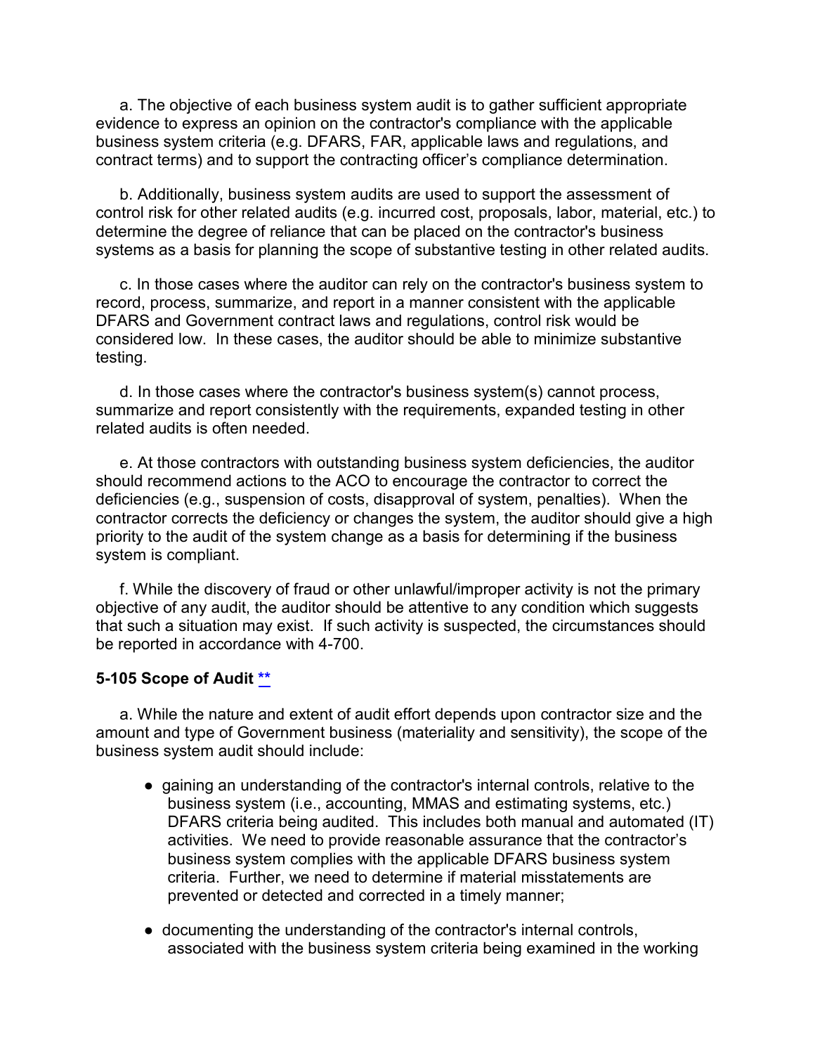a. The objective of each business system audit is to gather sufficient appropriate evidence to express an opinion on the contractor's compliance with the applicable business system criteria (e.g. DFARS, FAR, applicable laws and regulations, and contract terms) and to support the contracting officer's compliance determination.

b. Additionally, business system audits are used to support the assessment of control risk for other related audits (e.g. incurred cost, proposals, labor, material, etc.) to determine the degree of reliance that can be placed on the contractor's business systems as a basis for planning the scope of substantive testing in other related audits.

c. In those cases where the auditor can rely on the contractor's business system to record, process, summarize, and report in a manner consistent with the applicable DFARS and Government contract laws and regulations, control risk would be considered low. In these cases, the auditor should be able to minimize substantive testing.

d. In those cases where the contractor's business system(s) cannot process, summarize and report consistently with the requirements, expanded testing in other related audits is often needed.

e. At those contractors with outstanding business system deficiencies, the auditor should recommend actions to the ACO to encourage the contractor to correct the deficiencies (e.g., suspension of costs, disapproval of system, penalties). When the contractor corrects the deficiency or changes the system, the auditor should give a high priority to the audit of the system change as a basis for determining if the business system is compliant.

f. While the discovery of fraud or other unlawful/improper activity is not the primary objective of any audit, the auditor should be attentive to any condition which suggests that such a situation may exist. If such activity is suspected, the circumstances should be reported in accordance with 4-700.

### 5-105 Scope of Audit **

a. While the nature and extent of audit effort depends upon contractor size and the amount and type of Government business (materiality and sensitivity), the scope of the business system audit should include:

- gaining an understanding of the contractor's internal controls, relative to the business system (i.e., accounting, MMAS and estimating systems, etc.) DFARS criteria being audited. This includes both manual and automated (IT) activities. We need to provide reasonable assurance that the contractor's business system complies with the applicable DFARS business system criteria. Further, we need to determine if material misstatements are prevented or detected and corrected in a timely manner;
- documenting the understanding of the contractor's internal controls, associated with the business system criteria being examined in the working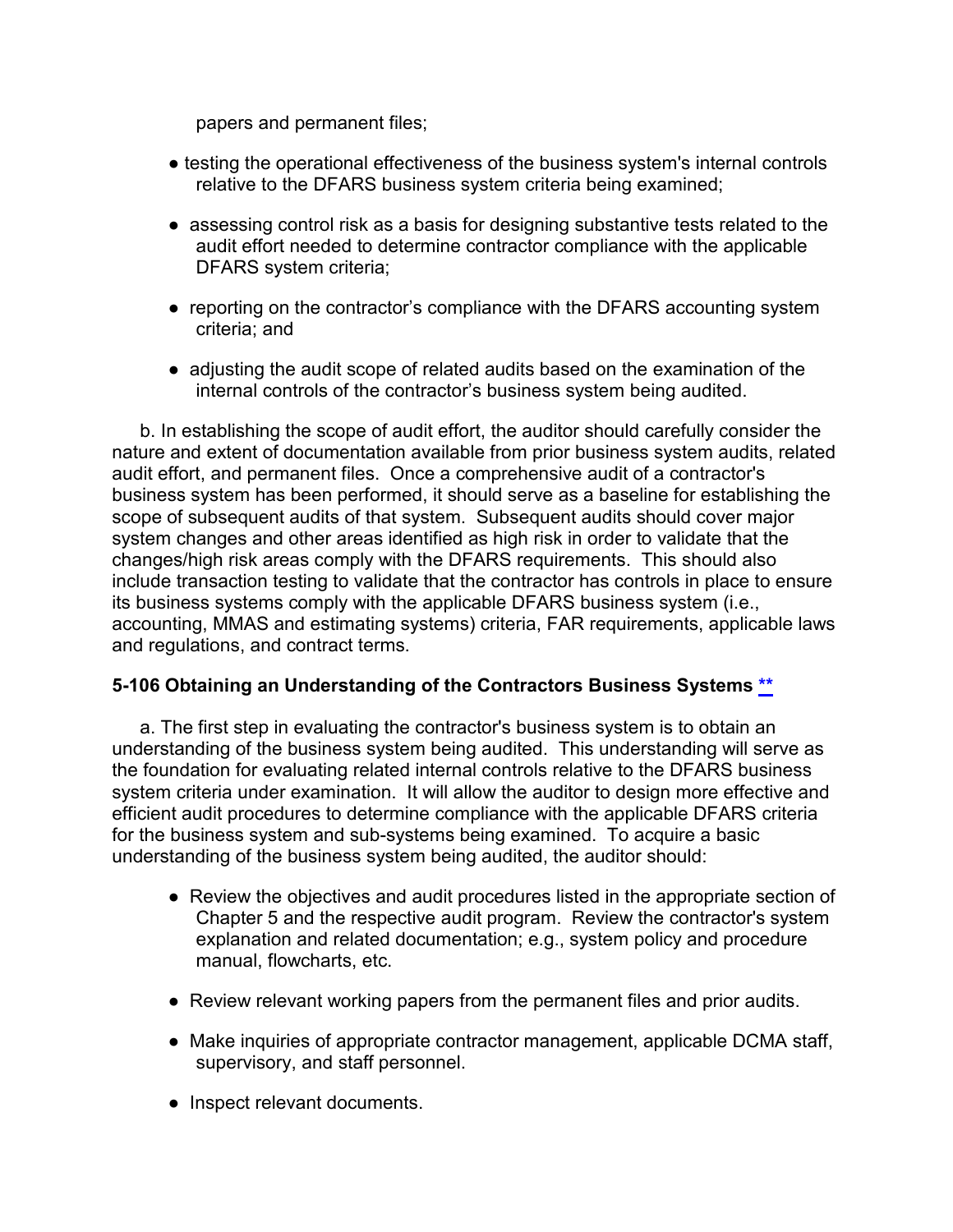papers and permanent files;

- testing the operational effectiveness of the business system's internal controls relative to the DFARS business system criteria being examined;
- assessing control risk as a basis for designing substantive tests related to the audit effort needed to determine contractor compliance with the applicable DFARS system criteria;
- reporting on the contractor's compliance with the DFARS accounting system criteria; and
- adjusting the audit scope of related audits based on the examination of the internal controls of the contractor's business system being audited.

b. In establishing the scope of audit effort, the auditor should carefully consider the nature and extent of documentation available from prior business system audits, related audit effort, and permanent files. Once a comprehensive audit of a contractor's business system has been performed, it should serve as a baseline for establishing the scope of subsequent audits of that system. Subsequent audits should cover major system changes and other areas identified as high risk in order to validate that the changes/high risk areas comply with the DFARS requirements. This should also include transaction testing to validate that the contractor has controls in place to ensure its business systems comply with the applicable DFARS business system (i.e., accounting, MMAS and estimating systems) criteria, FAR requirements, applicable laws and regulations, and contract terms.

**5-106 Obtaining an Understanding of the Contractors Business Systems **

a. The first step in evaluating the contractor's business system is to obtain an understanding of the business system being audited. This understanding will serve as the foundation for evaluating related internal controls relative to the DFARS business system criteria under examination. It will allow the auditor to design more effective and efficient audit procedures to determine compliance with the applicable DFARS criteria for the business system and sub-systems being examined. To acquire a basic understanding of the business system being audited, the auditor should:

- Review the objectives and audit procedures listed in the appropriate section of Chapter 5 and the respective audit program. Review the contractor's system explanation and related documentation; e.g., system policy and procedure manual, flowcharts, etc.
- Review relevant working papers from the permanent files and prior audits.
- Make inquiries of appropriate contractor management, applicable DCMA staff, supervisory, and staff personnel.
- Inspect relevant documents.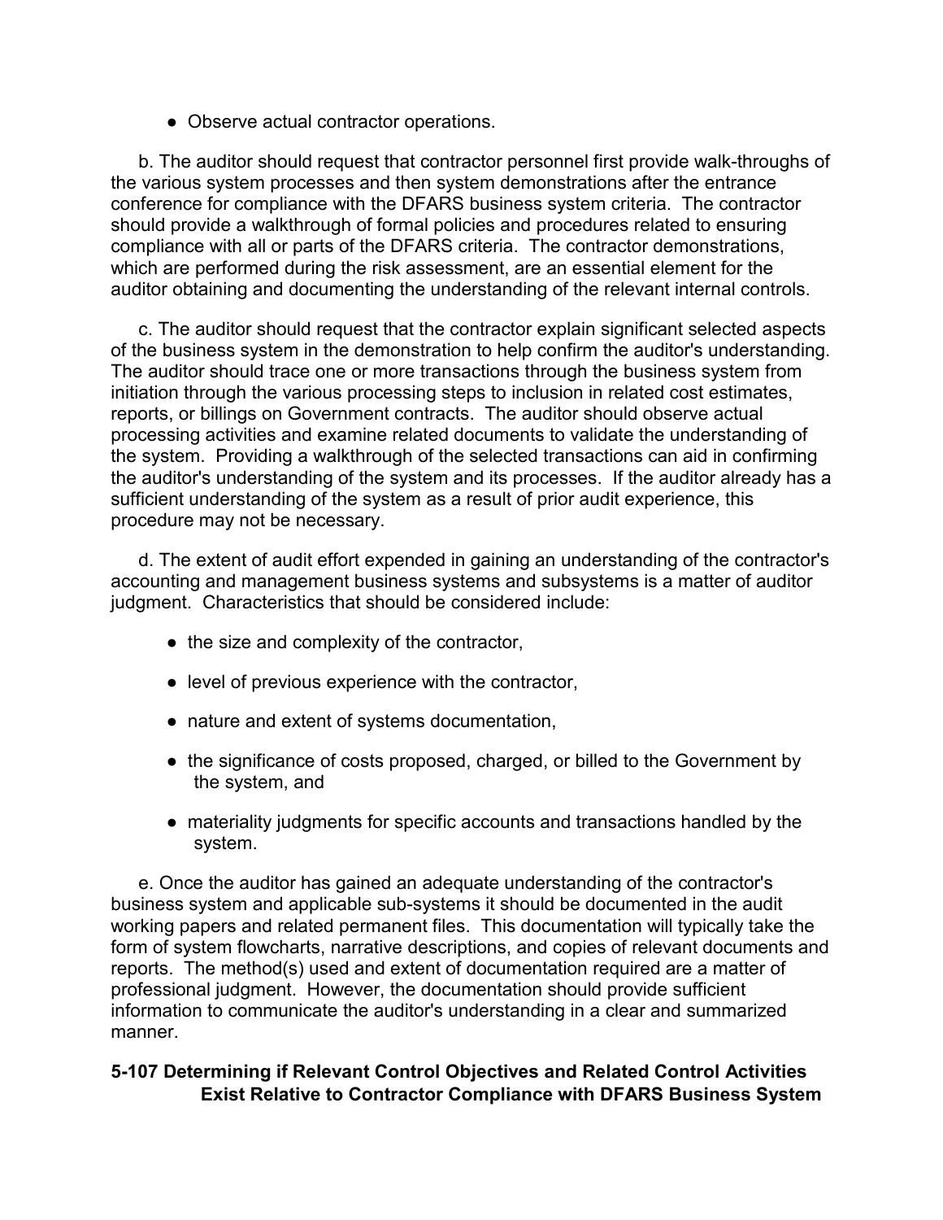- Observe actual contractor operations.

b. The auditor should request that contractor personnel first provide walk-throughs of the various system processes and then system demonstrations after the entrance conference for compliance with the DFARS business system criteria. The contractor should provide a walkthrough of formal policies and procedures related to ensuring compliance with all or parts of the DFARS criteria. The contractor demonstrations, which are performed during the risk assessment, are an essential element for the auditor obtaining and documenting the understanding of the relevant internal controls.

c. The auditor should request that the contractor explain significant selected aspects of the business system in the demonstration to help confirm the auditor's understanding. The auditor should trace one or more transactions through the business system from initiation through the various processing steps to inclusion in related cost estimates, reports, or billings on Government contracts. The auditor should observe actual processing activities and examine related documents to validate the understanding of the system. Providing a walkthrough of the selected transactions can aid in confirming the auditor's understanding of the system and its processes. If the auditor already has a sufficient understanding of the system as a result of prior audit experience, this procedure may not be necessary.

d. The extent of audit effort expended in gaining an understanding of the contractor's accounting and management business systems and subsystems is a matter of auditor judgment. Characteristics that should be considered include:

- the size and complexity of the contractor,
- level of previous experience with the contractor,
- nature and extent of systems documentation,
- the significance of costs proposed, charged, or billed to the Government by the system, and
- materiality judgments for specific accounts and transactions handled by the system.

e. Once the auditor has gained an adequate understanding of the contractor's business system and applicable sub-systems it should be documented in the audit working papers and related permanent files. This documentation will typically take the form of system flowcharts, narrative descriptions, and copies of relevant documents and reports. The method(s) used and extent of documentation required are a matter of professional judgment. However, the documentation should provide sufficient information to communicate the auditor's understanding in a clear and summarized manner.

## 5-107 Determining if Relevant Control Objectives and Related Control Activities Exist Relative to Contractor Compliance with DFARS Business System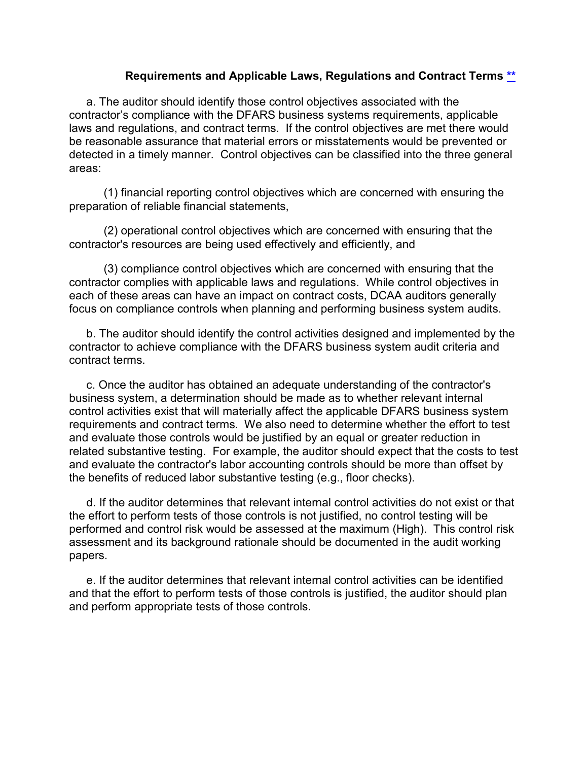### Requirements and Applicable Laws, Regulations and Contract Terms **

a. The auditor should identify those control objectives associated with the contractor's compliance with the DFARS business systems requirements, applicable laws and regulations, and contract terms. If the control objectives are met there would be reasonable assurance that material errors or misstatements would be prevented or detected in a timely manner. Control objectives can be classified into the three general areas:

(1) financial reporting control objectives which are concerned with ensuring the preparation of reliable financial statements,

(2) operational control objectives which are concerned with ensuring that the contractor's resources are being used effectively and efficiently, and

(3) compliance control objectives which are concerned with ensuring that the contractor complies with applicable laws and regulations. While control objectives in each of these areas can have an impact on contract costs, DCAA auditors generally focus on compliance controls when planning and performing business system audits.

b. The auditor should identify the control activities designed and implemented by the contractor to achieve compliance with the DFARS business system audit criteria and contract terms.

c. Once the auditor has obtained an adequate understanding of the contractor's business system, a determination should be made as to whether relevant internal control activities exist that will materially affect the applicable DFARS business system requirements and contract terms. We also need to determine whether the effort to test and evaluate those controls would be justified by an equal or greater reduction in related substantive testing. For example, the auditor should expect that the costs to test and evaluate the contractor's labor accounting controls should be more than offset by the benefits of reduced labor substantive testing (e.g., floor checks).

d. If the auditor determines that relevant internal control activities do not exist or that the effort to perform tests of those controls is not justified, no control testing will be performed and control risk would be assessed at the maximum (High). This control risk assessment and its background rationale should be documented in the audit working papers.

e. If the auditor determines that relevant internal control activities can be identified and that the effort to perform tests of those controls is justified, the auditor should plan and perform appropriate tests of those controls.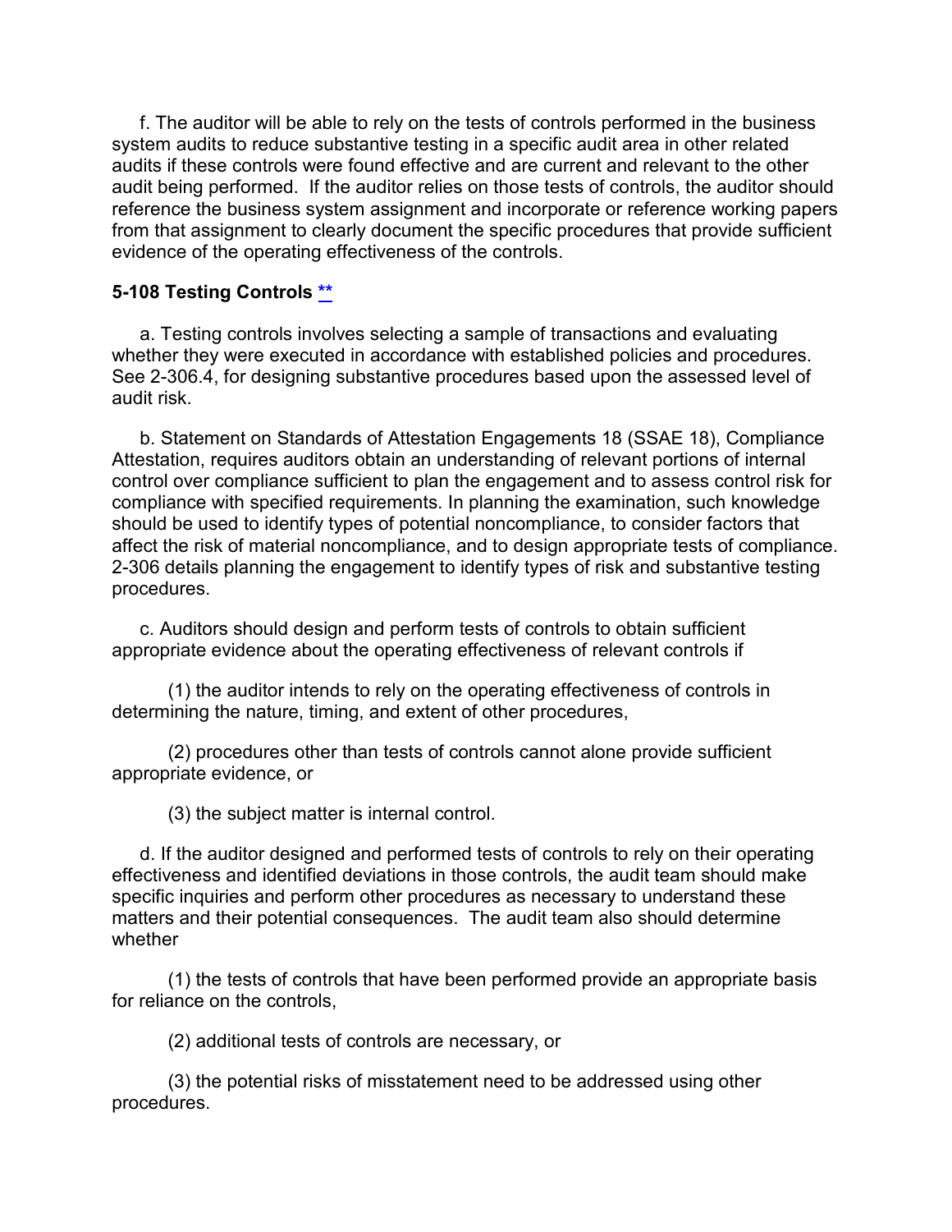f. The auditor will be able to rely on the tests of controls performed in the business system audits to reduce substantive testing in a specific audit area in other related audits if these controls were found effective and are current and relevant to the other audit being performed. If the auditor relies on those tests of controls, the auditor should reference the business system assignment and incorporate or reference working papers from that assignment to clearly document the specific procedures that provide sufficient evidence of the operating effectiveness of the controls.

### 5-108 Testing Controls **

a. Testing controls involves selecting a sample of transactions and evaluating whether they were executed in accordance with established policies and procedures. See 2-306.4, for designing substantive procedures based upon the assessed level of audit risk.

b. Statement on Standards of Attestation Engagements 18 (SSAE 18), Compliance Attestation, requires auditors obtain an understanding of relevant portions of internal control over compliance sufficient to plan the engagement and to assess control risk for compliance with specified requirements. In planning the examination, such knowledge should be used to identify types of potential noncompliance, to consider factors that affect the risk of material noncompliance, and to design appropriate tests of compliance. 2-306 details planning the engagement to identify types of risk and substantive testing procedures.

c. Auditors should design and perform tests of controls to obtain sufficient appropriate evidence about the operating effectiveness of relevant controls if

(1) the auditor intends to rely on the operating effectiveness of controls in determining the nature, timing, and extent of other procedures,

(2) procedures other than tests of controls cannot alone provide sufficient appropriate evidence, or

(3) the subject matter is internal control.

d. If the auditor designed and performed tests of controls to rely on their operating effectiveness and identified deviations in those controls, the audit team should make specific inquiries and perform other procedures as necessary to understand these matters and their potential consequences. The audit team also should determine whether

(1) the tests of controls that have been performed provide an appropriate basis for reliance on the controls,

(2) additional tests of controls are necessary, or

(3) the potential risks of misstatement need to be addressed using other procedures.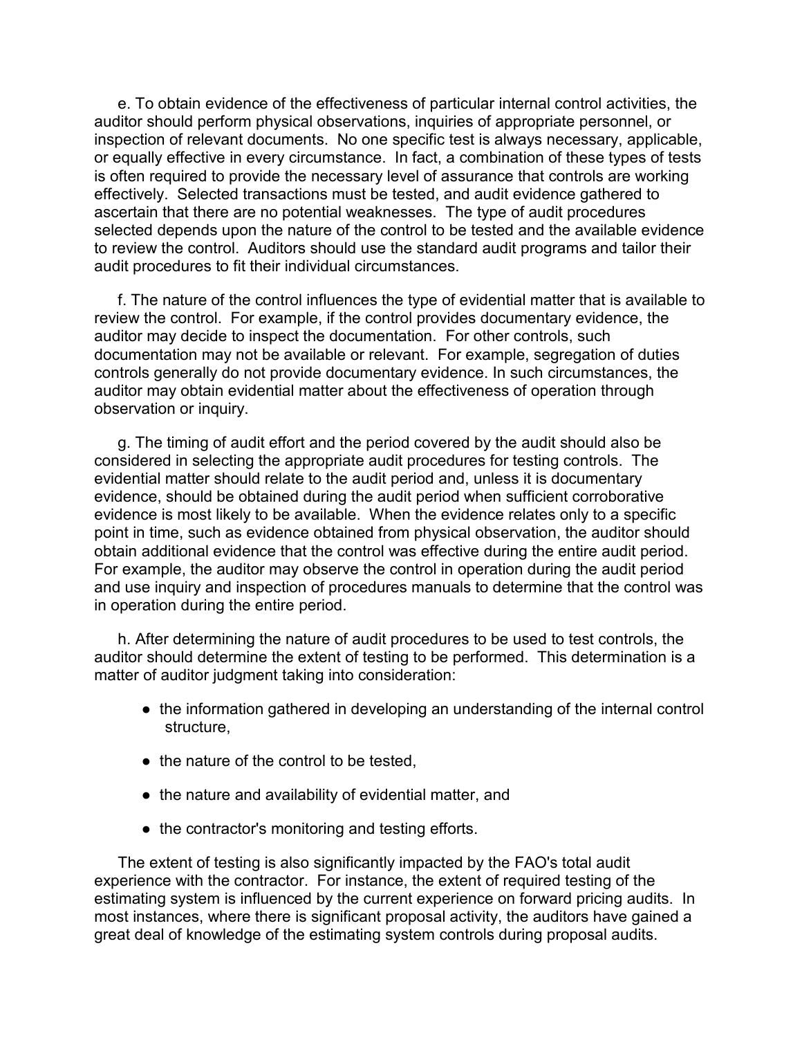e. To obtain evidence of the effectiveness of particular internal control activities, the auditor should perform physical observations, inquiries of appropriate personnel, or inspection of relevant documents. No one specific test is always necessary, applicable, or equally effective in every circumstance. In fact, a combination of these types of tests is often required to provide the necessary level of assurance that controls are working effectively. Selected transactions must be tested, and audit evidence gathered to ascertain that there are no potential weaknesses. The type of audit procedures selected depends upon the nature of the control to be tested and the available evidence to review the control. Auditors should use the standard audit programs and tailor their audit procedures to fit their individual circumstances.

f. The nature of the control influences the type of evidential matter that is available to review the control. For example, if the control provides documentary evidence, the auditor may decide to inspect the documentation. For other controls, such documentation may not be available or relevant. For example, segregation of duties controls generally do not provide documentary evidence. In such circumstances, the auditor may obtain evidential matter about the effectiveness of operation through observation or inquiry.

g. The timing of audit effort and the period covered by the audit should also be considered in selecting the appropriate audit procedures for testing controls. The evidential matter should relate to the audit period and, unless it is documentary evidence, should be obtained during the audit period when sufficient corroborative evidence is most likely to be available. When the evidence relates only to a specific point in time, such as evidence obtained from physical observation, the auditor should obtain additional evidence that the control was effective during the entire audit period. For example, the auditor may observe the control in operation during the audit period and use inquiry and inspection of procedures manuals to determine that the control was in operation during the entire period.

h. After determining the nature of audit procedures to be used to test controls, the auditor should determine the extent of testing to be performed. This determination is a matter of auditor judgment taking into consideration:

- the information gathered in developing an understanding of the internal control structure,
- the nature of the control to be tested,
- the nature and availability of evidential matter, and
- the contractor's monitoring and testing efforts.

The extent of testing is also significantly impacted by the FAO's total audit experience with the contractor. For instance, the extent of required testing of the estimating system is influenced by the current experience on forward pricing audits. In most instances, where there is significant proposal activity, the auditors have gained a great deal of knowledge of the estimating system controls during proposal audits.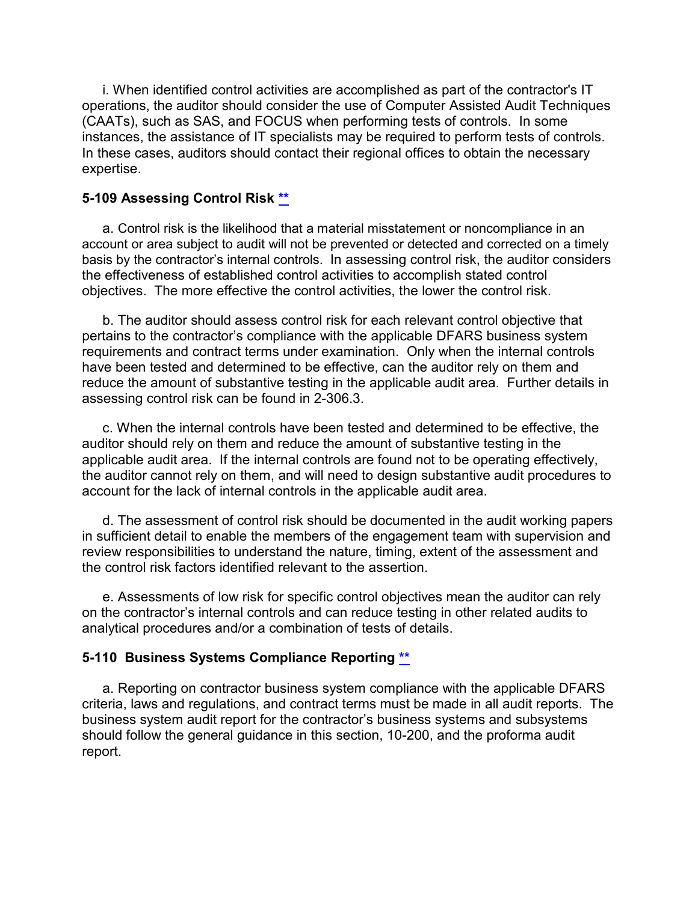i. When identified control activities are accomplished as part of the contractor's IT operations, the auditor should consider the use of Computer Assisted Audit Techniques (CAATs), such as SAS, and FOCUS when performing tests of controls. In some instances, the assistance of IT specialists may be required to perform tests of controls. In these cases, auditors should contact their regional offices to obtain the necessary expertise.

### 5-109 Assessing Control Risk **

a. Control risk is the likelihood that a material misstatement or noncompliance in an account or area subject to audit will not be prevented or detected and corrected on a timely basis by the contractor's internal controls. In assessing control risk, the auditor considers the effectiveness of established control activities to accomplish stated control objectives. The more effective the control activities, the lower the control risk.

b. The auditor should assess control risk for each relevant control objective that pertains to the contractor's compliance with the applicable DFARS business system requirements and contract terms under examination. Only when the internal controls have been tested and determined to be effective, can the auditor rely on them and reduce the amount of substantive testing in the applicable audit area. Further details in assessing control risk can be found in 2-306.3.

c. When the internal controls have been tested and determined to be effective, the auditor should rely on them and reduce the amount of substantive testing in the applicable audit area. If the internal controls are found not to be operating effectively, the auditor cannot rely on them, and will need to design substantive audit procedures to account for the lack of internal controls in the applicable audit area.

d. The assessment of control risk should be documented in the audit working papers in sufficient detail to enable the members of the engagement team with supervision and review responsibilities to understand the nature, timing, extent of the assessment and the control risk factors identified relevant to the assertion.

e. Assessments of low risk for specific control objectives mean the auditor can rely on the contractor's internal controls and can reduce testing in other related audits to analytical procedures and/or a combination of tests of details.

### 5-110 Business Systems Compliance Reporting **

a. Reporting on contractor business system compliance with the applicable DFARS criteria, laws and regulations, and contract terms must be made in all audit reports. The business system audit report for the contractor's business systems and subsystems should follow the general guidance in this section, 10-200, and the proforma audit report.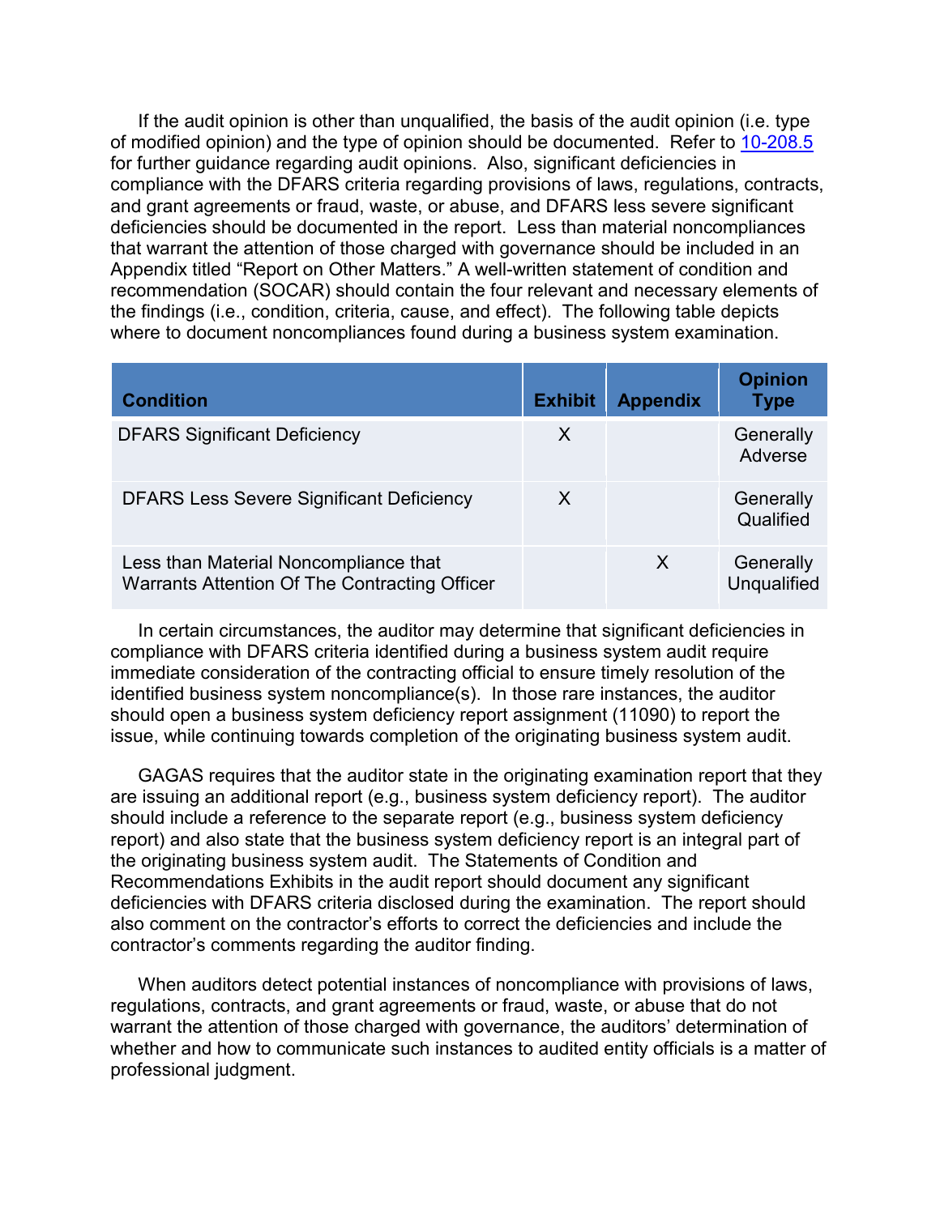If the audit opinion is other than unqualified, the basis of the audit opinion (i.e. type of modified opinion) and the type of opinion should be documented. Refer to 10-208.5 for further guidance regarding audit opinions. Also, significant deficiencies in compliance with the DFARS criteria regarding provisions of laws, regulations, contracts, and grant agreements or fraud, waste, or abuse, and DFARS less severe significant deficiencies should be documented in the report. Less than material noncompliances that warrant the attention of those charged with governance should be included in an Appendix titled "Report on Other Matters." A well-written statement of condition and recommendation (SOCAR) should contain the four relevant and necessary elements of the findings (i.e., condition, criteria, cause, and effect). The following table depicts where to document noncompliances found during a business system examination.

| Condition | Exhibit | Appendix | Opinion Type |
|---|---|---|---|
| DFARS Significant Deficiency | X | | Generally Adverse |
| DFARS Less Severe Significant Deficiency | X | | Generally Qualified |
| Less than Material Noncompliance that Warrants Attention Of The Contracting Officer | | X | Generally Unqualified |

In certain circumstances, the auditor may determine that significant deficiencies in compliance with DFARS criteria identified during a business system audit require immediate consideration of the contracting official to ensure timely resolution of the identified business system noncompliance(s). In those rare instances, the auditor should open a business system deficiency report assignment (11090) to report the issue, while continuing towards completion of the originating business system audit.

GAGAS requires that the auditor state in the originating examination report that they are issuing an additional report (e.g., business system deficiency report). The auditor should include a reference to the separate report (e.g., business system deficiency report) and also state that the business system deficiency report is an integral part of the originating business system audit. The Statements of Condition and Recommendations Exhibits in the audit report should document any significant deficiencies with DFARS criteria disclosed during the examination. The report should also comment on the contractor's efforts to correct the deficiencies and include the contractor's comments regarding the auditor finding.

When auditors detect potential instances of noncompliance with provisions of laws, regulations, contracts, and grant agreements or fraud, waste, or abuse that do not warrant the attention of those charged with governance, the auditors' determination of whether and how to communicate such instances to audited entity officials is a matter of professional judgment.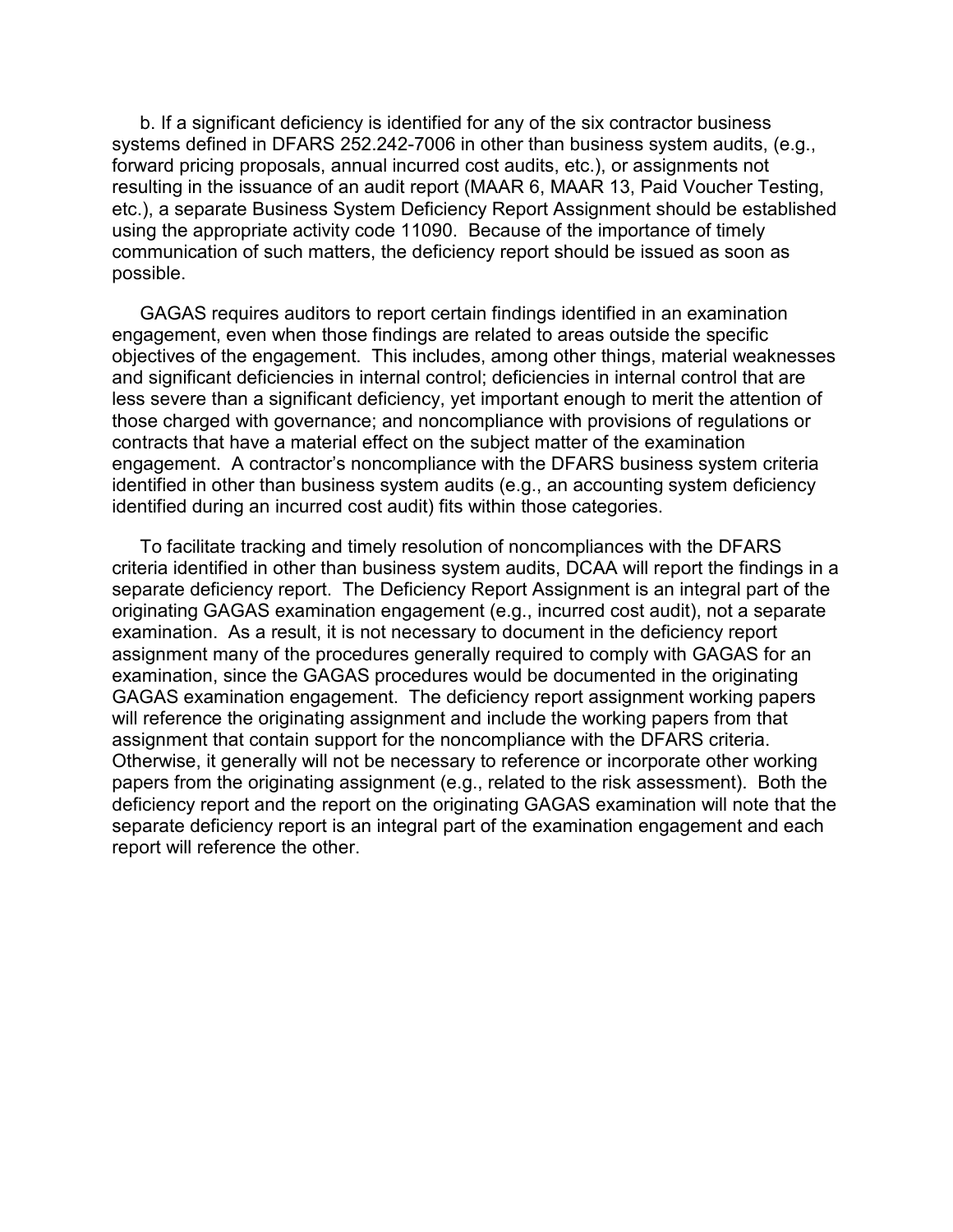b. If a significant deficiency is identified for any of the six contractor business systems defined in DFARS 252.242-7006 in other than business system audits, (e.g., forward pricing proposals, annual incurred cost audits, etc.), or assignments not resulting in the issuance of an audit report (MAAR 6, MAAR 13, Paid Voucher Testing, etc.), a separate Business System Deficiency Report Assignment should be established using the appropriate activity code 11090. Because of the importance of timely communication of such matters, the deficiency report should be issued as soon as possible.

GAGAS requires auditors to report certain findings identified in an examination engagement, even when those findings are related to areas outside the specific objectives of the engagement. This includes, among other things, material weaknesses and significant deficiencies in internal control; deficiencies in internal control that are less severe than a significant deficiency, yet important enough to merit the attention of those charged with governance; and noncompliance with provisions of regulations or contracts that have a material effect on the subject matter of the examination engagement. A contractor's noncompliance with the DFARS business system criteria identified in other than business system audits (e.g., an accounting system deficiency identified during an incurred cost audit) fits within those categories.

To facilitate tracking and timely resolution of noncompliances with the DFARS criteria identified in other than business system audits, DCAA will report the findings in a separate deficiency report. The Deficiency Report Assignment is an integral part of the originating GAGAS examination engagement (e.g., incurred cost audit), not a separate examination. As a result, it is not necessary to document in the deficiency report assignment many of the procedures generally required to comply with GAGAS for an examination, since the GAGAS procedures would be documented in the originating GAGAS examination engagement. The deficiency report assignment working papers will reference the originating assignment and include the working papers from that assignment that contain support for the noncompliance with the DFARS criteria. Otherwise, it generally will not be necessary to reference or incorporate other working papers from the originating assignment (e.g., related to the risk assessment). Both the deficiency report and the report on the originating GAGAS examination will note that the separate deficiency report is an integral part of the examination engagement and each report will reference the other.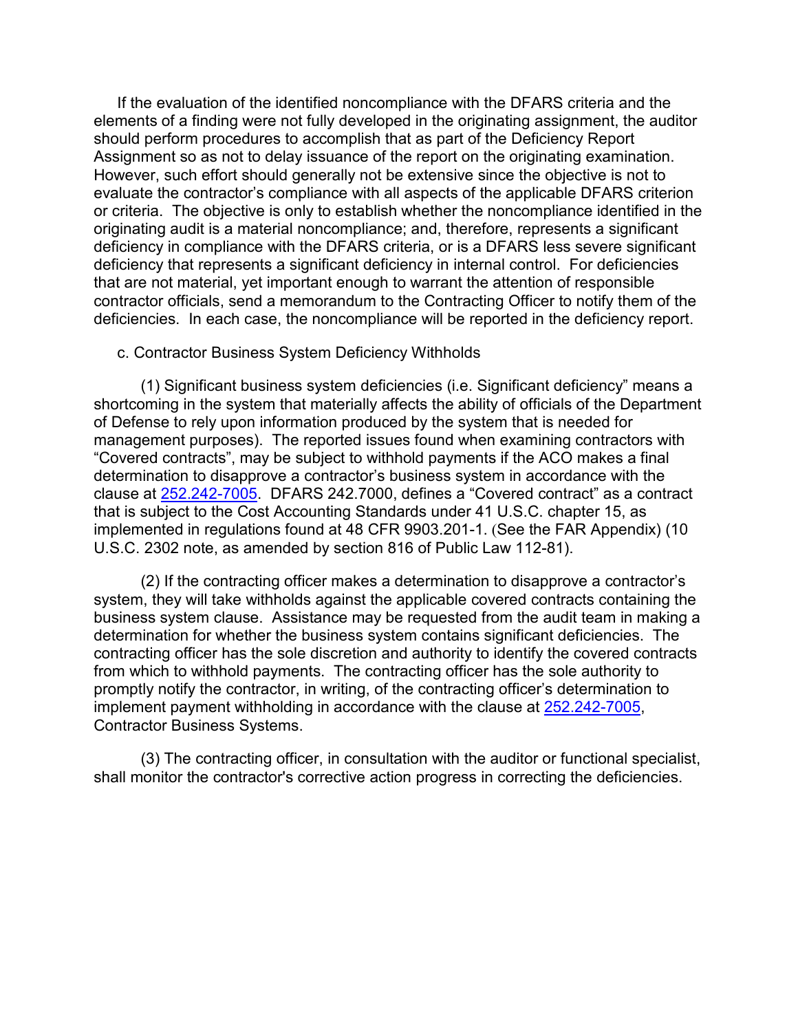If the evaluation of the identified noncompliance with the DFARS criteria and the elements of a finding were not fully developed in the originating assignment, the auditor should perform procedures to accomplish that as part of the Deficiency Report Assignment so as not to delay issuance of the report on the originating examination. However, such effort should generally not be extensive since the objective is not to evaluate the contractor's compliance with all aspects of the applicable DFARS criterion or criteria. The objective is only to establish whether the noncompliance identified in the originating audit is a material noncompliance; and, therefore, represents a significant deficiency in compliance with the DFARS criteria, or is a DFARS less severe significant deficiency that represents a significant deficiency in internal control. For deficiencies that are not material, yet important enough to warrant the attention of responsible contractor officials, send a memorandum to the Contracting Officer to notify them of the deficiencies. In each case, the noncompliance will be reported in the deficiency report.

c. Contractor Business System Deficiency Withholds

(1) Significant business system deficiencies (i.e. Significant deficiency" means a shortcoming in the system that materially affects the ability of officials of the Department of Defense to rely upon information produced by the system that is needed for management purposes). The reported issues found when examining contractors with "Covered contracts", may be subject to withhold payments if the ACO makes a final determination to disapprove a contractor's business system in accordance with the clause at 252.242-7005. DFARS 242.7000, defines a "Covered contract" as a contract that is subject to the Cost Accounting Standards under 41 U.S.C. chapter 15, as implemented in regulations found at 48 CFR 9903.201-1. (See the FAR Appendix) (10 U.S.C. 2302 note, as amended by section 816 of Public Law 112-81).

(2) If the contracting officer makes a determination to disapprove a contractor's system, they will take withholds against the applicable covered contracts containing the business system clause. Assistance may be requested from the audit team in making a determination for whether the business system contains significant deficiencies. The contracting officer has the sole discretion and authority to identify the covered contracts from which to withhold payments. The contracting officer has the sole authority to promptly notify the contractor, in writing, of the contracting officer's determination to implement payment withholding in accordance with the clause at 252.242-7005, Contractor Business Systems.

(3) The contracting officer, in consultation with the auditor or functional specialist, shall monitor the contractor's corrective action progress in correcting the deficiencies.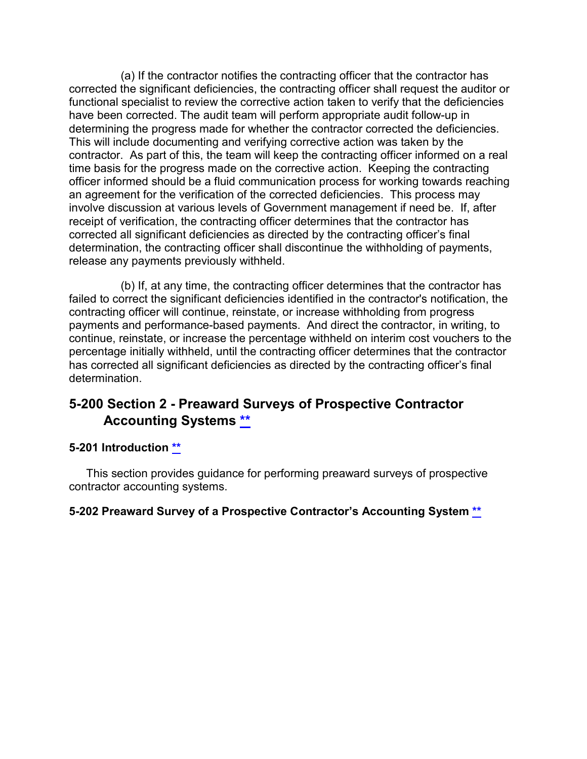(a) If the contractor notifies the contracting officer that the contractor has corrected the significant deficiencies, the contracting officer shall request the auditor or functional specialist to review the corrective action taken to verify that the deficiencies have been corrected. The audit team will perform appropriate audit follow-up in determining the progress made for whether the contractor corrected the deficiencies. This will include documenting and verifying corrective action was taken by the contractor. As part of this, the team will keep the contracting officer informed on a real time basis for the progress made on the corrective action. Keeping the contracting officer informed should be a fluid communication process for working towards reaching an agreement for the verification of the corrected deficiencies. This process may involve discussion at various levels of Government management if need be. If, after receipt of verification, the contracting officer determines that the contractor has corrected all significant deficiencies as directed by the contracting officer's final determination, the contracting officer shall discontinue the withholding of payments, release any payments previously withheld.

(b) If, at any time, the contracting officer determines that the contractor has failed to correct the significant deficiencies identified in the contractor's notification, the contracting officer will continue, reinstate, or increase withholding from progress payments and performance-based payments. And direct the contractor, in writing, to continue, reinstate, or increase the percentage withheld on interim cost vouchers to the percentage initially withheld, until the contracting officer determines that the contractor has corrected all significant deficiencies as directed by the contracting officer's final determination.

## 5-200 Section 2 - Preaward Surveys of Prospective Contractor Accounting Systems **

### 5-201 Introduction **

This section provides guidance for performing preaward surveys of prospective contractor accounting systems.

### 5-202 Preaward Survey of a Prospective Contractor's Accounting System **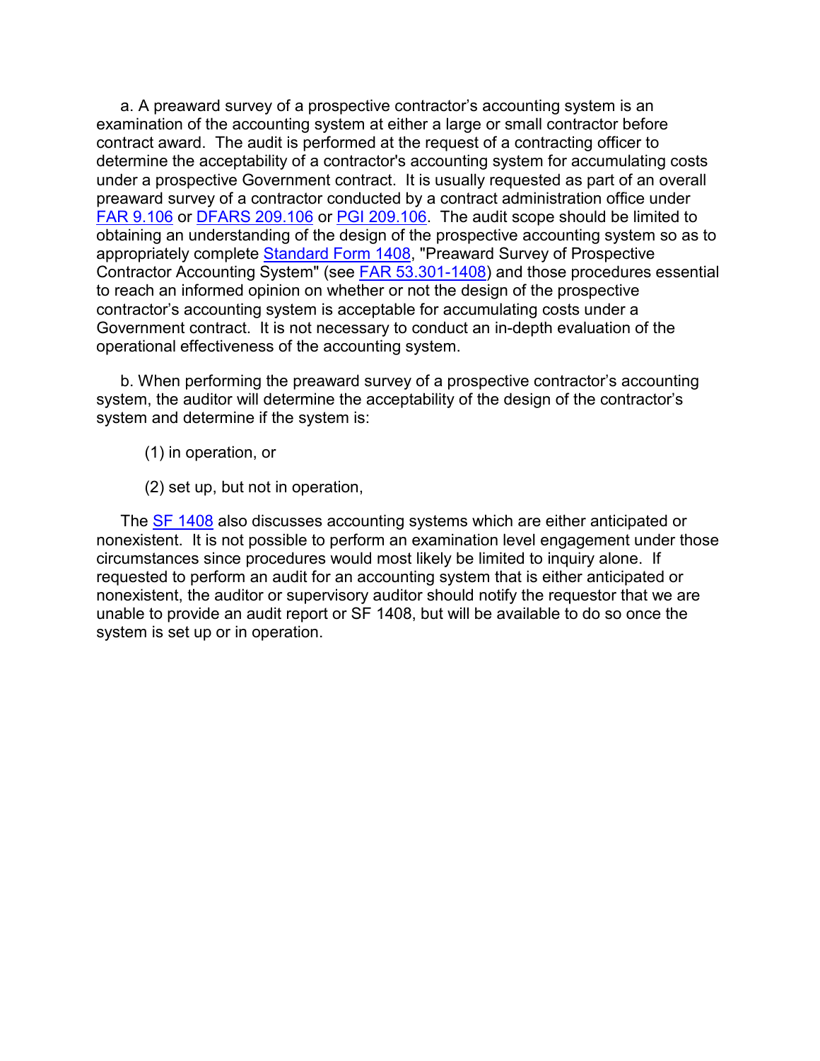a. A preaward survey of a prospective contractor's accounting system is an examination of the accounting system at either a large or small contractor before contract award. The audit is performed at the request of a contracting officer to determine the acceptability of a contractor's accounting system for accumulating costs under a prospective Government contract. It is usually requested as part of an overall preaward survey of a contractor conducted by a contract administration office under FAR 9.106 or DFARS 209.106 or PGI 209.106. The audit scope should be limited to obtaining an understanding of the design of the prospective accounting system so as to appropriately complete Standard Form 1408, "Preaward Survey of Prospective Contractor Accounting System" (see FAR 53.301-1408) and those procedures essential to reach an informed opinion on whether or not the design of the prospective contractor's accounting system is acceptable for accumulating costs under a Government contract. It is not necessary to conduct an in-depth evaluation of the operational effectiveness of the accounting system.

b. When performing the preaward survey of a prospective contractor's accounting system, the auditor will determine the acceptability of the design of the contractor's system and determine if the system is:

(1) in operation, or

(2) set up, but not in operation,

The SF 1408 also discusses accounting systems which are either anticipated or nonexistent. It is not possible to perform an examination level engagement under those circumstances since procedures would most likely be limited to inquiry alone. If requested to perform an audit for an accounting system that is either anticipated or nonexistent, the auditor or supervisory auditor should notify the requestor that we are unable to provide an audit report or SF 1408, but will be available to do so once the system is set up or in operation.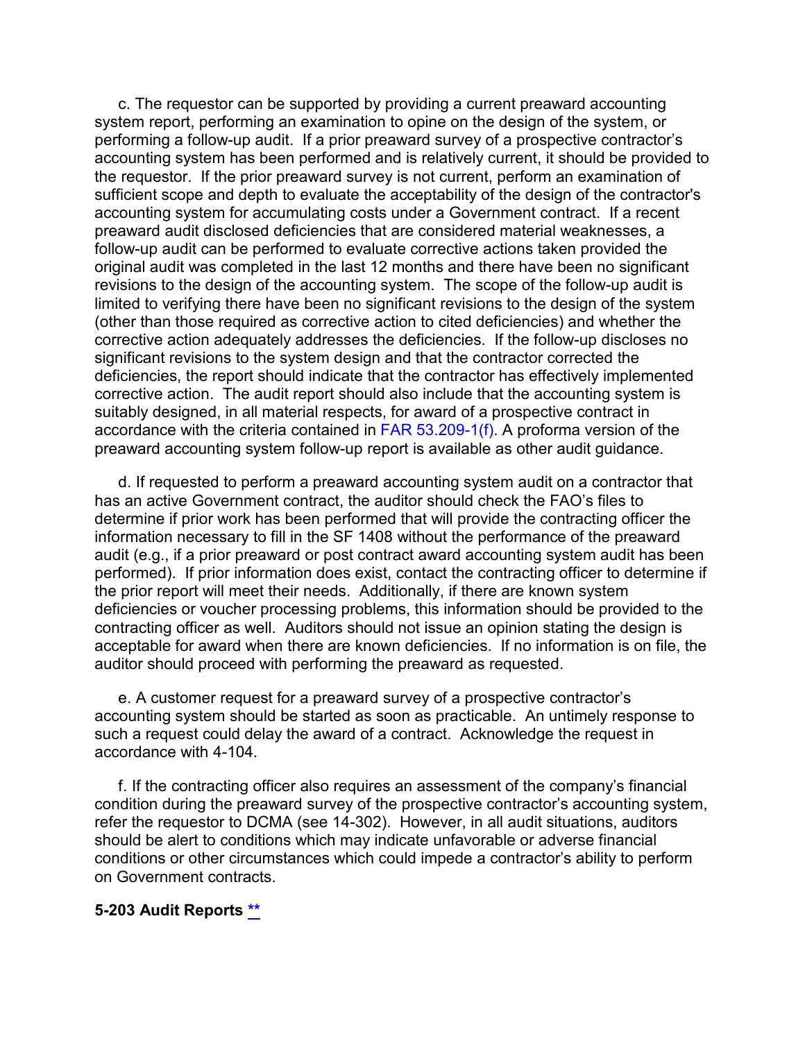c. The requestor can be supported by providing a current preaward accounting system report, performing an examination to opine on the design of the system, or performing a follow-up audit. If a prior preaward survey of a prospective contractor's accounting system has been performed and is relatively current, it should be provided to the requestor. If the prior preaward survey is not current, perform an examination of sufficient scope and depth to evaluate the acceptability of the design of the contractor's accounting system for accumulating costs under a Government contract. If a recent preaward audit disclosed deficiencies that are considered material weaknesses, a follow-up audit can be performed to evaluate corrective actions taken provided the original audit was completed in the last 12 months and there have been no significant revisions to the design of the accounting system. The scope of the follow-up audit is limited to verifying there have been no significant revisions to the design of the system (other than those required as corrective action to cited deficiencies) and whether the corrective action adequately addresses the deficiencies. If the follow-up discloses no significant revisions to the system design and that the contractor corrected the deficiencies, the report should indicate that the contractor has effectively implemented corrective action. The audit report should also include that the accounting system is suitably designed, in all material respects, for award of a prospective contract in accordance with the criteria contained in FAR 53.209-1(f). A proforma version of the preaward accounting system follow-up report is available as other audit guidance.

d. If requested to perform a preaward accounting system audit on a contractor that has an active Government contract, the auditor should check the FAO's files to determine if prior work has been performed that will provide the contracting officer the information necessary to fill in the SF 1408 without the performance of the preaward audit (e.g., if a prior preaward or post contract award accounting system audit has been performed). If prior information does exist, contact the contracting officer to determine if the prior report will meet their needs. Additionally, if there are known system deficiencies or voucher processing problems, this information should be provided to the contracting officer as well. Auditors should not issue an opinion stating the design is acceptable for award when there are known deficiencies. If no information is on file, the auditor should proceed with performing the preaward as requested.

e. A customer request for a preaward survey of a prospective contractor's accounting system should be started as soon as practicable. An untimely response to such a request could delay the award of a contract. Acknowledge the request in accordance with 4-104.

f. If the contracting officer also requires an assessment of the company's financial condition during the preaward survey of the prospective contractor's accounting system, refer the requestor to DCMA (see 14-302). However, in all audit situations, auditors should be alert to conditions which may indicate unfavorable or adverse financial conditions or other circumstances which could impede a contractor's ability to perform on Government contracts.

## 5-203 Audit Reports **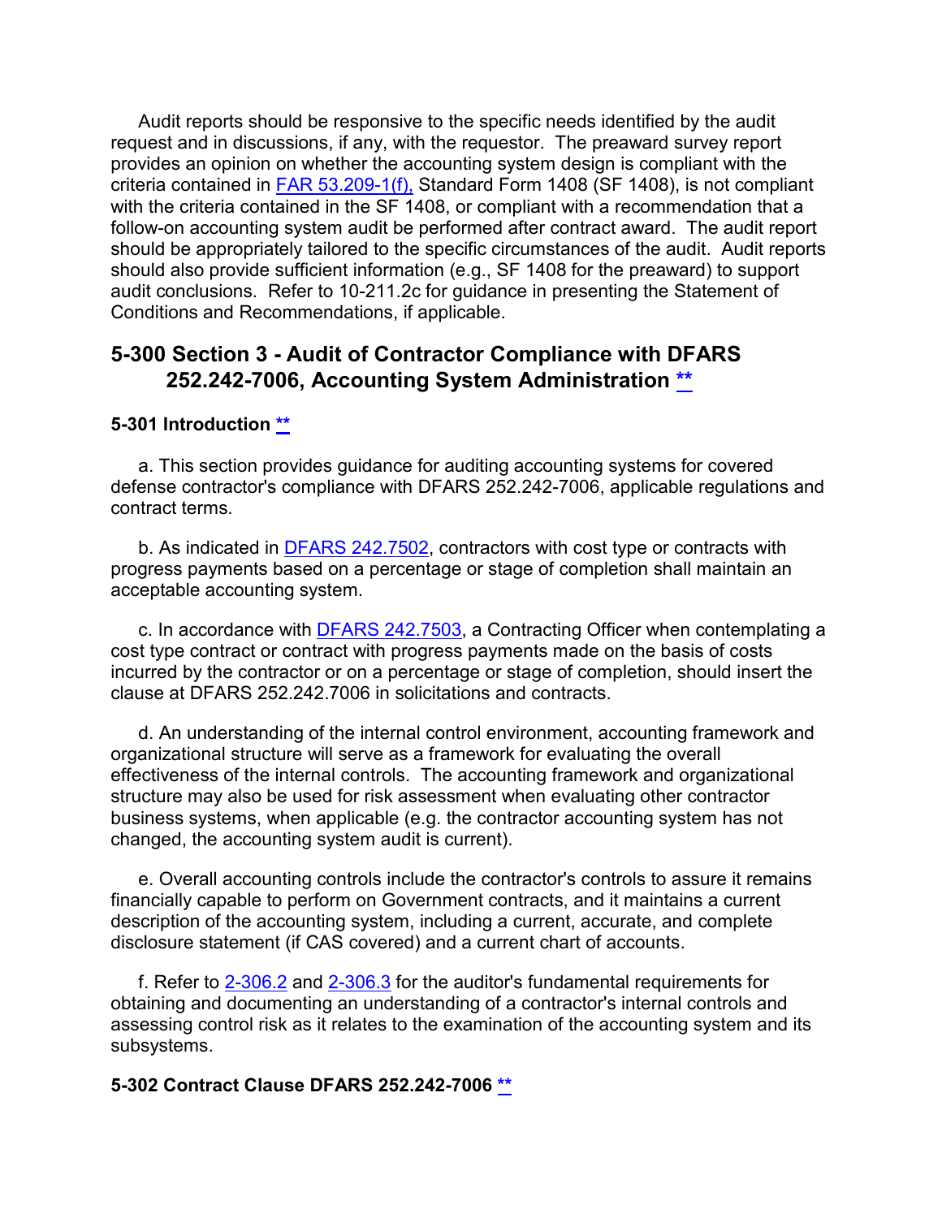Audit reports should be responsive to the specific needs identified by the audit request and in discussions, if any, with the requestor. The preaward survey report provides an opinion on whether the accounting system design is compliant with the criteria contained in [FAR 53.209-1(f),](#) Standard Form 1408 (SF 1408), is not compliant with the criteria contained in the SF 1408, or compliant with a recommendation that a follow-on accounting system audit be performed after contract award. The audit report should be appropriately tailored to the specific circumstances of the audit. Audit reports should also provide sufficient information (e.g., SF 1408 for the preaward) to support audit conclusions. Refer to 10-211.2c for guidance in presenting the Statement of Conditions and Recommendations, if applicable.

## 5-300 Section 3 - Audit of Contractor Compliance with DFARS 252.242-7006, Accounting System Administration [**](#)

### 5-301 Introduction [**](#)

a. This section provides guidance for auditing accounting systems for covered defense contractor's compliance with DFARS 252.242-7006, applicable regulations and contract terms.

b. As indicated in [DFARS 242.7502](#), contractors with cost type or contracts with progress payments based on a percentage or stage of completion shall maintain an acceptable accounting system.

c. In accordance with [DFARS 242.7503](#), a Contracting Officer when contemplating a cost type contract or contract with progress payments made on the basis of costs incurred by the contractor or on a percentage or stage of completion, should insert the clause at DFARS 252.242.7006 in solicitations and contracts.

d. An understanding of the internal control environment, accounting framework and organizational structure will serve as a framework for evaluating the overall effectiveness of the internal controls. The accounting framework and organizational structure may also be used for risk assessment when evaluating other contractor business systems, when applicable (e.g. the contractor accounting system has not changed, the accounting system audit is current).

e. Overall accounting controls include the contractor's controls to assure it remains financially capable to perform on Government contracts, and it maintains a current description of the accounting system, including a current, accurate, and complete disclosure statement (if CAS covered) and a current chart of accounts.

f. Refer to [2-306.2](#) and [2-306.3](#) for the auditor's fundamental requirements for obtaining and documenting an understanding of a contractor's internal controls and assessing control risk as it relates to the examination of the accounting system and its subsystems.

### 5-302 Contract Clause DFARS 252.242-7006 [**](#)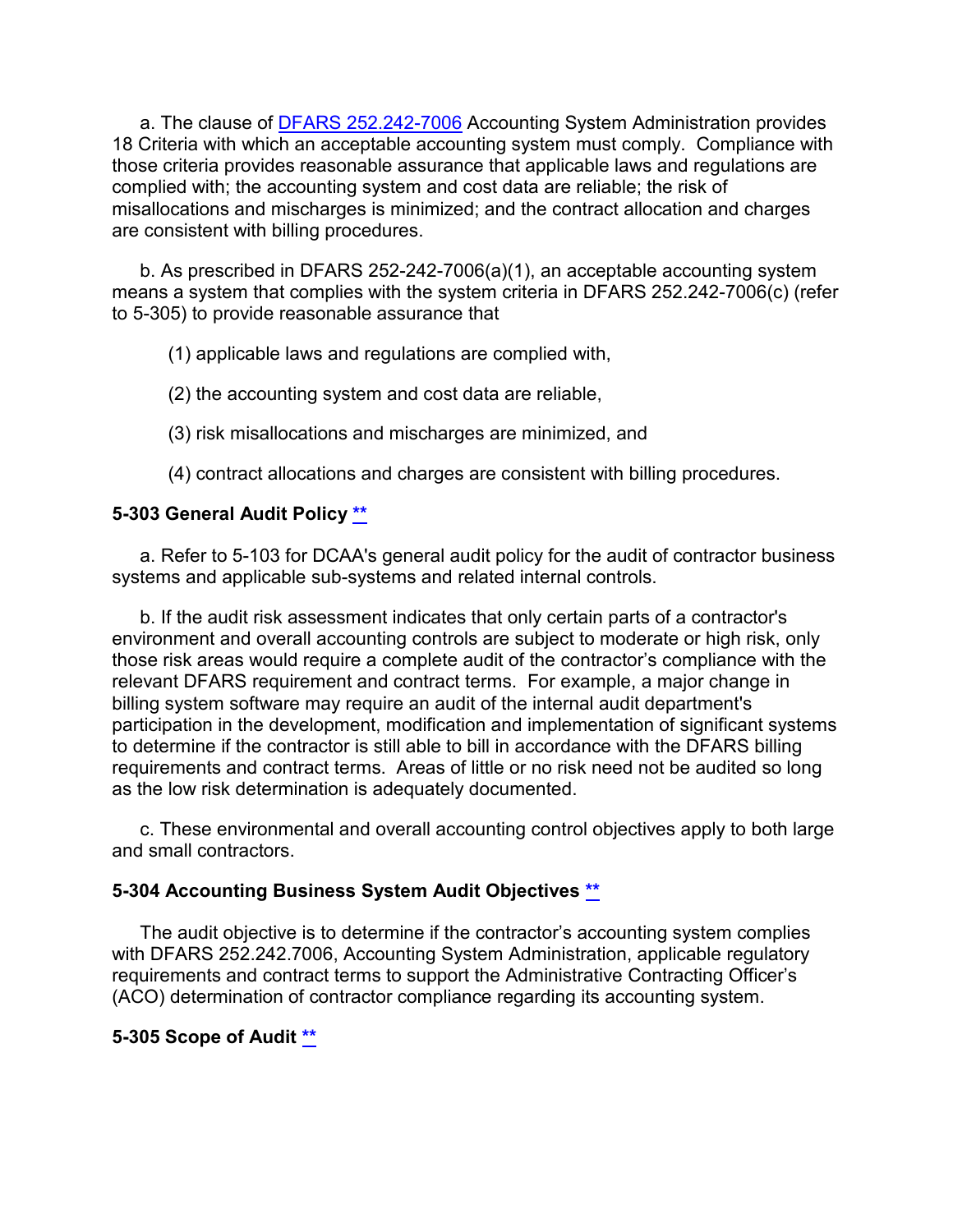a. The clause of [DFARS 252.242-7006](#) Accounting System Administration provides 18 Criteria with which an acceptable accounting system must comply. Compliance with those criteria provides reasonable assurance that applicable laws and regulations are complied with; the accounting system and cost data are reliable; the risk of misallocations and mischarges is minimized; and the contract allocation and charges are consistent with billing procedures.

b. As prescribed in DFARS 252-242-7006(a)(1), an acceptable accounting system means a system that complies with the system criteria in DFARS 252.242-7006(c) (refer to 5-305) to provide reasonable assurance that

(1) applicable laws and regulations are complied with,

(2) the accounting system and cost data are reliable,

(3) risk misallocations and mischarges are minimized, and

(4) contract allocations and charges are consistent with billing procedures.

**5-303 General Audit Policy [**](#)**

a. Refer to 5-103 for DCAA's general audit policy for the audit of contractor business systems and applicable sub-systems and related internal controls.

b. If the audit risk assessment indicates that only certain parts of a contractor's environment and overall accounting controls are subject to moderate or high risk, only those risk areas would require a complete audit of the contractor's compliance with the relevant DFARS requirement and contract terms. For example, a major change in billing system software may require an audit of the internal audit department's participation in the development, modification and implementation of significant systems to determine if the contractor is still able to bill in accordance with the DFARS billing requirements and contract terms. Areas of little or no risk need not be audited so long as the low risk determination is adequately documented.

c. These environmental and overall accounting control objectives apply to both large and small contractors.

**5-304 Accounting Business System Audit Objectives [**](#)**

The audit objective is to determine if the contractor's accounting system complies with DFARS 252.242.7006, Accounting System Administration, applicable regulatory requirements and contract terms to support the Administrative Contracting Officer's (ACO) determination of contractor compliance regarding its accounting system.

**5-305 Scope of Audit [**](#)**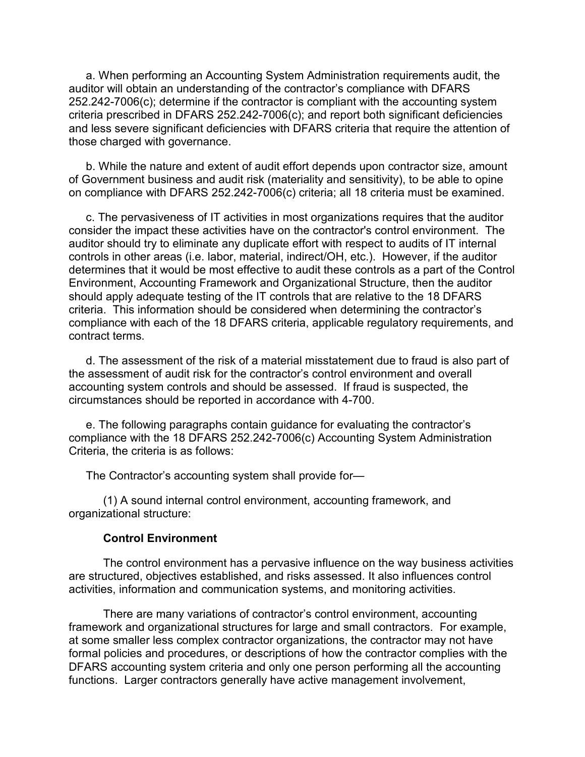a. When performing an Accounting System Administration requirements audit, the auditor will obtain an understanding of the contractor's compliance with DFARS 252.242-7006(c); determine if the contractor is compliant with the accounting system criteria prescribed in DFARS 252.242-7006(c); and report both significant deficiencies and less severe significant deficiencies with DFARS criteria that require the attention of those charged with governance.

b. While the nature and extent of audit effort depends upon contractor size, amount of Government business and audit risk (materiality and sensitivity), to be able to opine on compliance with DFARS 252.242-7006(c) criteria; all 18 criteria must be examined.

c. The pervasiveness of IT activities in most organizations requires that the auditor consider the impact these activities have on the contractor's control environment. The auditor should try to eliminate any duplicate effort with respect to audits of IT internal controls in other areas (i.e. labor, material, indirect/OH, etc.). However, if the auditor determines that it would be most effective to audit these controls as a part of the Control Environment, Accounting Framework and Organizational Structure, then the auditor should apply adequate testing of the IT controls that are relative to the 18 DFARS criteria. This information should be considered when determining the contractor's compliance with each of the 18 DFARS criteria, applicable regulatory requirements, and contract terms.

d. The assessment of the risk of a material misstatement due to fraud is also part of the assessment of audit risk for the contractor's control environment and overall accounting system controls and should be assessed. If fraud is suspected, the circumstances should be reported in accordance with 4-700.

e. The following paragraphs contain guidance for evaluating the contractor's compliance with the 18 DFARS 252.242-7006(c) Accounting System Administration Criteria, the criteria is as follows:

The Contractor's accounting system shall provide for—

(1) A sound internal control environment, accounting framework, and organizational structure:

**Control Environment**

The control environment has a pervasive influence on the way business activities are structured, objectives established, and risks assessed. It also influences control activities, information and communication systems, and monitoring activities.

There are many variations of contractor's control environment, accounting framework and organizational structures for large and small contractors. For example, at some smaller less complex contractor organizations, the contractor may not have formal policies and procedures, or descriptions of how the contractor complies with the DFARS accounting system criteria and only one person performing all the accounting functions. Larger contractors generally have active management involvement,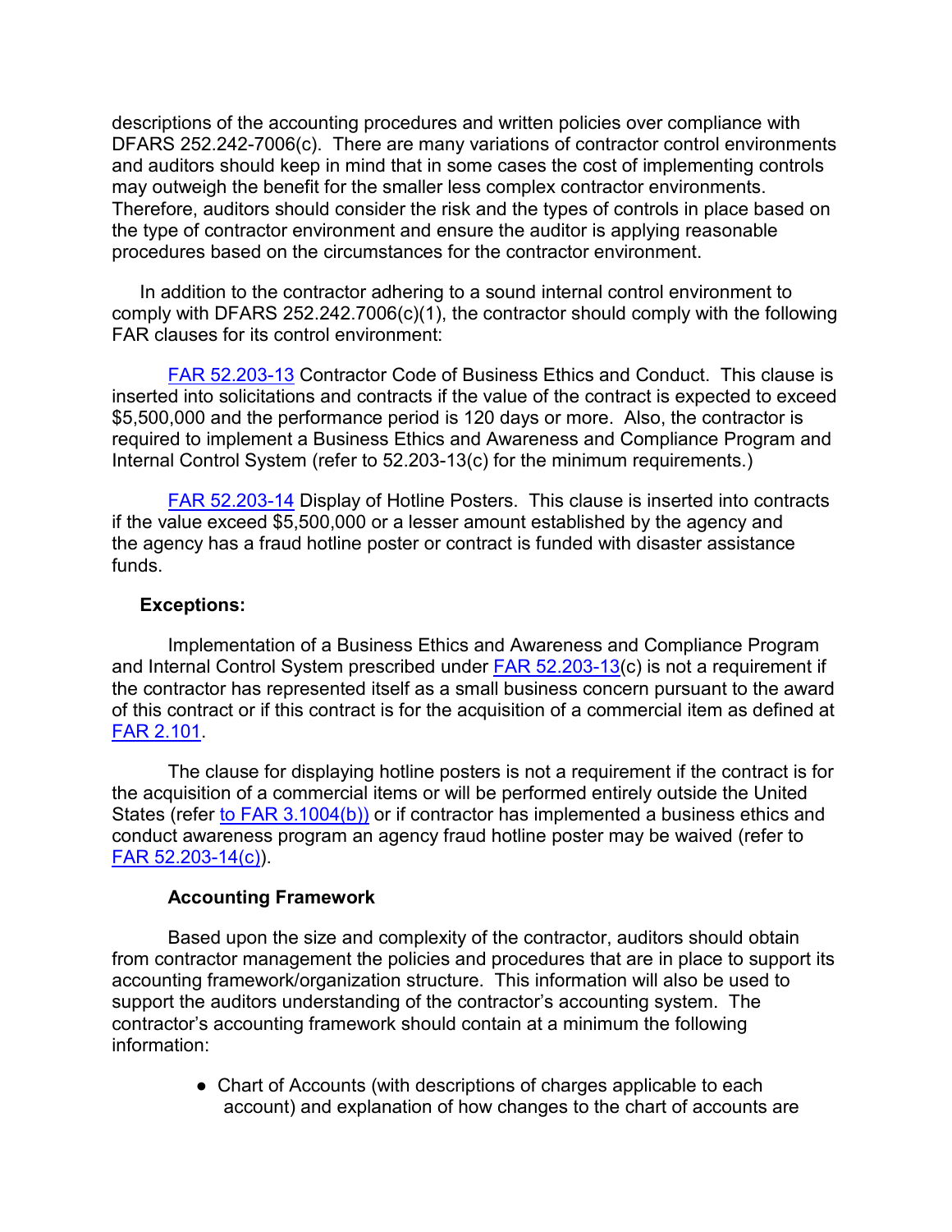descriptions of the accounting procedures and written policies over compliance with DFARS 252.242-7006(c). There are many variations of contractor control environments and auditors should keep in mind that in some cases the cost of implementing controls may outweigh the benefit for the smaller less complex contractor environments. Therefore, auditors should consider the risk and the types of controls in place based on the type of contractor environment and ensure the auditor is applying reasonable procedures based on the circumstances for the contractor environment.

In addition to the contractor adhering to a sound internal control environment to comply with DFARS 252.242.7006(c)(1), the contractor should comply with the following FAR clauses for its control environment:

FAR 52.203-13 Contractor Code of Business Ethics and Conduct. This clause is inserted into solicitations and contracts if the value of the contract is expected to exceed $5,500,000 and the performance period is 120 days or more. Also, the contractor is required to implement a Business Ethics and Awareness and Compliance Program and Internal Control System (refer to 52.203-13(c) for the minimum requirements.)

FAR 52.203-14 Display of Hotline Posters. This clause is inserted into contracts if the value exceed $5,500,000 or a lesser amount established by the agency and the agency has a fraud hotline poster or contract is funded with disaster assistance funds.

**Exceptions:**

Implementation of a Business Ethics and Awareness and Compliance Program and Internal Control System prescribed under FAR 52.203-13(c) is not a requirement if the contractor has represented itself as a small business concern pursuant to the award of this contract or if this contract is for the acquisition of a commercial item as defined at FAR 2.101.

The clause for displaying hotline posters is not a requirement if the contract is for the acquisition of a commercial items or will be performed entirely outside the United States (refer to FAR 3.1004(b)) or if contractor has implemented a business ethics and conduct awareness program an agency fraud hotline poster may be waived (refer to FAR 52.203-14(c)).

**Accounting Framework**

Based upon the size and complexity of the contractor, auditors should obtain from contractor management the policies and procedures that are in place to support its accounting framework/organization structure. This information will also be used to support the auditors understanding of the contractor's accounting system. The contractor's accounting framework should contain at a minimum the following information:

- Chart of Accounts (with descriptions of charges applicable to each account) and explanation of how changes to the chart of accounts are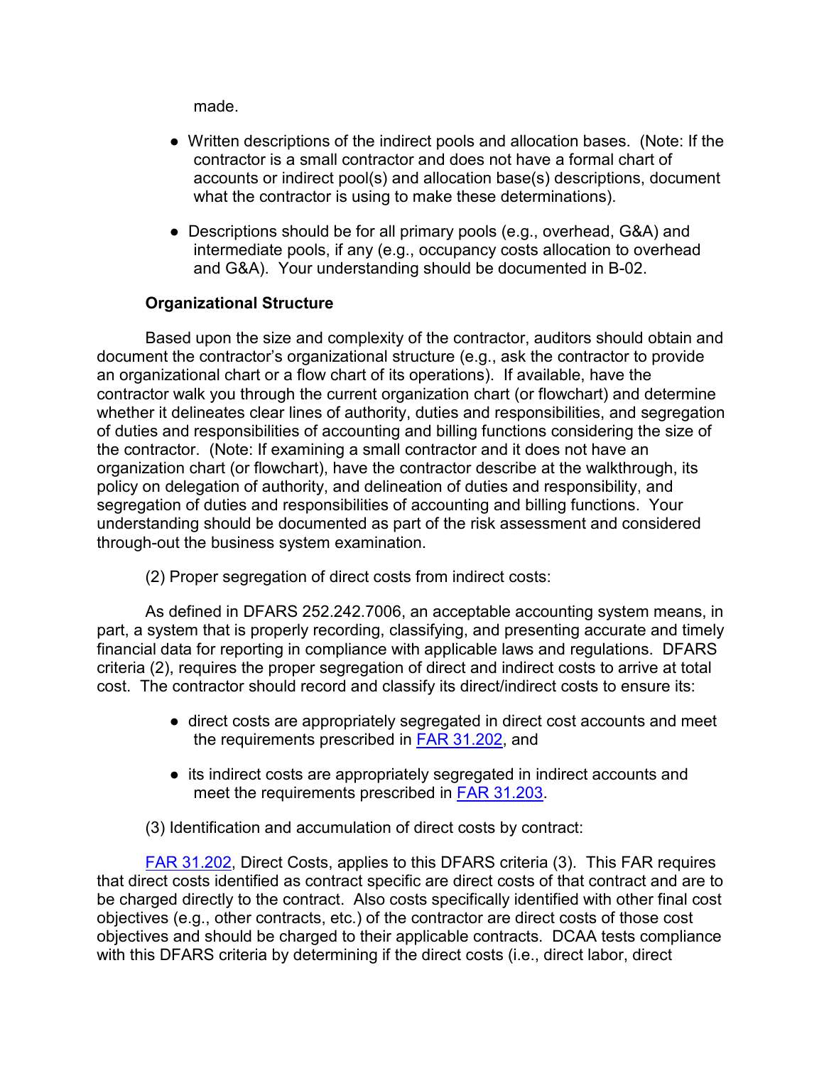made.

- Written descriptions of the indirect pools and allocation bases. (Note: If the contractor is a small contractor and does not have a formal chart of accounts or indirect pool(s) and allocation base(s) descriptions, document what the contractor is using to make these determinations).

- Descriptions should be for all primary pools (e.g., overhead, G&A) and intermediate pools, if any (e.g., occupancy costs allocation to overhead and G&A). Your understanding should be documented in B-02.

**Organizational Structure**

Based upon the size and complexity of the contractor, auditors should obtain and document the contractor's organizational structure (e.g., ask the contractor to provide an organizational chart or a flow chart of its operations). If available, have the contractor walk you through the current organization chart (or flowchart) and determine whether it delineates clear lines of authority, duties and responsibilities, and segregation of duties and responsibilities of accounting and billing functions considering the size of the contractor. (Note: If examining a small contractor and it does not have an organization chart (or flowchart), have the contractor describe at the walkthrough, its policy on delegation of authority, and delineation of duties and responsibility, and segregation of duties and responsibilities of accounting and billing functions. Your understanding should be documented as part of the risk assessment and considered through-out the business system examination.

(2) Proper segregation of direct costs from indirect costs:

As defined in DFARS 252.242.7006, an acceptable accounting system means, in part, a system that is properly recording, classifying, and presenting accurate and timely financial data for reporting in compliance with applicable laws and regulations. DFARS criteria (2), requires the proper segregation of direct and indirect costs to arrive at total cost. The contractor should record and classify its direct/indirect costs to ensure its:

- direct costs are appropriately segregated in direct cost accounts and meet the requirements prescribed in FAR 31.202, and

- its indirect costs are appropriately segregated in indirect accounts and meet the requirements prescribed in FAR 31.203.

(3) Identification and accumulation of direct costs by contract:

FAR 31.202, Direct Costs, applies to this DFARS criteria (3). This FAR requires that direct costs identified as contract specific are direct costs of that contract and are to be charged directly to the contract. Also costs specifically identified with other final cost objectives (e.g., other contracts, etc.) of the contractor are direct costs of those cost objectives and should be charged to their applicable contracts. DCAA tests compliance with this DFARS criteria by determining if the direct costs (i.e., direct labor, direct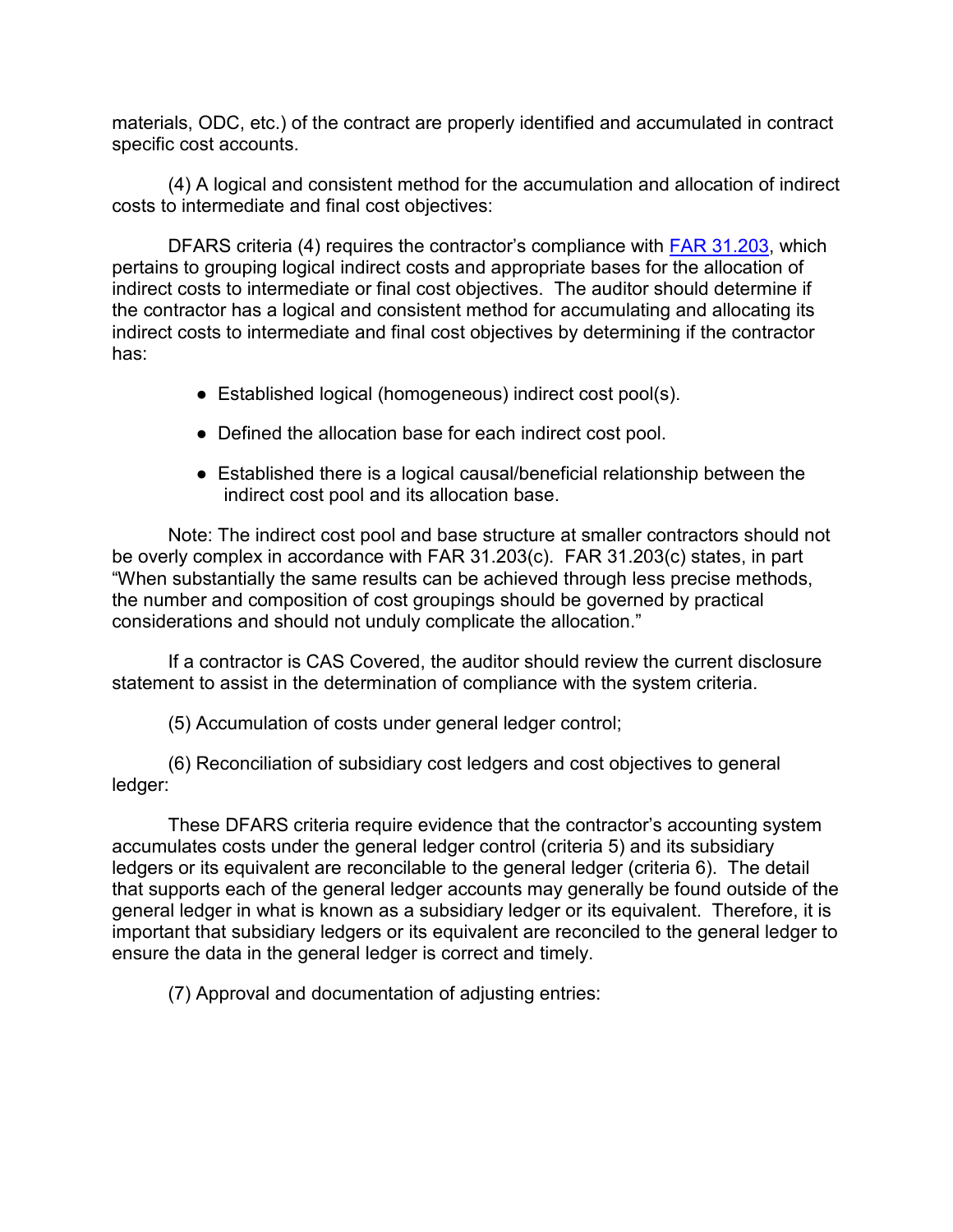materials, ODC, etc.) of the contract are properly identified and accumulated in contract specific cost accounts.

(4) A logical and consistent method for the accumulation and allocation of indirect costs to intermediate and final cost objectives:

DFARS criteria (4) requires the contractor's compliance with [FAR 31.203](FAR 31.203), which pertains to grouping logical indirect costs and appropriate bases for the allocation of indirect costs to intermediate or final cost objectives. The auditor should determine if the contractor has a logical and consistent method for accumulating and allocating its indirect costs to intermediate and final cost objectives by determining if the contractor has:

- Established logical (homogeneous) indirect cost pool(s).
- Defined the allocation base for each indirect cost pool.
- Established there is a logical causal/beneficial relationship between the indirect cost pool and its allocation base.

Note: The indirect cost pool and base structure at smaller contractors should not be overly complex in accordance with FAR 31.203(c). FAR 31.203(c) states, in part "When substantially the same results can be achieved through less precise methods, the number and composition of cost groupings should be governed by practical considerations and should not unduly complicate the allocation."

If a contractor is CAS Covered, the auditor should review the current disclosure statement to assist in the determination of compliance with the system criteria.

(5) Accumulation of costs under general ledger control;

(6) Reconciliation of subsidiary cost ledgers and cost objectives to general ledger:

These DFARS criteria require evidence that the contractor's accounting system accumulates costs under the general ledger control (criteria 5) and its subsidiary ledgers or its equivalent are reconcilable to the general ledger (criteria 6). The detail that supports each of the general ledger accounts may generally be found outside of the general ledger in what is known as a subsidiary ledger or its equivalent. Therefore, it is important that subsidiary ledgers or its equivalent are reconciled to the general ledger to ensure the data in the general ledger is correct and timely.

(7) Approval and documentation of adjusting entries: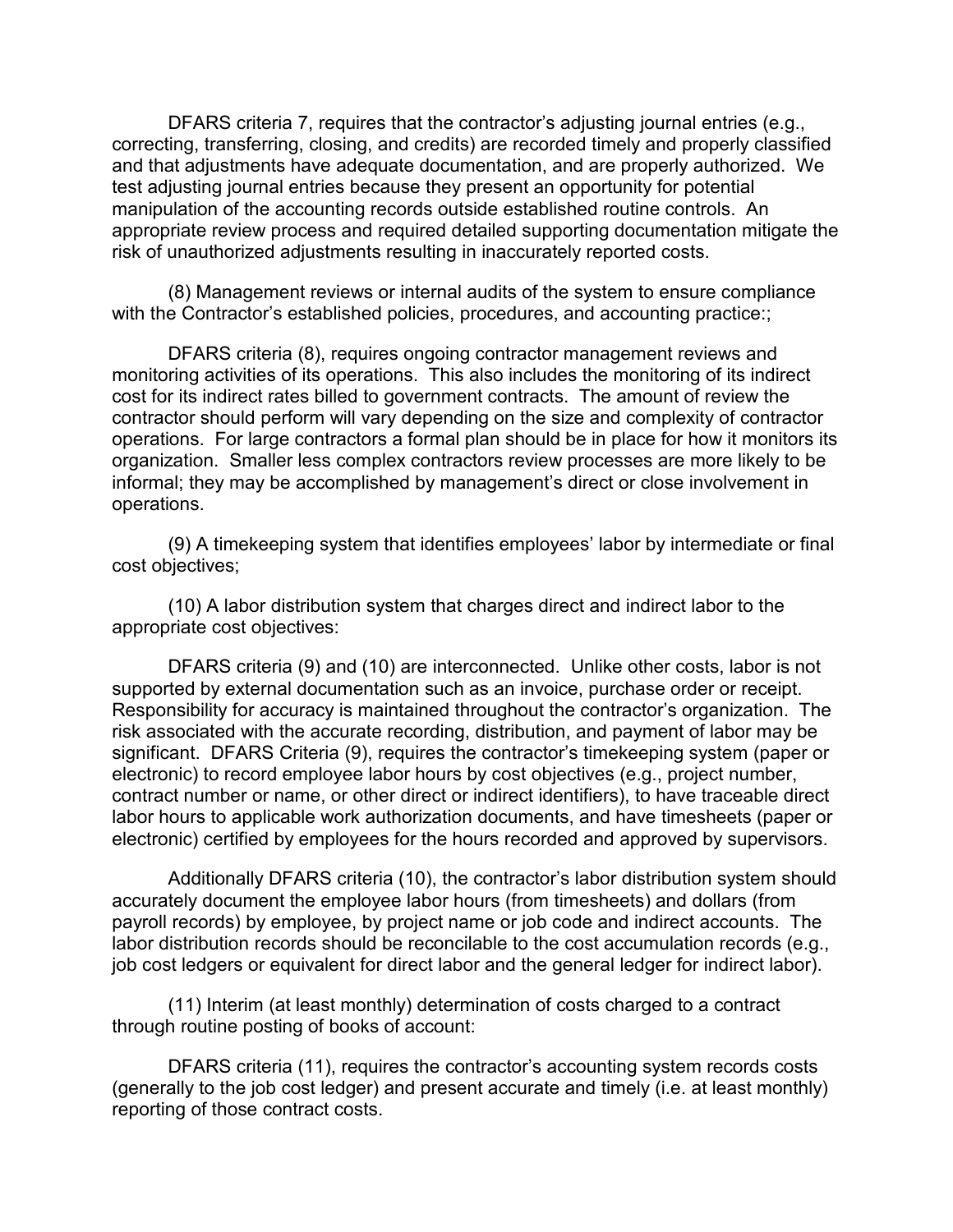DFARS criteria 7, requires that the contractor's adjusting journal entries (e.g., correcting, transferring, closing, and credits) are recorded timely and properly classified and that adjustments have adequate documentation, and are properly authorized. We test adjusting journal entries because they present an opportunity for potential manipulation of the accounting records outside established routine controls. An appropriate review process and required detailed supporting documentation mitigate the risk of unauthorized adjustments resulting in inaccurately reported costs.

(8) Management reviews or internal audits of the system to ensure compliance with the Contractor's established policies, procedures, and accounting practice:;

DFARS criteria (8), requires ongoing contractor management reviews and monitoring activities of its operations. This also includes the monitoring of its indirect cost for its indirect rates billed to government contracts. The amount of review the contractor should perform will vary depending on the size and complexity of contractor operations. For large contractors a formal plan should be in place for how it monitors its organization. Smaller less complex contractors review processes are more likely to be informal; they may be accomplished by management's direct or close involvement in operations.

(9) A timekeeping system that identifies employees' labor by intermediate or final cost objectives;

(10) A labor distribution system that charges direct and indirect labor to the appropriate cost objectives:

DFARS criteria (9) and (10) are interconnected. Unlike other costs, labor is not supported by external documentation such as an invoice, purchase order or receipt. Responsibility for accuracy is maintained throughout the contractor's organization. The risk associated with the accurate recording, distribution, and payment of labor may be significant. DFARS Criteria (9), requires the contractor's timekeeping system (paper or electronic) to record employee labor hours by cost objectives (e.g., project number, contract number or name, or other direct or indirect identifiers), to have traceable direct labor hours to applicable work authorization documents, and have timesheets (paper or electronic) certified by employees for the hours recorded and approved by supervisors.

Additionally DFARS criteria (10), the contractor's labor distribution system should accurately document the employee labor hours (from timesheets) and dollars (from payroll records) by employee, by project name or job code and indirect accounts. The labor distribution records should be reconcilable to the cost accumulation records (e.g., job cost ledgers or equivalent for direct labor and the general ledger for indirect labor).

(11) Interim (at least monthly) determination of costs charged to a contract through routine posting of books of account:

DFARS criteria (11), requires the contractor's accounting system records costs (generally to the job cost ledger) and present accurate and timely (i.e. at least monthly) reporting of those contract costs.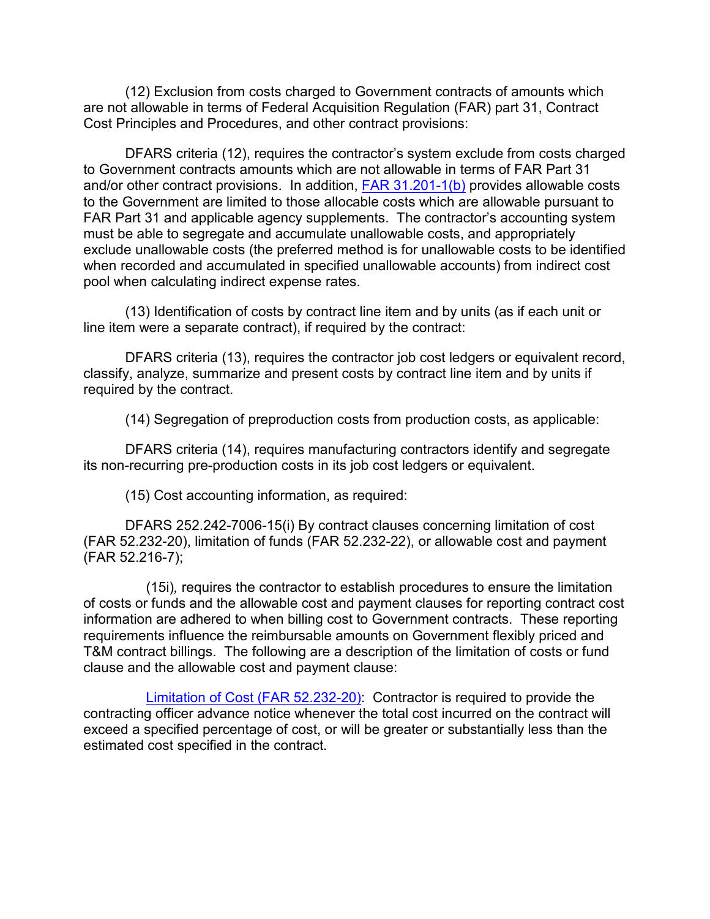(12) Exclusion from costs charged to Government contracts of amounts which are not allowable in terms of Federal Acquisition Regulation (FAR) part 31, Contract Cost Principles and Procedures, and other contract provisions:

DFARS criteria (12), requires the contractor's system exclude from costs charged to Government contracts amounts which are not allowable in terms of FAR Part 31 and/or other contract provisions. In addition, FAR 31.201-1(b) provides allowable costs to the Government are limited to those allocable costs which are allowable pursuant to FAR Part 31 and applicable agency supplements. The contractor's accounting system must be able to segregate and accumulate unallowable costs, and appropriately exclude unallowable costs (the preferred method is for unallowable costs to be identified when recorded and accumulated in specified unallowable accounts) from indirect cost pool when calculating indirect expense rates.

(13) Identification of costs by contract line item and by units (as if each unit or line item were a separate contract), if required by the contract:

DFARS criteria (13), requires the contractor job cost ledgers or equivalent record, classify, analyze, summarize and present costs by contract line item and by units if required by the contract.

(14) Segregation of preproduction costs from production costs, as applicable:

DFARS criteria (14), requires manufacturing contractors identify and segregate its non-recurring pre-production costs in its job cost ledgers or equivalent.

(15) Cost accounting information, as required:

DFARS 252.242-7006-15(i) By contract clauses concerning limitation of cost (FAR 52.232-20), limitation of funds (FAR 52.232-22), or allowable cost and payment (FAR 52.216-7);

(15i), requires the contractor to establish procedures to ensure the limitation of costs or funds and the allowable cost and payment clauses for reporting contract cost information are adhered to when billing cost to Government contracts. These reporting requirements influence the reimbursable amounts on Government flexibly priced and T&M contract billings. The following are a description of the limitation of costs or fund clause and the allowable cost and payment clause:

Limitation of Cost (FAR 52.232-20): Contractor is required to provide the contracting officer advance notice whenever the total cost incurred on the contract will exceed a specified percentage of cost, or will be greater or substantially less than the estimated cost specified in the contract.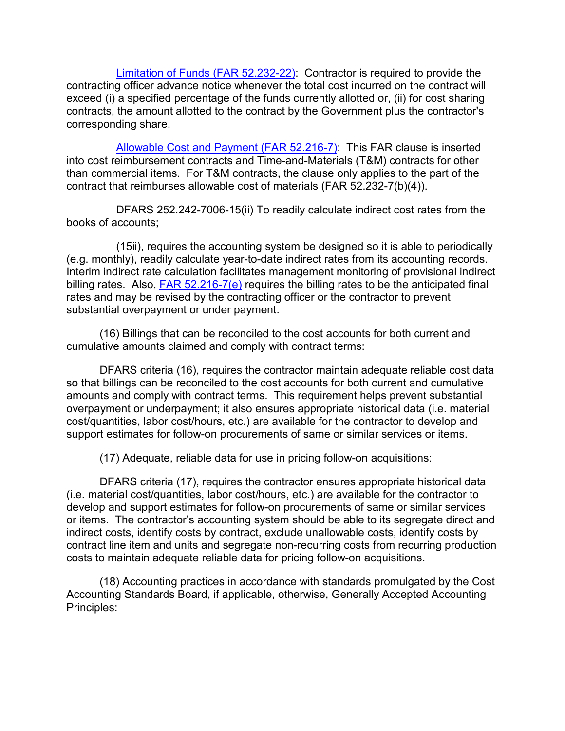Limitation of Funds (FAR 52.232-22): Contractor is required to provide the contracting officer advance notice whenever the total cost incurred on the contract will exceed (i) a specified percentage of the funds currently allotted or, (ii) for cost sharing contracts, the amount allotted to the contract by the Government plus the contractor's corresponding share.

Allowable Cost and Payment (FAR 52.216-7): This FAR clause is inserted into cost reimbursement contracts and Time-and-Materials (T&M) contracts for other than commercial items. For T&M contracts, the clause only applies to the part of the contract that reimburses allowable cost of materials (FAR 52.232-7(b)(4)).

DFARS 252.242-7006-15(ii) To readily calculate indirect cost rates from the books of accounts;

(15ii), requires the accounting system be designed so it is able to periodically (e.g. monthly), readily calculate year-to-date indirect rates from its accounting records. Interim indirect rate calculation facilitates management monitoring of provisional indirect billing rates. Also, FAR 52.216-7(e) requires the billing rates to be the anticipated final rates and may be revised by the contracting officer or the contractor to prevent substantial overpayment or under payment.

(16) Billings that can be reconciled to the cost accounts for both current and cumulative amounts claimed and comply with contract terms:

DFARS criteria (16), requires the contractor maintain adequate reliable cost data so that billings can be reconciled to the cost accounts for both current and cumulative amounts and comply with contract terms. This requirement helps prevent substantial overpayment or underpayment; it also ensures appropriate historical data (i.e. material cost/quantities, labor cost/hours, etc.) are available for the contractor to develop and support estimates for follow-on procurements of same or similar services or items.

(17) Adequate, reliable data for use in pricing follow-on acquisitions:

DFARS criteria (17), requires the contractor ensures appropriate historical data (i.e. material cost/quantities, labor cost/hours, etc.) are available for the contractor to develop and support estimates for follow-on procurements of same or similar services or items. The contractor's accounting system should be able to its segregate direct and indirect costs, identify costs by contract, exclude unallowable costs, identify costs by contract line item and units and segregate non-recurring costs from recurring production costs to maintain adequate reliable data for pricing follow-on acquisitions.

(18) Accounting practices in accordance with standards promulgated by the Cost Accounting Standards Board, if applicable, otherwise, Generally Accepted Accounting Principles: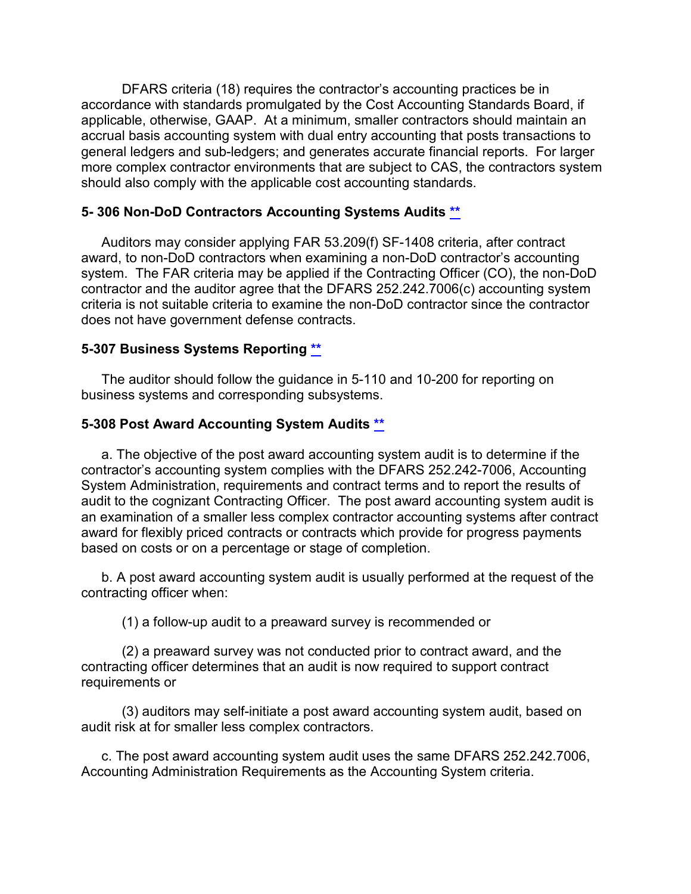DFARS criteria (18) requires the contractor's accounting practices be in accordance with standards promulgated by the Cost Accounting Standards Board, if applicable, otherwise, GAAP. At a minimum, smaller contractors should maintain an accrual basis accounting system with dual entry accounting that posts transactions to general ledgers and sub-ledgers; and generates accurate financial reports. For larger more complex contractor environments that are subject to CAS, the contractors system should also comply with the applicable cost accounting standards.

### 5- 306 Non-DoD Contractors Accounting Systems Audits **

Auditors may consider applying FAR 53.209(f) SF-1408 criteria, after contract award, to non-DoD contractors when examining a non-DoD contractor's accounting system. The FAR criteria may be applied if the Contracting Officer (CO), the non-DoD contractor and the auditor agree that the DFARS 252.242.7006(c) accounting system criteria is not suitable criteria to examine the non-DoD contractor since the contractor does not have government defense contracts.

### 5-307 Business Systems Reporting **

The auditor should follow the guidance in 5-110 and 10-200 for reporting on business systems and corresponding subsystems.

### 5-308 Post Award Accounting System Audits **

a. The objective of the post award accounting system audit is to determine if the contractor's accounting system complies with the DFARS 252.242-7006, Accounting System Administration, requirements and contract terms and to report the results of audit to the cognizant Contracting Officer. The post award accounting system audit is an examination of a smaller less complex contractor accounting systems after contract award for flexibly priced contracts or contracts which provide for progress payments based on costs or on a percentage or stage of completion.

b. A post award accounting system audit is usually performed at the request of the contracting officer when:

(1) a follow-up audit to a preaward survey is recommended or

(2) a preaward survey was not conducted prior to contract award, and the contracting officer determines that an audit is now required to support contract requirements or

(3) auditors may self-initiate a post award accounting system audit, based on audit risk at for smaller less complex contractors.

c. The post award accounting system audit uses the same DFARS 252.242.7006, Accounting Administration Requirements as the Accounting System criteria.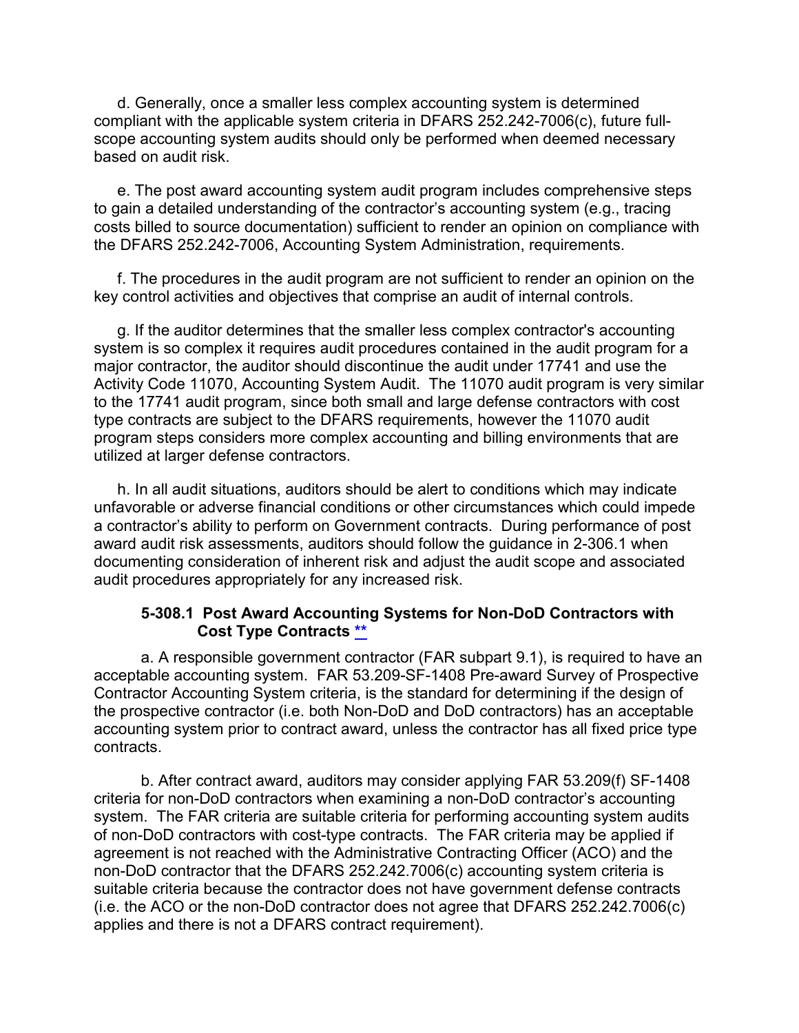d. Generally, once a smaller less complex accounting system is determined compliant with the applicable system criteria in DFARS 252.242-7006(c), future full-scope accounting system audits should only be performed when deemed necessary based on audit risk.

e. The post award accounting system audit program includes comprehensive steps to gain a detailed understanding of the contractor's accounting system (e.g., tracing costs billed to source documentation) sufficient to render an opinion on compliance with the DFARS 252.242-7006, Accounting System Administration, requirements.

f. The procedures in the audit program are not sufficient to render an opinion on the key control activities and objectives that comprise an audit of internal controls.

g. If the auditor determines that the smaller less complex contractor's accounting system is so complex it requires audit procedures contained in the audit program for a major contractor, the auditor should discontinue the audit under 17741 and use the Activity Code 11070, Accounting System Audit. The 11070 audit program is very similar to the 17741 audit program, since both small and large defense contractors with cost type contracts are subject to the DFARS requirements, however the 11070 audit program steps considers more complex accounting and billing environments that are utilized at larger defense contractors.

h. In all audit situations, auditors should be alert to conditions which may indicate unfavorable or adverse financial conditions or other circumstances which could impede a contractor's ability to perform on Government contracts. During performance of post award audit risk assessments, auditors should follow the guidance in 2-306.1 when documenting consideration of inherent risk and adjust the audit scope and associated audit procedures appropriately for any increased risk.

### 5-308.1 Post Award Accounting Systems for Non-DoD Contractors with Cost Type Contracts **

a. A responsible government contractor (FAR subpart 9.1), is required to have an acceptable accounting system. FAR 53.209-SF-1408 Pre-award Survey of Prospective Contractor Accounting System criteria, is the standard for determining if the design of the prospective contractor (i.e. both Non-DoD and DoD contractors) has an acceptable accounting system prior to contract award, unless the contractor has all fixed price type contracts.

b. After contract award, auditors may consider applying FAR 53.209(f) SF-1408 criteria for non-DoD contractors when examining a non-DoD contractor's accounting system. The FAR criteria are suitable criteria for performing accounting system audits of non-DoD contractors with cost-type contracts. The FAR criteria may be applied if agreement is not reached with the Administrative Contracting Officer (ACO) and the non-DoD contractor that the DFARS 252.242.7006(c) accounting system criteria is suitable criteria because the contractor does not have government defense contracts (i.e. the ACO or the non-DoD contractor does not agree that DFARS 252.242.7006(c) applies and there is not a DFARS contract requirement).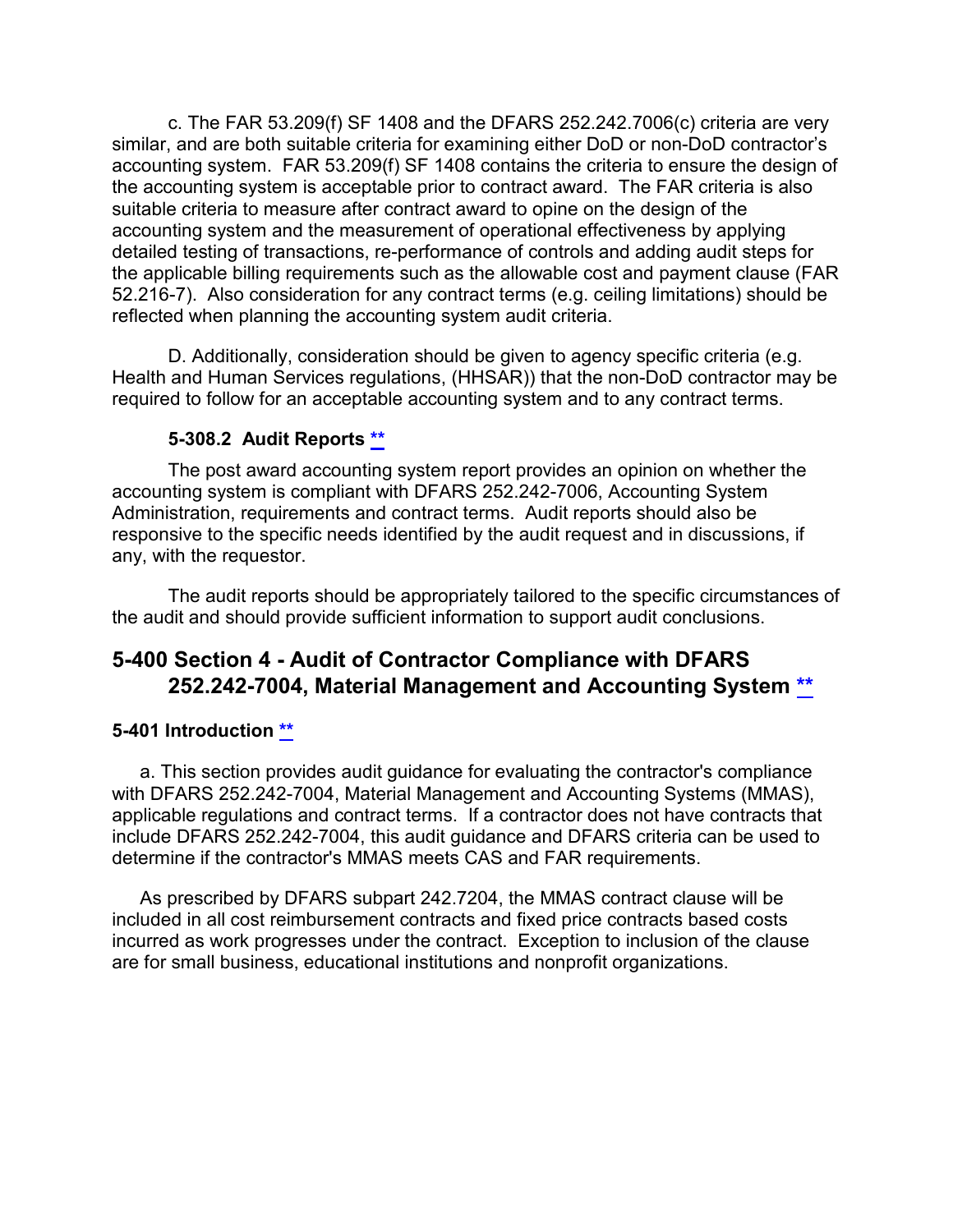c. The FAR 53.209(f) SF 1408 and the DFARS 252.242.7006(c) criteria are very similar, and are both suitable criteria for examining either DoD or non-DoD contractor's accounting system. FAR 53.209(f) SF 1408 contains the criteria to ensure the design of the accounting system is acceptable prior to contract award. The FAR criteria is also suitable criteria to measure after contract award to opine on the design of the accounting system and the measurement of operational effectiveness by applying detailed testing of transactions, re-performance of controls and adding audit steps for the applicable billing requirements such as the allowable cost and payment clause (FAR 52.216-7). Also consideration for any contract terms (e.g. ceiling limitations) should be reflected when planning the accounting system audit criteria.

D. Additionally, consideration should be given to agency specific criteria (e.g. Health and Human Services regulations, (HHSAR)) that the non-DoD contractor may be required to follow for an acceptable accounting system and to any contract terms.

### 5-308.2 Audit Reports **

The post award accounting system report provides an opinion on whether the accounting system is compliant with DFARS 252.242-7006, Accounting System Administration, requirements and contract terms. Audit reports should also be responsive to the specific needs identified by the audit request and in discussions, if any, with the requestor.

The audit reports should be appropriately tailored to the specific circumstances of the audit and should provide sufficient information to support audit conclusions.

## 5-400 Section 4 - Audit of Contractor Compliance with DFARS 252.242-7004, Material Management and Accounting System **

### 5-401 Introduction **

a. This section provides audit guidance for evaluating the contractor's compliance with DFARS 252.242-7004, Material Management and Accounting Systems (MMAS), applicable regulations and contract terms. If a contractor does not have contracts that include DFARS 252.242-7004, this audit guidance and DFARS criteria can be used to determine if the contractor's MMAS meets CAS and FAR requirements.

As prescribed by DFARS subpart 242.7204, the MMAS contract clause will be included in all cost reimbursement contracts and fixed price contracts based costs incurred as work progresses under the contract. Exception to inclusion of the clause are for small business, educational institutions and nonprofit organizations.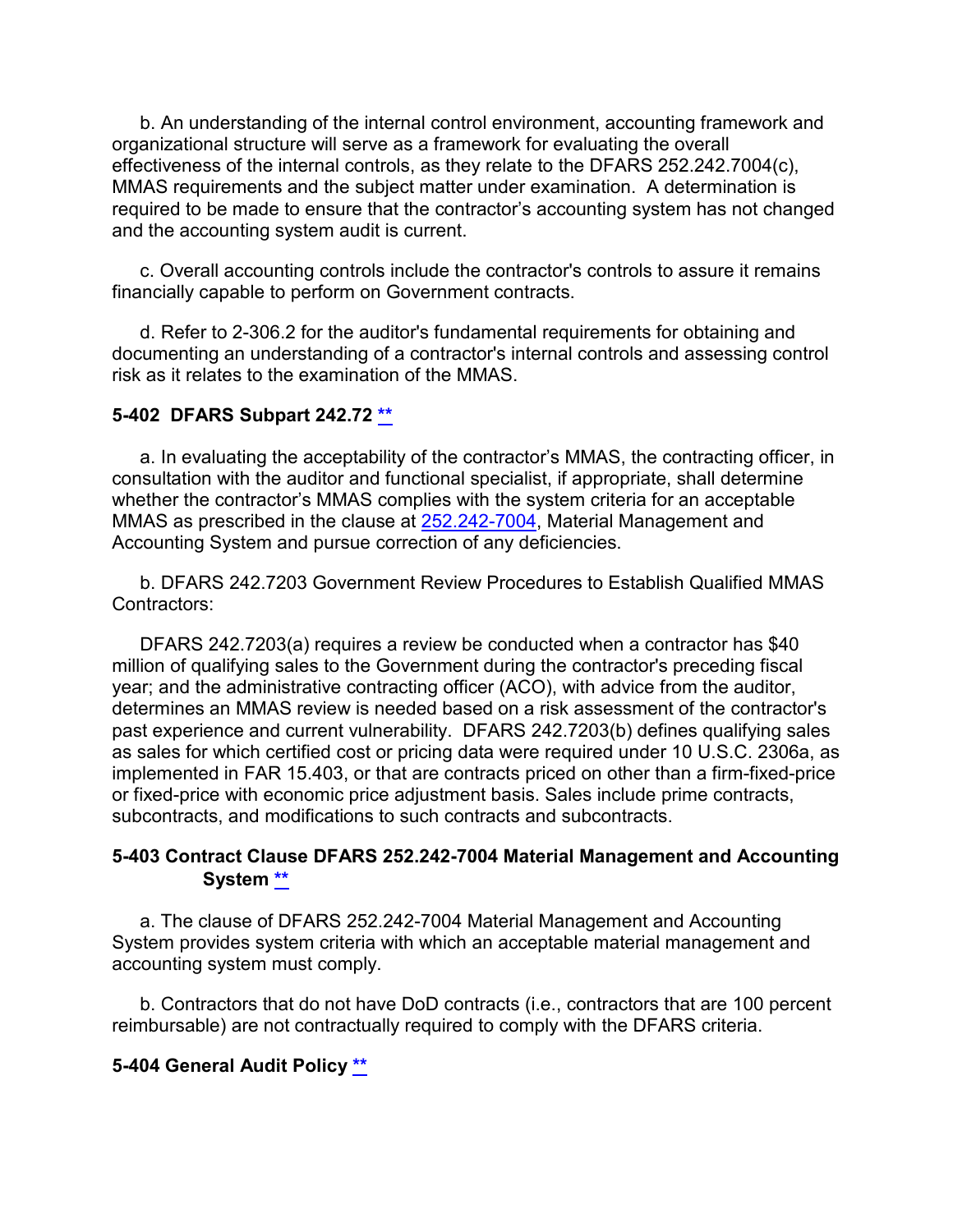b. An understanding of the internal control environment, accounting framework and organizational structure will serve as a framework for evaluating the overall effectiveness of the internal controls, as they relate to the DFARS 252.242.7004(c), MMAS requirements and the subject matter under examination. A determination is required to be made to ensure that the contractor's accounting system has not changed and the accounting system audit is current.

c. Overall accounting controls include the contractor's controls to assure it remains financially capable to perform on Government contracts.

d. Refer to 2-306.2 for the auditor's fundamental requirements for obtaining and documenting an understanding of a contractor's internal controls and assessing control risk as it relates to the examination of the MMAS.

### 5-402 DFARS Subpart 242.72 **

a. In evaluating the acceptability of the contractor's MMAS, the contracting officer, in consultation with the auditor and functional specialist, if appropriate, shall determine whether the contractor's MMAS complies with the system criteria for an acceptable MMAS as prescribed in the clause at 252.242-7004, Material Management and Accounting System and pursue correction of any deficiencies.

b. DFARS 242.7203 Government Review Procedures to Establish Qualified MMAS Contractors:

DFARS 242.7203(a) requires a review be conducted when a contractor has $40 million of qualifying sales to the Government during the contractor's preceding fiscal year; and the administrative contracting officer (ACO), with advice from the auditor, determines an MMAS review is needed based on a risk assessment of the contractor's past experience and current vulnerability. DFARS 242.7203(b) defines qualifying sales as sales for which certified cost or pricing data were required under 10 U.S.C. 2306a, as implemented in FAR 15.403, or that are contracts priced on other than a firm-fixed-price or fixed-price with economic price adjustment basis. Sales include prime contracts, subcontracts, and modifications to such contracts and subcontracts.

### 5-403 Contract Clause DFARS 252.242-7004 Material Management and Accounting System **

a. The clause of DFARS 252.242-7004 Material Management and Accounting System provides system criteria with which an acceptable material management and accounting system must comply.

b. Contractors that do not have DoD contracts (i.e., contractors that are 100 percent reimbursable) are not contractually required to comply with the DFARS criteria.

### 5-404 General Audit Policy **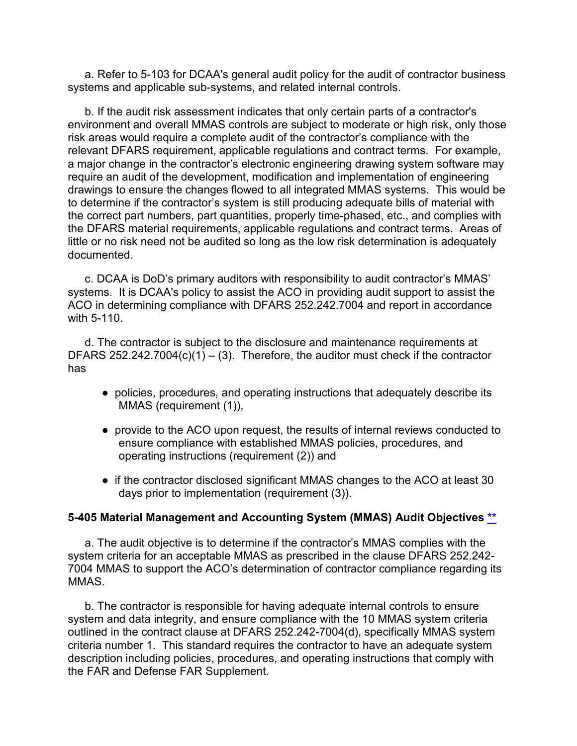a. Refer to 5-103 for DCAA's general audit policy for the audit of contractor business systems and applicable sub-systems, and related internal controls.

b. If the audit risk assessment indicates that only certain parts of a contractor's environment and overall MMAS controls are subject to moderate or high risk, only those risk areas would require a complete audit of the contractor's compliance with the relevant DFARS requirement, applicable regulations and contract terms. For example, a major change in the contractor's electronic engineering drawing system software may require an audit of the development, modification and implementation of engineering drawings to ensure the changes flowed to all integrated MMAS systems. This would be to determine if the contractor's system is still producing adequate bills of material with the correct part numbers, part quantities, properly time-phased, etc., and complies with the DFARS material requirements, applicable regulations and contract terms. Areas of little or no risk need not be audited so long as the low risk determination is adequately documented.

c. DCAA is DoD's primary auditors with responsibility to audit contractor's MMAS' systems. It is DCAA's policy to assist the ACO in providing audit support to assist the ACO in determining compliance with DFARS 252.242.7004 and report in accordance with 5-110.

d. The contractor is subject to the disclosure and maintenance requirements at DFARS 252.242.7004(c)(1) – (3). Therefore, the auditor must check if the contractor has

- policies, procedures, and operating instructions that adequately describe its MMAS (requirement (1)),
- provide to the ACO upon request, the results of internal reviews conducted to ensure compliance with established MMAS policies, procedures, and operating instructions (requirement (2)) and
- if the contractor disclosed significant MMAS changes to the ACO at least 30 days prior to implementation (requirement (3)).

### 5-405 Material Management and Accounting System (MMAS) Audit Objectives **

a. The audit objective is to determine if the contractor's MMAS complies with the system criteria for an acceptable MMAS as prescribed in the clause DFARS 252.242-7004 MMAS to support the ACO's determination of contractor compliance regarding its MMAS.

b. The contractor is responsible for having adequate internal controls to ensure system and data integrity, and ensure compliance with the 10 MMAS system criteria outlined in the contract clause at DFARS 252.242-7004(d), specifically MMAS system criteria number 1. This standard requires the contractor to have an adequate system description including policies, procedures, and operating instructions that comply with the FAR and Defense FAR Supplement.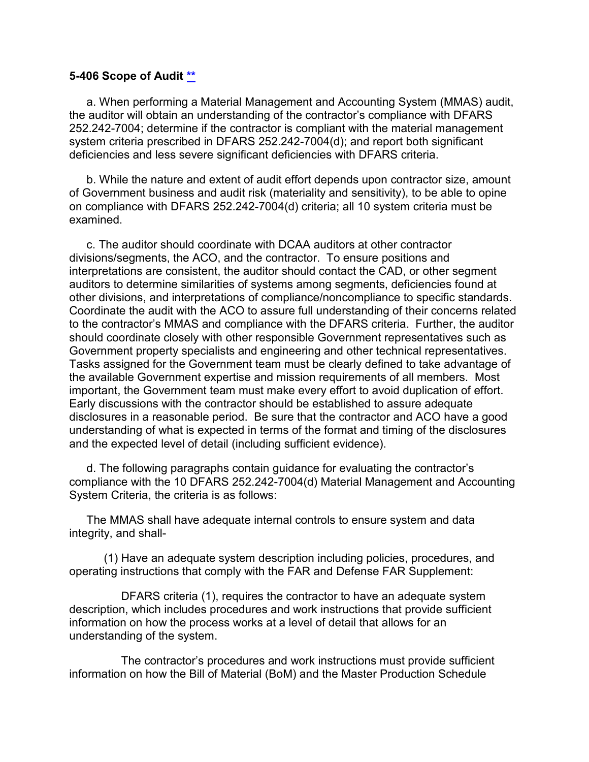**5-406 Scope of Audit [**]()**

a. When performing a Material Management and Accounting System (MMAS) audit, the auditor will obtain an understanding of the contractor's compliance with DFARS 252.242-7004; determine if the contractor is compliant with the material management system criteria prescribed in DFARS 252.242-7004(d); and report both significant deficiencies and less severe significant deficiencies with DFARS criteria.

b. While the nature and extent of audit effort depends upon contractor size, amount of Government business and audit risk (materiality and sensitivity), to be able to opine on compliance with DFARS 252.242-7004(d) criteria; all 10 system criteria must be examined.

c. The auditor should coordinate with DCAA auditors at other contractor divisions/segments, the ACO, and the contractor. To ensure positions and interpretations are consistent, the auditor should contact the CAD, or other segment auditors to determine similarities of systems among segments, deficiencies found at other divisions, and interpretations of compliance/noncompliance to specific standards. Coordinate the audit with the ACO to assure full understanding of their concerns related to the contractor's MMAS and compliance with the DFARS criteria. Further, the auditor should coordinate closely with other responsible Government representatives such as Government property specialists and engineering and other technical representatives. Tasks assigned for the Government team must be clearly defined to take advantage of the available Government expertise and mission requirements of all members. Most important, the Government team must make every effort to avoid duplication of effort. Early discussions with the contractor should be established to assure adequate disclosures in a reasonable period. Be sure that the contractor and ACO have a good understanding of what is expected in terms of the format and timing of the disclosures and the expected level of detail (including sufficient evidence).

d. The following paragraphs contain guidance for evaluating the contractor's compliance with the 10 DFARS 252.242-7004(d) Material Management and Accounting System Criteria, the criteria is as follows:

The MMAS shall have adequate internal controls to ensure system and data integrity, and shall-

(1) Have an adequate system description including policies, procedures, and operating instructions that comply with the FAR and Defense FAR Supplement:

DFARS criteria (1), requires the contractor to have an adequate system description, which includes procedures and work instructions that provide sufficient information on how the process works at a level of detail that allows for an understanding of the system.

The contractor's procedures and work instructions must provide sufficient information on how the Bill of Material (BoM) and the Master Production Schedule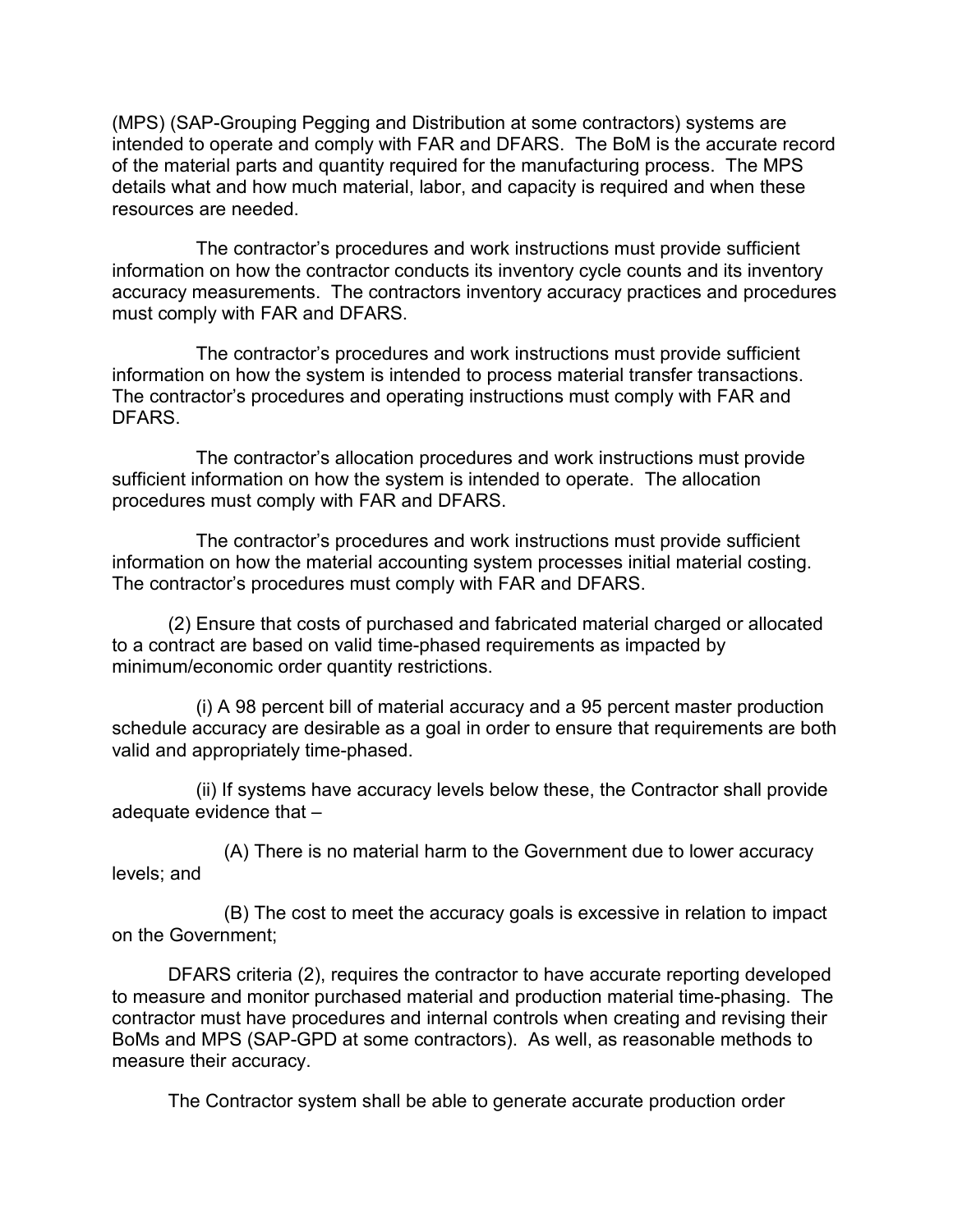(MPS) (SAP-Grouping Pegging and Distribution at some contractors) systems are intended to operate and comply with FAR and DFARS. The BoM is the accurate record of the material parts and quantity required for the manufacturing process. The MPS details what and how much material, labor, and capacity is required and when these resources are needed.

The contractor's procedures and work instructions must provide sufficient information on how the contractor conducts its inventory cycle counts and its inventory accuracy measurements. The contractors inventory accuracy practices and procedures must comply with FAR and DFARS.

The contractor's procedures and work instructions must provide sufficient information on how the system is intended to process material transfer transactions. The contractor's procedures and operating instructions must comply with FAR and DFARS.

The contractor's allocation procedures and work instructions must provide sufficient information on how the system is intended to operate. The allocation procedures must comply with FAR and DFARS.

The contractor's procedures and work instructions must provide sufficient information on how the material accounting system processes initial material costing. The contractor's procedures must comply with FAR and DFARS.

(2) Ensure that costs of purchased and fabricated material charged or allocated to a contract are based on valid time-phased requirements as impacted by minimum/economic order quantity restrictions.

(i) A 98 percent bill of material accuracy and a 95 percent master production schedule accuracy are desirable as a goal in order to ensure that requirements are both valid and appropriately time-phased.

(ii) If systems have accuracy levels below these, the Contractor shall provide adequate evidence that –

(A) There is no material harm to the Government due to lower accuracy levels; and

(B) The cost to meet the accuracy goals is excessive in relation to impact on the Government;

DFARS criteria (2), requires the contractor to have accurate reporting developed to measure and monitor purchased material and production material time-phasing. The contractor must have procedures and internal controls when creating and revising their BoMs and MPS (SAP-GPD at some contractors). As well, as reasonable methods to measure their accuracy.

The Contractor system shall be able to generate accurate production order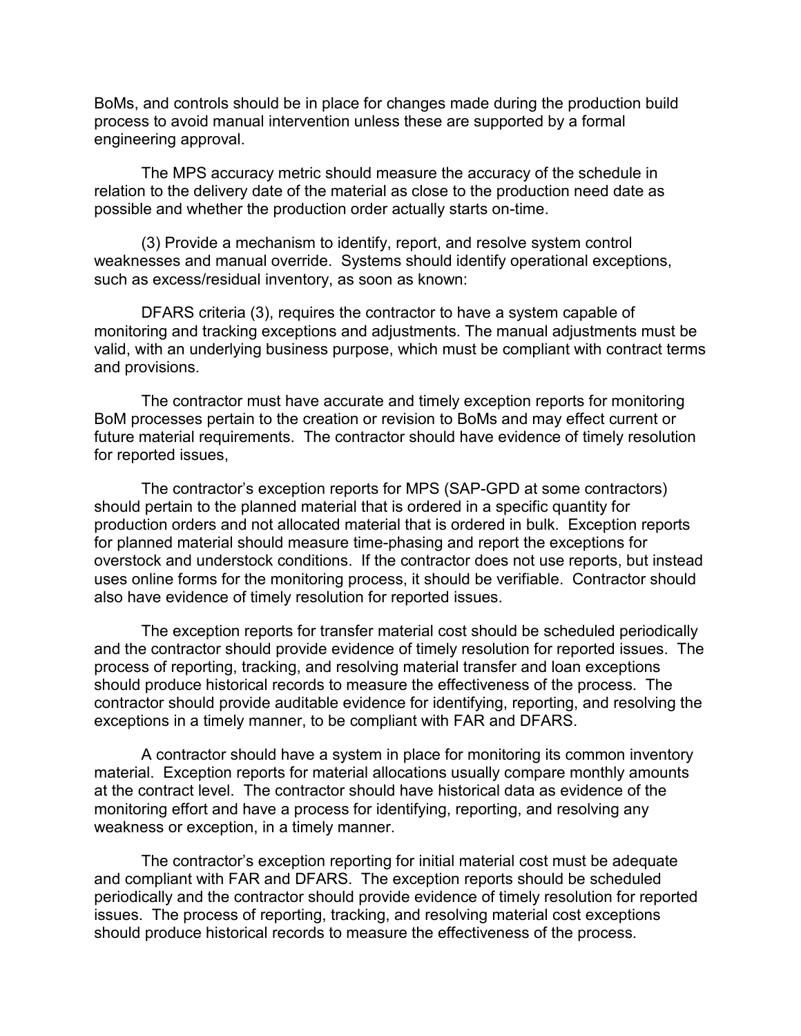BoMs, and controls should be in place for changes made during the production build process to avoid manual intervention unless these are supported by a formal engineering approval.

The MPS accuracy metric should measure the accuracy of the schedule in relation to the delivery date of the material as close to the production need date as possible and whether the production order actually starts on-time.

(3) Provide a mechanism to identify, report, and resolve system control weaknesses and manual override. Systems should identify operational exceptions, such as excess/residual inventory, as soon as known:

DFARS criteria (3), requires the contractor to have a system capable of monitoring and tracking exceptions and adjustments. The manual adjustments must be valid, with an underlying business purpose, which must be compliant with contract terms and provisions.

The contractor must have accurate and timely exception reports for monitoring BoM processes pertain to the creation or revision to BoMs and may effect current or future material requirements. The contractor should have evidence of timely resolution for reported issues,

The contractor's exception reports for MPS (SAP-GPD at some contractors) should pertain to the planned material that is ordered in a specific quantity for production orders and not allocated material that is ordered in bulk. Exception reports for planned material should measure time-phasing and report the exceptions for overstock and understock conditions. If the contractor does not use reports, but instead uses online forms for the monitoring process, it should be verifiable. Contractor should also have evidence of timely resolution for reported issues.

The exception reports for transfer material cost should be scheduled periodically and the contractor should provide evidence of timely resolution for reported issues. The process of reporting, tracking, and resolving material transfer and loan exceptions should produce historical records to measure the effectiveness of the process. The contractor should provide auditable evidence for identifying, reporting, and resolving the exceptions in a timely manner, to be compliant with FAR and DFARS.

A contractor should have a system in place for monitoring its common inventory material. Exception reports for material allocations usually compare monthly amounts at the contract level. The contractor should have historical data as evidence of the monitoring effort and have a process for identifying, reporting, and resolving any weakness or exception, in a timely manner.

The contractor's exception reporting for initial material cost must be adequate and compliant with FAR and DFARS. The exception reports should be scheduled periodically and the contractor should provide evidence of timely resolution for reported issues. The process of reporting, tracking, and resolving material cost exceptions should produce historical records to measure the effectiveness of the process.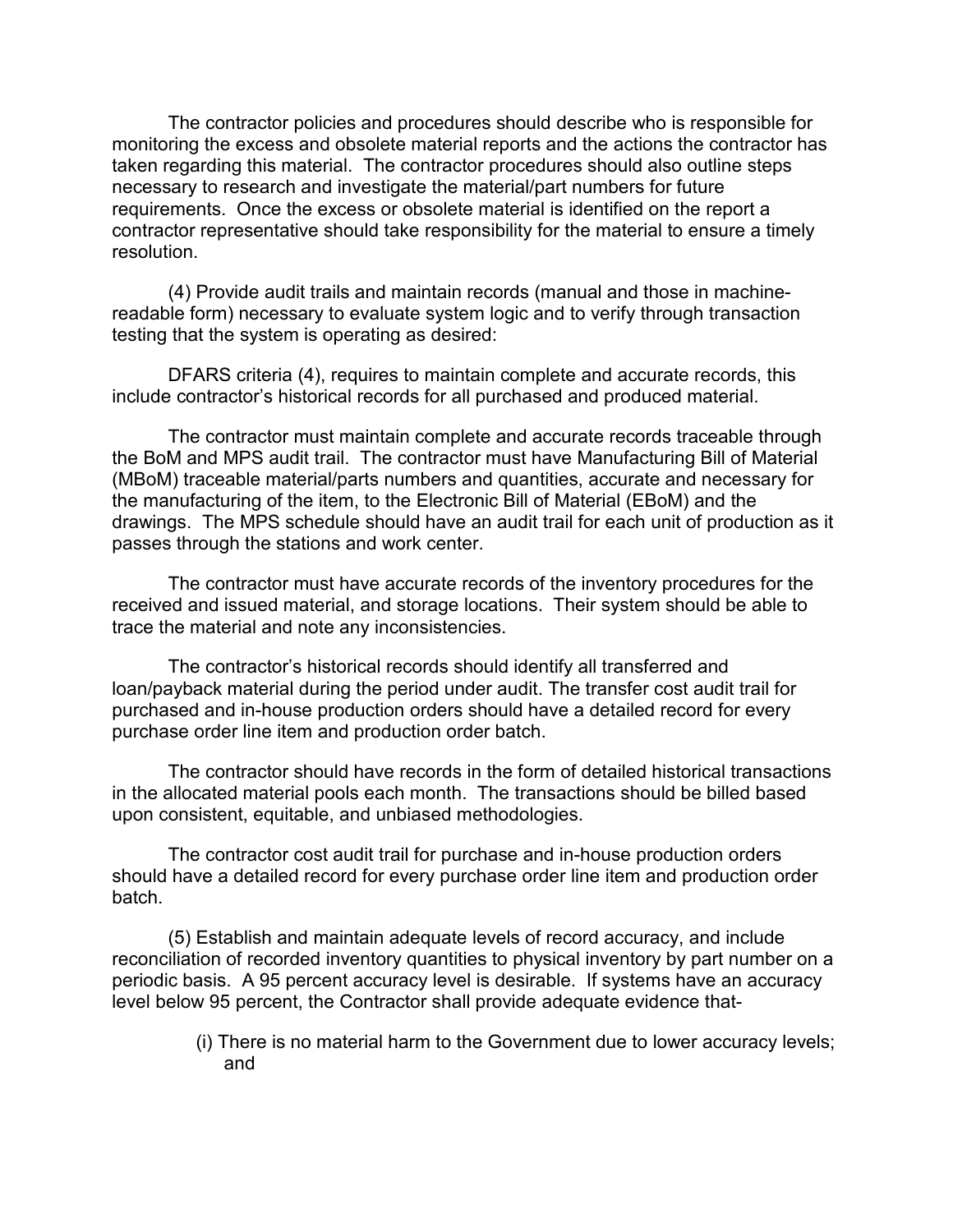The contractor policies and procedures should describe who is responsible for monitoring the excess and obsolete material reports and the actions the contractor has taken regarding this material. The contractor procedures should also outline steps necessary to research and investigate the material/part numbers for future requirements. Once the excess or obsolete material is identified on the report a contractor representative should take responsibility for the material to ensure a timely resolution.

(4) Provide audit trails and maintain records (manual and those in machine-readable form) necessary to evaluate system logic and to verify through transaction testing that the system is operating as desired:

DFARS criteria (4), requires to maintain complete and accurate records, this include contractor's historical records for all purchased and produced material.

The contractor must maintain complete and accurate records traceable through the BoM and MPS audit trail. The contractor must have Manufacturing Bill of Material (MBoM) traceable material/parts numbers and quantities, accurate and necessary for the manufacturing of the item, to the Electronic Bill of Material (EBoM) and the drawings. The MPS schedule should have an audit trail for each unit of production as it passes through the stations and work center.

The contractor must have accurate records of the inventory procedures for the received and issued material, and storage locations. Their system should be able to trace the material and note any inconsistencies.

The contractor's historical records should identify all transferred and loan/payback material during the period under audit. The transfer cost audit trail for purchased and in-house production orders should have a detailed record for every purchase order line item and production order batch.

The contractor should have records in the form of detailed historical transactions in the allocated material pools each month. The transactions should be billed based upon consistent, equitable, and unbiased methodologies.

The contractor cost audit trail for purchase and in-house production orders should have a detailed record for every purchase order line item and production order batch.

(5) Establish and maintain adequate levels of record accuracy, and include reconciliation of recorded inventory quantities to physical inventory by part number on a periodic basis. A 95 percent accuracy level is desirable. If systems have an accuracy level below 95 percent, the Contractor shall provide adequate evidence that-

(i) There is no material harm to the Government due to lower accuracy levels; and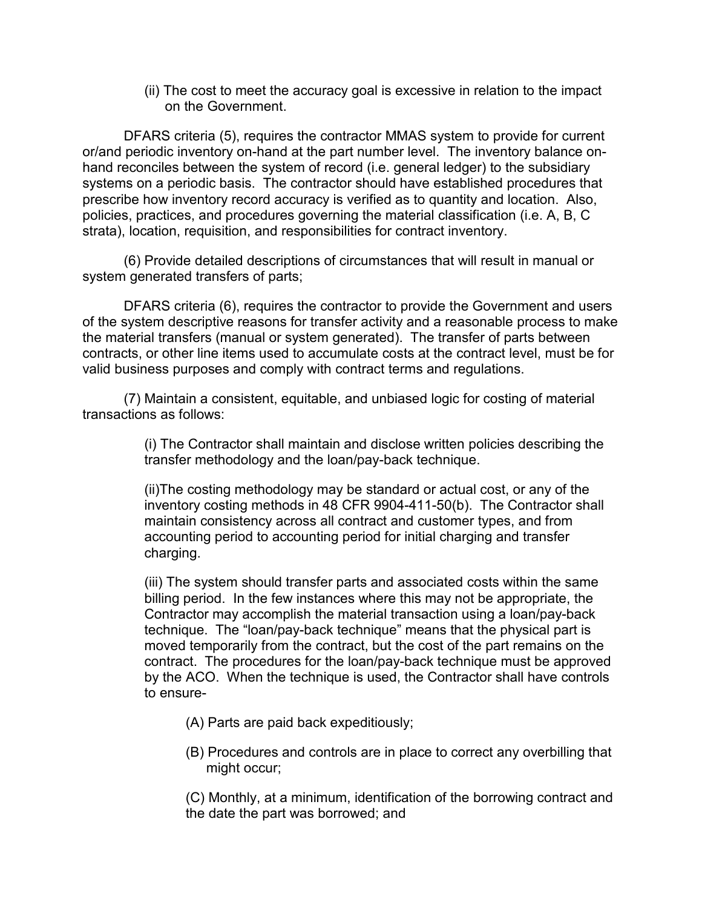(ii) The cost to meet the accuracy goal is excessive in relation to the impact on the Government.

DFARS criteria (5), requires the contractor MMAS system to provide for current or/and periodic inventory on-hand at the part number level. The inventory balance on-hand reconciles between the system of record (i.e. general ledger) to the subsidiary systems on a periodic basis. The contractor should have established procedures that prescribe how inventory record accuracy is verified as to quantity and location. Also, policies, practices, and procedures governing the material classification (i.e. A, B, C strata), location, requisition, and responsibilities for contract inventory.

(6) Provide detailed descriptions of circumstances that will result in manual or system generated transfers of parts;

DFARS criteria (6), requires the contractor to provide the Government and users of the system descriptive reasons for transfer activity and a reasonable process to make the material transfers (manual or system generated). The transfer of parts between contracts, or other line items used to accumulate costs at the contract level, must be for valid business purposes and comply with contract terms and regulations.

(7) Maintain a consistent, equitable, and unbiased logic for costing of material transactions as follows:

(i) The Contractor shall maintain and disclose written policies describing the transfer methodology and the loan/pay-back technique.

(ii)The costing methodology may be standard or actual cost, or any of the inventory costing methods in 48 CFR 9904-411-50(b). The Contractor shall maintain consistency across all contract and customer types, and from accounting period to accounting period for initial charging and transfer charging.

(iii) The system should transfer parts and associated costs within the same billing period. In the few instances where this may not be appropriate, the Contractor may accomplish the material transaction using a loan/pay-back technique. The "loan/pay-back technique" means that the physical part is moved temporarily from the contract, but the cost of the part remains on the contract. The procedures for the loan/pay-back technique must be approved by the ACO. When the technique is used, the Contractor shall have controls to ensure-

(A) Parts are paid back expeditiously;

(B) Procedures and controls are in place to correct any overbilling that might occur;

(C) Monthly, at a minimum, identification of the borrowing contract and the date the part was borrowed; and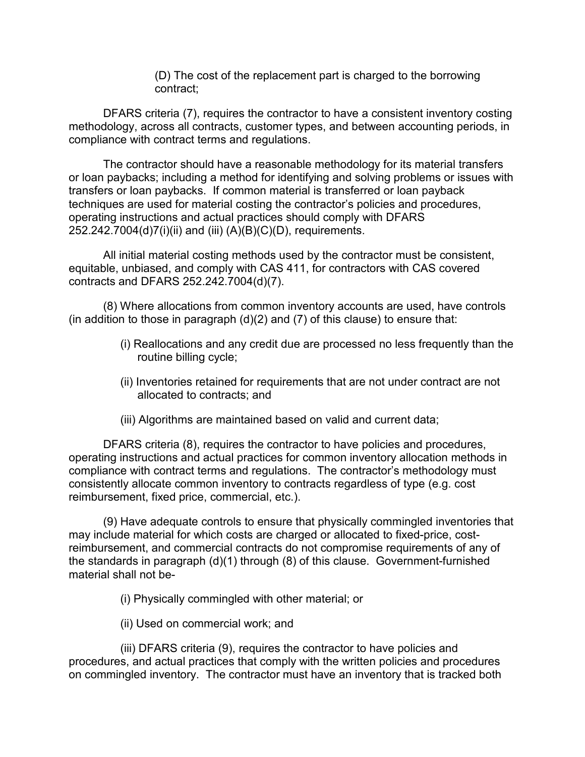(D) The cost of the replacement part is charged to the borrowing contract;

DFARS criteria (7), requires the contractor to have a consistent inventory costing methodology, across all contracts, customer types, and between accounting periods, in compliance with contract terms and regulations.

The contractor should have a reasonable methodology for its material transfers or loan paybacks; including a method for identifying and solving problems or issues with transfers or loan paybacks. If common material is transferred or loan payback techniques are used for material costing the contractor's policies and procedures, operating instructions and actual practices should comply with DFARS 252.242.7004(d)7(i)(ii) and (iii) (A)(B)(C)(D), requirements.

All initial material costing methods used by the contractor must be consistent, equitable, unbiased, and comply with CAS 411, for contractors with CAS covered contracts and DFARS 252.242.7004(d)(7).

(8) Where allocations from common inventory accounts are used, have controls (in addition to those in paragraph (d)(2) and (7) of this clause) to ensure that:

(i) Reallocations and any credit due are processed no less frequently than the routine billing cycle;

(ii) Inventories retained for requirements that are not under contract are not allocated to contracts; and

(iii) Algorithms are maintained based on valid and current data;

DFARS criteria (8), requires the contractor to have policies and procedures, operating instructions and actual practices for common inventory allocation methods in compliance with contract terms and regulations. The contractor's methodology must consistently allocate common inventory to contracts regardless of type (e.g. cost reimbursement, fixed price, commercial, etc.).

(9) Have adequate controls to ensure that physically commingled inventories that may include material for which costs are charged or allocated to fixed-price, cost-reimbursement, and commercial contracts do not compromise requirements of any of the standards in paragraph (d)(1) through (8) of this clause. Government-furnished material shall not be-

(i) Physically commingled with other material; or

(ii) Used on commercial work; and

(iii) DFARS criteria (9), requires the contractor to have policies and procedures, and actual practices that comply with the written policies and procedures on commingled inventory. The contractor must have an inventory that is tracked both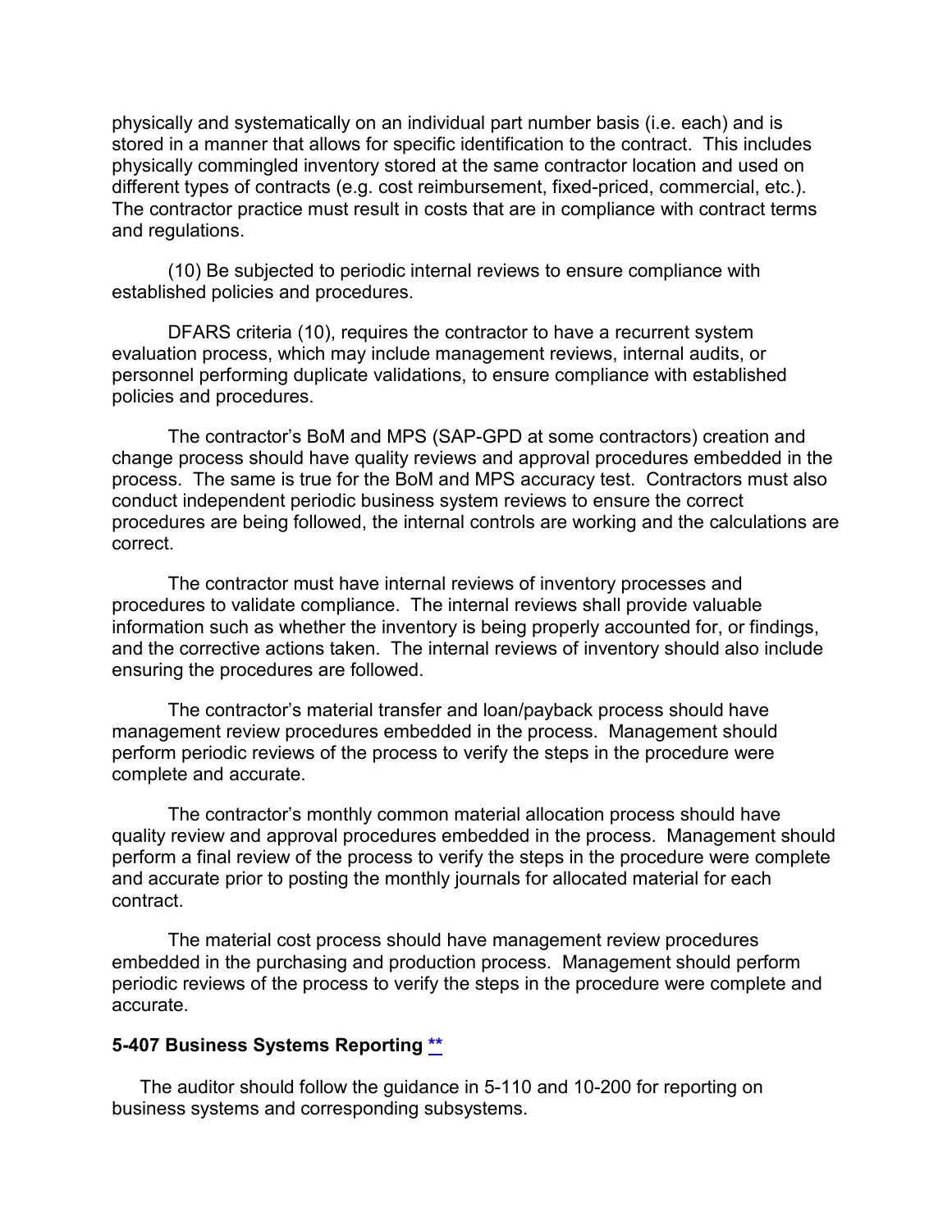physically and systematically on an individual part number basis (i.e. each) and is stored in a manner that allows for specific identification to the contract. This includes physically commingled inventory stored at the same contractor location and used on different types of contracts (e.g. cost reimbursement, fixed-priced, commercial, etc.). The contractor practice must result in costs that are in compliance with contract terms and regulations.

(10) Be subjected to periodic internal reviews to ensure compliance with established policies and procedures.

DFARS criteria (10), requires the contractor to have a recurrent system evaluation process, which may include management reviews, internal audits, or personnel performing duplicate validations, to ensure compliance with established policies and procedures.

The contractor's BoM and MPS (SAP-GPD at some contractors) creation and change process should have quality reviews and approval procedures embedded in the process. The same is true for the BoM and MPS accuracy test. Contractors must also conduct independent periodic business system reviews to ensure the correct procedures are being followed, the internal controls are working and the calculations are correct.

The contractor must have internal reviews of inventory processes and procedures to validate compliance. The internal reviews shall provide valuable information such as whether the inventory is being properly accounted for, or findings, and the corrective actions taken. The internal reviews of inventory should also include ensuring the procedures are followed.

The contractor's material transfer and loan/payback process should have management review procedures embedded in the process. Management should perform periodic reviews of the process to verify the steps in the procedure were complete and accurate.

The contractor's monthly common material allocation process should have quality review and approval procedures embedded in the process. Management should perform a final review of the process to verify the steps in the procedure were complete and accurate prior to posting the monthly journals for allocated material for each contract.

The material cost process should have management review procedures embedded in the purchasing and production process. Management should perform periodic reviews of the process to verify the steps in the procedure were complete and accurate.

### 5-407 Business Systems Reporting **

The auditor should follow the guidance in 5-110 and 10-200 for reporting on business systems and corresponding subsystems.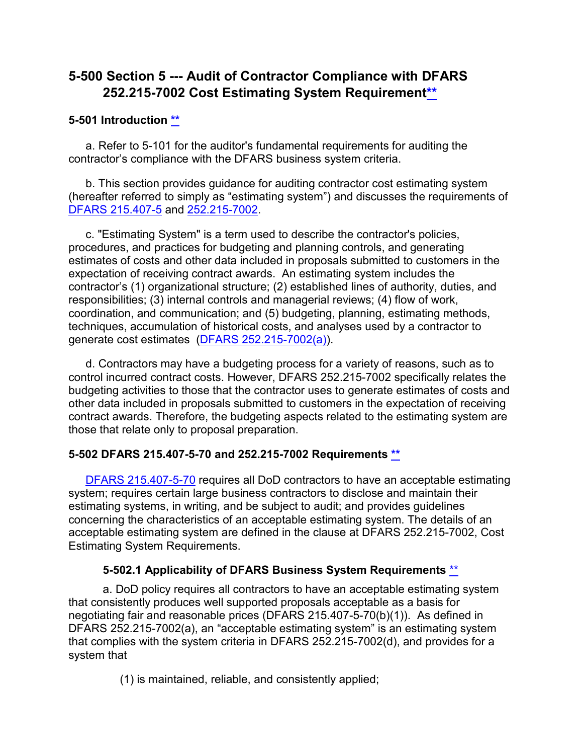# 5-500 Section 5 --- Audit of Contractor Compliance with DFARS 252.215-7002 Cost Estimating System Requirement**

## 5-501 Introduction **

a. Refer to 5-101 for the auditor's fundamental requirements for auditing the contractor's compliance with the DFARS business system criteria.

b. This section provides guidance for auditing contractor cost estimating system (hereafter referred to simply as "estimating system") and discusses the requirements of DFARS 215.407-5 and 252.215-7002.

c. "Estimating System" is a term used to describe the contractor's policies, procedures, and practices for budgeting and planning controls, and generating estimates of costs and other data included in proposals submitted to customers in the expectation of receiving contract awards. An estimating system includes the contractor's (1) organizational structure; (2) established lines of authority, duties, and responsibilities; (3) internal controls and managerial reviews; (4) flow of work, coordination, and communication; and (5) budgeting, planning, estimating methods, techniques, accumulation of historical costs, and analyses used by a contractor to generate cost estimates (DFARS 252.215-7002(a)).

d. Contractors may have a budgeting process for a variety of reasons, such as to control incurred contract costs. However, DFARS 252.215-7002 specifically relates the budgeting activities to those that the contractor uses to generate estimates of costs and other data included in proposals submitted to customers in the expectation of receiving contract awards. Therefore, the budgeting aspects related to the estimating system are those that relate only to proposal preparation.

## 5-502 DFARS 215.407-5-70 and 252.215-7002 Requirements **

DFARS 215.407-5-70 requires all DoD contractors to have an acceptable estimating system; requires certain large business contractors to disclose and maintain their estimating systems, in writing, and be subject to audit; and provides guidelines concerning the characteristics of an acceptable estimating system. The details of an acceptable estimating system are defined in the clause at DFARS 252.215-7002, Cost Estimating System Requirements.

### 5-502.1 Applicability of DFARS Business System Requirements **

a. DoD policy requires all contractors to have an acceptable estimating system that consistently produces well supported proposals acceptable as a basis for negotiating fair and reasonable prices (DFARS 215.407-5-70(b)(1)). As defined in DFARS 252.215-7002(a), an "acceptable estimating system" is an estimating system that complies with the system criteria in DFARS 252.215-7002(d), and provides for a system that

(1) is maintained, reliable, and consistently applied;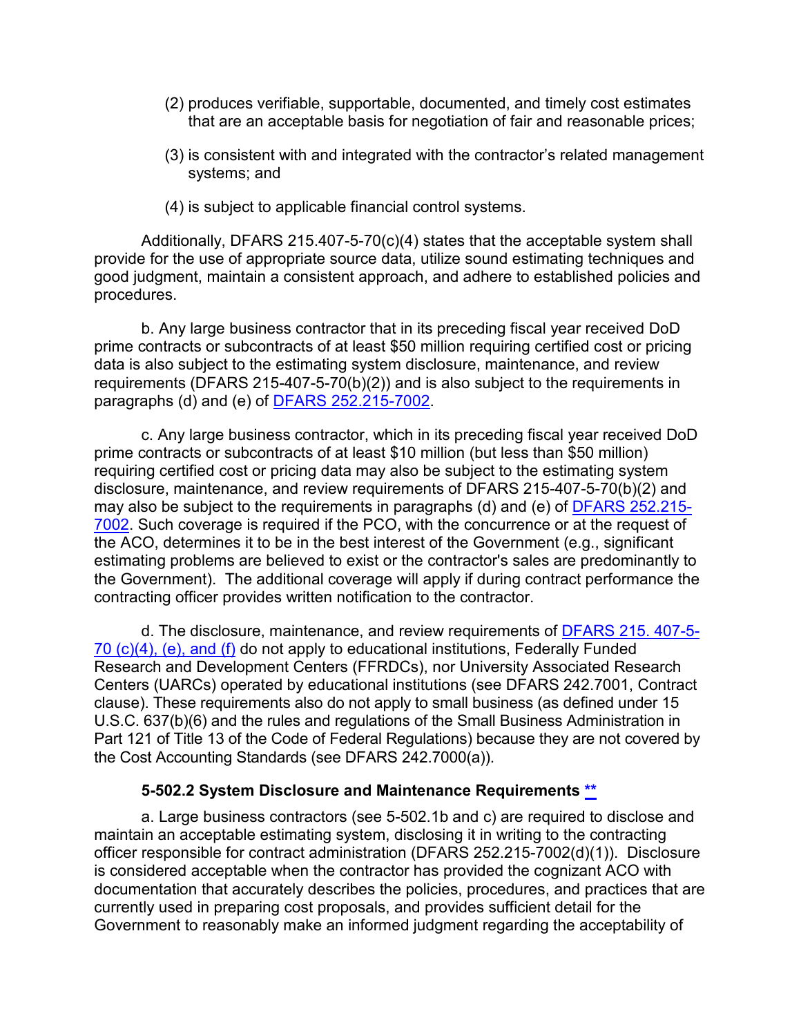(2) produces verifiable, supportable, documented, and timely cost estimates that are an acceptable basis for negotiation of fair and reasonable prices;

(3) is consistent with and integrated with the contractor's related management systems; and

(4) is subject to applicable financial control systems.

Additionally, DFARS 215.407-5-70(c)(4) states that the acceptable system shall provide for the use of appropriate source data, utilize sound estimating techniques and good judgment, maintain a consistent approach, and adhere to established policies and procedures.

b. Any large business contractor that in its preceding fiscal year received DoD prime contracts or subcontracts of at least $50 million requiring certified cost or pricing data is also subject to the estimating system disclosure, maintenance, and review requirements (DFARS 215-407-5-70(b)(2)) and is also subject to the requirements in paragraphs (d) and (e) of DFARS 252.215-7002.

c. Any large business contractor, which in its preceding fiscal year received DoD prime contracts or subcontracts of at least $10 million (but less than $50 million) requiring certified cost or pricing data may also be subject to the estimating system disclosure, maintenance, and review requirements of DFARS 215-407-5-70(b)(2) and may also be subject to the requirements in paragraphs (d) and (e) of DFARS 252.215-7002. Such coverage is required if the PCO, with the concurrence or at the request of the ACO, determines it to be in the best interest of the Government (e.g., significant estimating problems are believed to exist or the contractor's sales are predominantly to the Government). The additional coverage will apply if during contract performance the contracting officer provides written notification to the contractor.

d. The disclosure, maintenance, and review requirements of DFARS 215. 407-5-70 (c)(4), (e), and (f) do not apply to educational institutions, Federally Funded Research and Development Centers (FFRDCs), nor University Associated Research Centers (UARCs) operated by educational institutions (see DFARS 242.7001, Contract clause). These requirements also do not apply to small business (as defined under 15 U.S.C. 637(b)(6) and the rules and regulations of the Small Business Administration in Part 121 of Title 13 of the Code of Federal Regulations) because they are not covered by the Cost Accounting Standards (see DFARS 242.7000(a)).

**5-502.2 System Disclosure and Maintenance Requirements** **

a. Large business contractors (see 5-502.1b and c) are required to disclose and maintain an acceptable estimating system, disclosing it in writing to the contracting officer responsible for contract administration (DFARS 252.215-7002(d)(1)). Disclosure is considered acceptable when the contractor has provided the cognizant ACO with documentation that accurately describes the policies, procedures, and practices that are currently used in preparing cost proposals, and provides sufficient detail for the Government to reasonably make an informed judgment regarding the acceptability of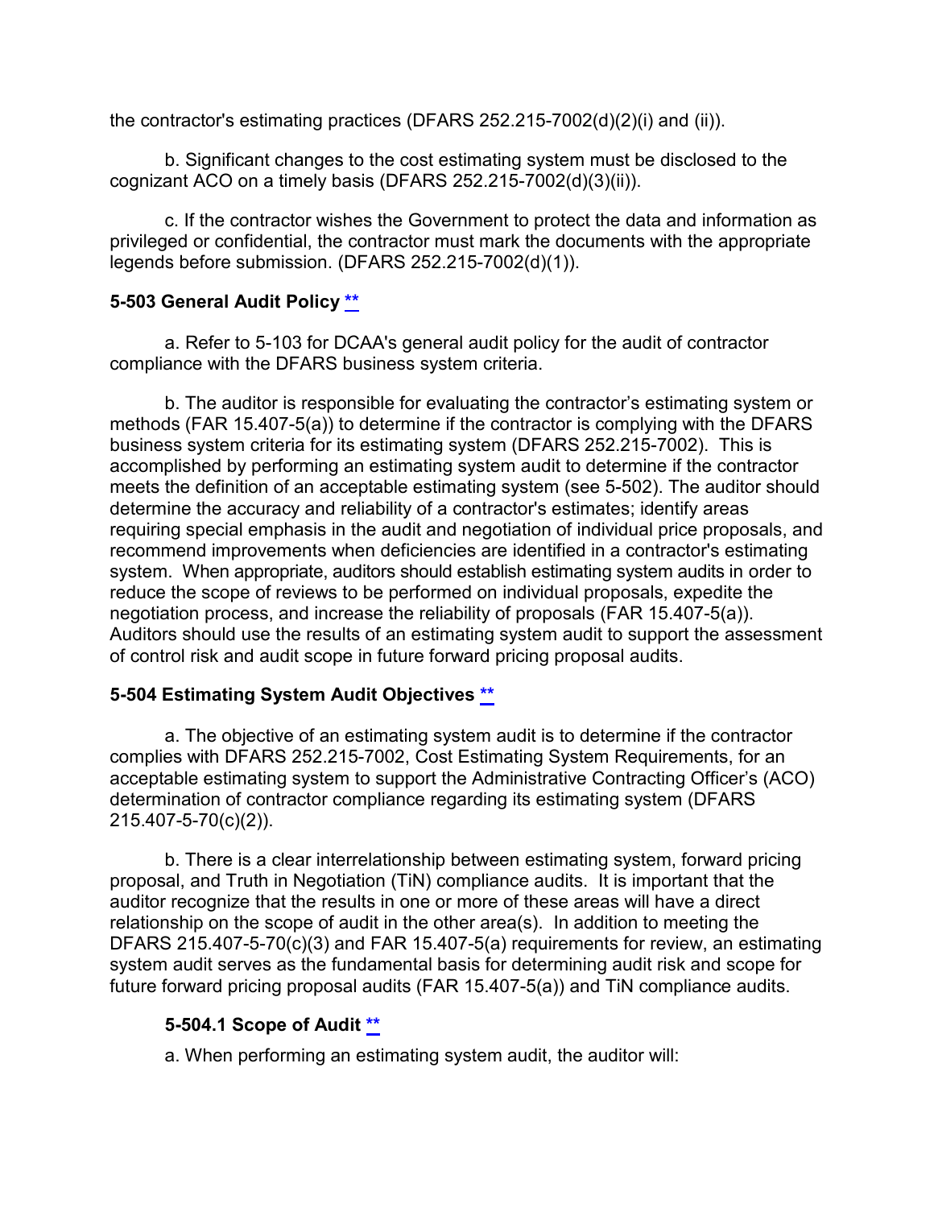the contractor's estimating practices (DFARS 252.215-7002(d)(2)(i) and (ii)).

b. Significant changes to the cost estimating system must be disclosed to the cognizant ACO on a timely basis (DFARS 252.215-7002(d)(3)(ii)).

c. If the contractor wishes the Government to protect the data and information as privileged or confidential, the contractor must mark the documents with the appropriate legends before submission. (DFARS 252.215-7002(d)(1)).

### 5-503 General Audit Policy **

a. Refer to 5-103 for DCAA's general audit policy for the audit of contractor compliance with the DFARS business system criteria.

b. The auditor is responsible for evaluating the contractor's estimating system or methods (FAR 15.407-5(a)) to determine if the contractor is complying with the DFARS business system criteria for its estimating system (DFARS 252.215-7002). This is accomplished by performing an estimating system audit to determine if the contractor meets the definition of an acceptable estimating system (see 5-502). The auditor should determine the accuracy and reliability of a contractor's estimates; identify areas requiring special emphasis in the audit and negotiation of individual price proposals, and recommend improvements when deficiencies are identified in a contractor's estimating system. When appropriate, auditors should establish estimating system audits in order to reduce the scope of reviews to be performed on individual proposals, expedite the negotiation process, and increase the reliability of proposals (FAR 15.407-5(a)). Auditors should use the results of an estimating system audit to support the assessment of control risk and audit scope in future forward pricing proposal audits.

### 5-504 Estimating System Audit Objectives **

a. The objective of an estimating system audit is to determine if the contractor complies with DFARS 252.215-7002, Cost Estimating System Requirements, for an acceptable estimating system to support the Administrative Contracting Officer's (ACO) determination of contractor compliance regarding its estimating system (DFARS 215.407-5-70(c)(2)).

b. There is a clear interrelationship between estimating system, forward pricing proposal, and Truth in Negotiation (TiN) compliance audits. It is important that the auditor recognize that the results in one or more of these areas will have a direct relationship on the scope of audit in the other area(s). In addition to meeting the DFARS 215.407-5-70(c)(3) and FAR 15.407-5(a) requirements for review, an estimating system audit serves as the fundamental basis for determining audit risk and scope for future forward pricing proposal audits (FAR 15.407-5(a)) and TiN compliance audits.

#### 5-504.1 Scope of Audit **

a. When performing an estimating system audit, the auditor will: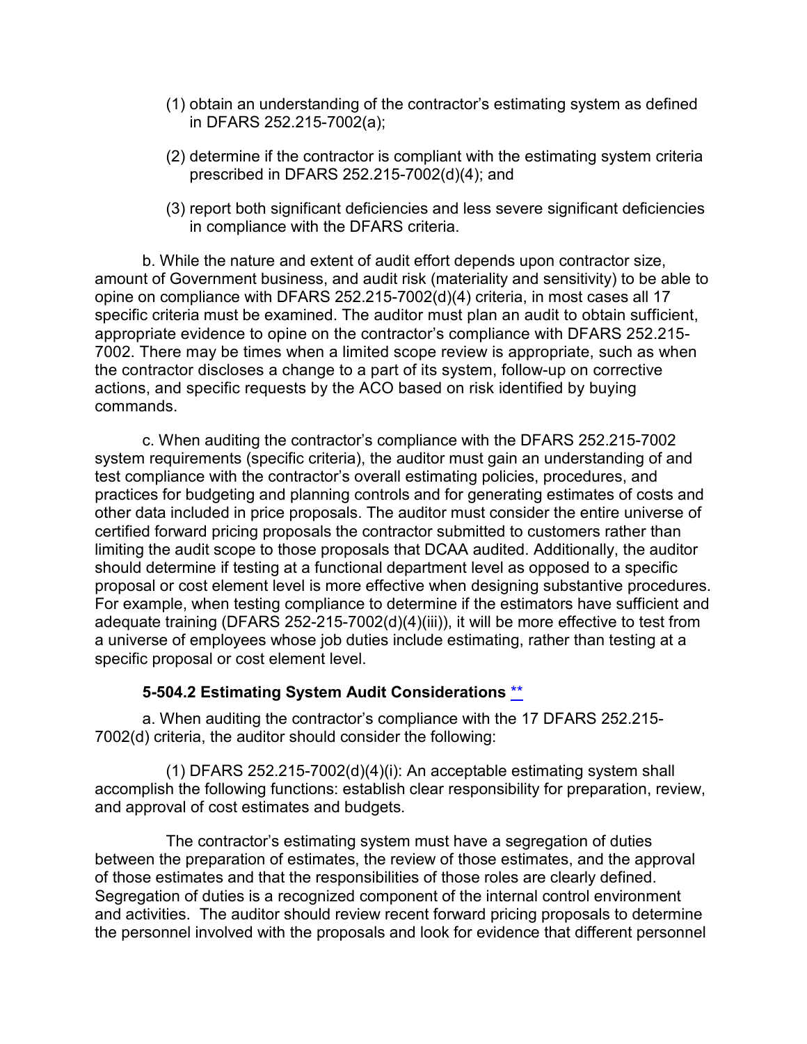(1) obtain an understanding of the contractor's estimating system as defined in DFARS 252.215-7002(a);

(2) determine if the contractor is compliant with the estimating system criteria prescribed in DFARS 252.215-7002(d)(4); and

(3) report both significant deficiencies and less severe significant deficiencies in compliance with the DFARS criteria.

b. While the nature and extent of audit effort depends upon contractor size, amount of Government business, and audit risk (materiality and sensitivity) to be able to opine on compliance with DFARS 252.215-7002(d)(4) criteria, in most cases all 17 specific criteria must be examined. The auditor must plan an audit to obtain sufficient, appropriate evidence to opine on the contractor's compliance with DFARS 252.215-7002. There may be times when a limited scope review is appropriate, such as when the contractor discloses a change to a part of its system, follow-up on corrective actions, and specific requests by the ACO based on risk identified by buying commands.

c. When auditing the contractor's compliance with the DFARS 252.215-7002 system requirements (specific criteria), the auditor must gain an understanding of and test compliance with the contractor's overall estimating policies, procedures, and practices for budgeting and planning controls and for generating estimates of costs and other data included in price proposals. The auditor must consider the entire universe of certified forward pricing proposals the contractor submitted to customers rather than limiting the audit scope to those proposals that DCAA audited. Additionally, the auditor should determine if testing at a functional department level as opposed to a specific proposal or cost element level is more effective when designing substantive procedures. For example, when testing compliance to determine if the estimators have sufficient and adequate training (DFARS 252-215-7002(d)(4)(iii)), it will be more effective to test from a universe of employees whose job duties include estimating, rather than testing at a specific proposal or cost element level.

### 5-504.2 Estimating System Audit Considerations **

a. When auditing the contractor's compliance with the 17 DFARS 252.215-7002(d) criteria, the auditor should consider the following:

(1) DFARS 252.215-7002(d)(4)(i): An acceptable estimating system shall accomplish the following functions: establish clear responsibility for preparation, review, and approval of cost estimates and budgets.

The contractor's estimating system must have a segregation of duties between the preparation of estimates, the review of those estimates, and the approval of those estimates and that the responsibilities of those roles are clearly defined. Segregation of duties is a recognized component of the internal control environment and activities. The auditor should review recent forward pricing proposals to determine the personnel involved with the proposals and look for evidence that different personnel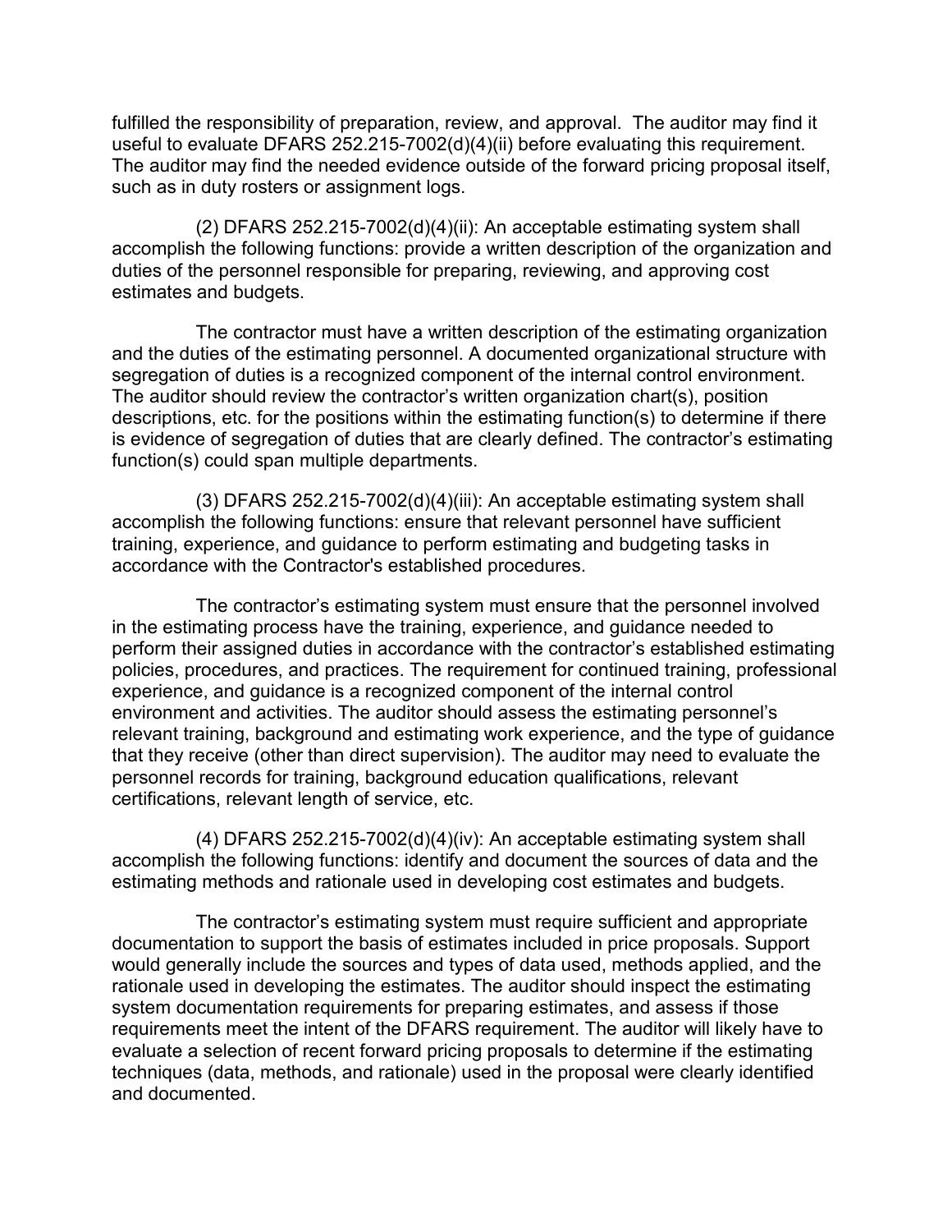fulfilled the responsibility of preparation, review, and approval. The auditor may find it useful to evaluate DFARS 252.215-7002(d)(4)(ii) before evaluating this requirement. The auditor may find the needed evidence outside of the forward pricing proposal itself, such as in duty rosters or assignment logs.

(2) DFARS 252.215-7002(d)(4)(ii): An acceptable estimating system shall accomplish the following functions: provide a written description of the organization and duties of the personnel responsible for preparing, reviewing, and approving cost estimates and budgets.

The contractor must have a written description of the estimating organization and the duties of the estimating personnel. A documented organizational structure with segregation of duties is a recognized component of the internal control environment. The auditor should review the contractor's written organization chart(s), position descriptions, etc. for the positions within the estimating function(s) to determine if there is evidence of segregation of duties that are clearly defined. The contractor's estimating function(s) could span multiple departments.

(3) DFARS 252.215-7002(d)(4)(iii): An acceptable estimating system shall accomplish the following functions: ensure that relevant personnel have sufficient training, experience, and guidance to perform estimating and budgeting tasks in accordance with the Contractor's established procedures.

The contractor's estimating system must ensure that the personnel involved in the estimating process have the training, experience, and guidance needed to perform their assigned duties in accordance with the contractor's established estimating policies, procedures, and practices. The requirement for continued training, professional experience, and guidance is a recognized component of the internal control environment and activities. The auditor should assess the estimating personnel's relevant training, background and estimating work experience, and the type of guidance that they receive (other than direct supervision). The auditor may need to evaluate the personnel records for training, background education qualifications, relevant certifications, relevant length of service, etc.

(4) DFARS 252.215-7002(d)(4)(iv): An acceptable estimating system shall accomplish the following functions: identify and document the sources of data and the estimating methods and rationale used in developing cost estimates and budgets.

The contractor's estimating system must require sufficient and appropriate documentation to support the basis of estimates included in price proposals. Support would generally include the sources and types of data used, methods applied, and the rationale used in developing the estimates. The auditor should inspect the estimating system documentation requirements for preparing estimates, and assess if those requirements meet the intent of the DFARS requirement. The auditor will likely have to evaluate a selection of recent forward pricing proposals to determine if the estimating techniques (data, methods, and rationale) used in the proposal were clearly identified and documented.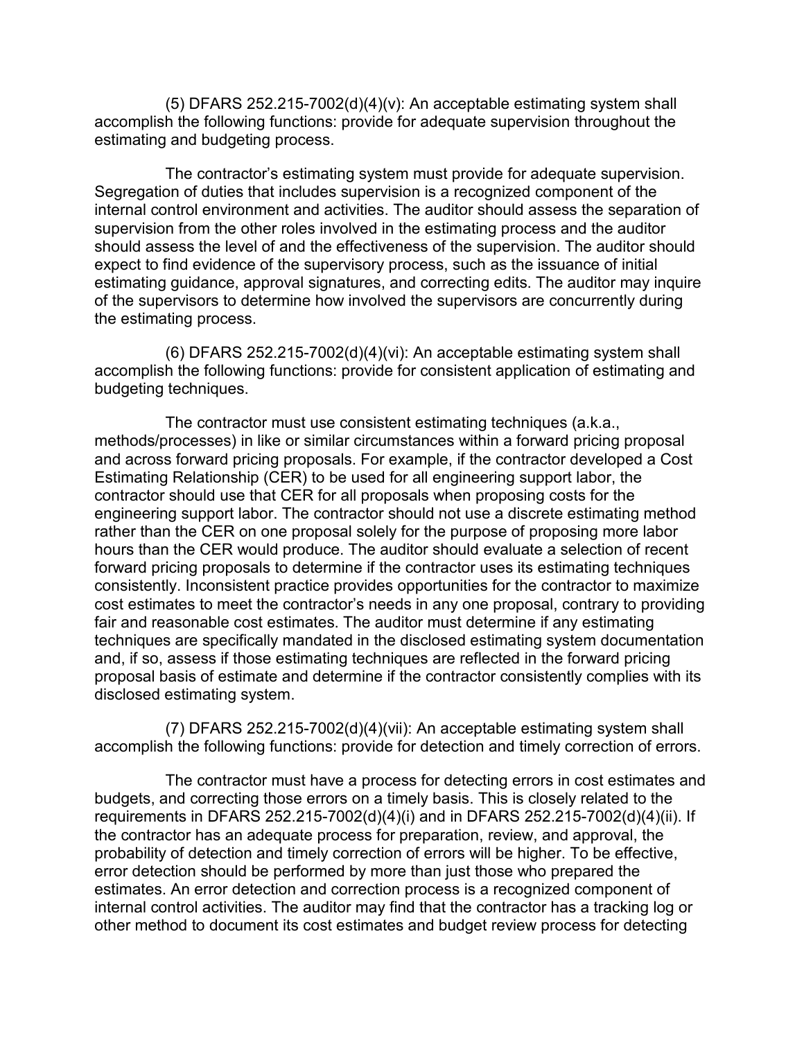(5) DFARS 252.215-7002(d)(4)(v): An acceptable estimating system shall accomplish the following functions: provide for adequate supervision throughout the estimating and budgeting process.

The contractor's estimating system must provide for adequate supervision. Segregation of duties that includes supervision is a recognized component of the internal control environment and activities. The auditor should assess the separation of supervision from the other roles involved in the estimating process and the auditor should assess the level of and the effectiveness of the supervision. The auditor should expect to find evidence of the supervisory process, such as the issuance of initial estimating guidance, approval signatures, and correcting edits. The auditor may inquire of the supervisors to determine how involved the supervisors are concurrently during the estimating process.

(6) DFARS 252.215-7002(d)(4)(vi): An acceptable estimating system shall accomplish the following functions: provide for consistent application of estimating and budgeting techniques.

The contractor must use consistent estimating techniques (a.k.a., methods/processes) in like or similar circumstances within a forward pricing proposal and across forward pricing proposals. For example, if the contractor developed a Cost Estimating Relationship (CER) to be used for all engineering support labor, the contractor should use that CER for all proposals when proposing costs for the engineering support labor. The contractor should not use a discrete estimating method rather than the CER on one proposal solely for the purpose of proposing more labor hours than the CER would produce. The auditor should evaluate a selection of recent forward pricing proposals to determine if the contractor uses its estimating techniques consistently. Inconsistent practice provides opportunities for the contractor to maximize cost estimates to meet the contractor's needs in any one proposal, contrary to providing fair and reasonable cost estimates. The auditor must determine if any estimating techniques are specifically mandated in the disclosed estimating system documentation and, if so, assess if those estimating techniques are reflected in the forward pricing proposal basis of estimate and determine if the contractor consistently complies with its disclosed estimating system.

(7) DFARS 252.215-7002(d)(4)(vii): An acceptable estimating system shall accomplish the following functions: provide for detection and timely correction of errors.

The contractor must have a process for detecting errors in cost estimates and budgets, and correcting those errors on a timely basis. This is closely related to the requirements in DFARS 252.215-7002(d)(4)(i) and in DFARS 252.215-7002(d)(4)(ii). If the contractor has an adequate process for preparation, review, and approval, the probability of detection and timely correction of errors will be higher. To be effective, error detection should be performed by more than just those who prepared the estimates. An error detection and correction process is a recognized component of internal control activities. The auditor may find that the contractor has a tracking log or other method to document its cost estimates and budget review process for detecting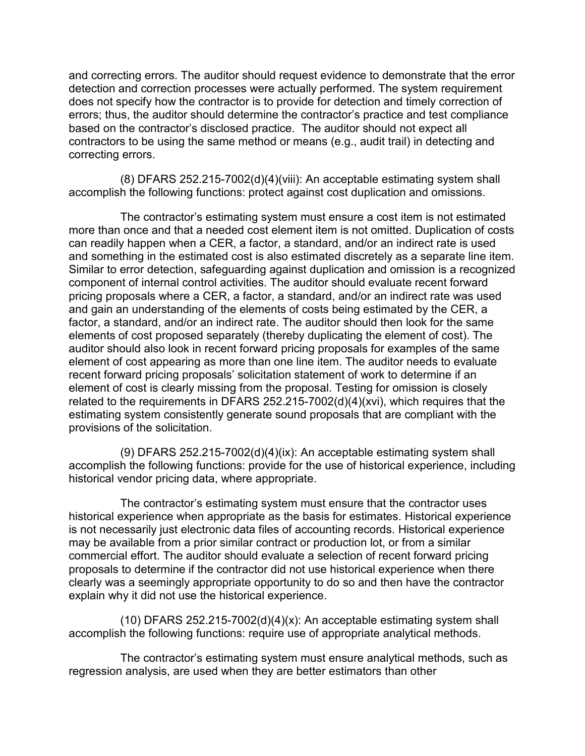and correcting errors. The auditor should request evidence to demonstrate that the error detection and correction processes were actually performed. The system requirement does not specify how the contractor is to provide for detection and timely correction of errors; thus, the auditor should determine the contractor's practice and test compliance based on the contractor's disclosed practice. The auditor should not expect all contractors to be using the same method or means (e.g., audit trail) in detecting and correcting errors.

(8) DFARS 252.215-7002(d)(4)(viii): An acceptable estimating system shall accomplish the following functions: protect against cost duplication and omissions.

The contractor's estimating system must ensure a cost item is not estimated more than once and that a needed cost element item is not omitted. Duplication of costs can readily happen when a CER, a factor, a standard, and/or an indirect rate is used and something in the estimated cost is also estimated discretely as a separate line item. Similar to error detection, safeguarding against duplication and omission is a recognized component of internal control activities. The auditor should evaluate recent forward pricing proposals where a CER, a factor, a standard, and/or an indirect rate was used and gain an understanding of the elements of costs being estimated by the CER, a factor, a standard, and/or an indirect rate. The auditor should then look for the same elements of cost proposed separately (thereby duplicating the element of cost). The auditor should also look in recent forward pricing proposals for examples of the same element of cost appearing as more than one line item. The auditor needs to evaluate recent forward pricing proposals' solicitation statement of work to determine if an element of cost is clearly missing from the proposal. Testing for omission is closely related to the requirements in DFARS 252.215-7002(d)(4)(xvi), which requires that the estimating system consistently generate sound proposals that are compliant with the provisions of the solicitation.

(9) DFARS 252.215-7002(d)(4)(ix): An acceptable estimating system shall accomplish the following functions: provide for the use of historical experience, including historical vendor pricing data, where appropriate.

The contractor's estimating system must ensure that the contractor uses historical experience when appropriate as the basis for estimates. Historical experience is not necessarily just electronic data files of accounting records. Historical experience may be available from a prior similar contract or production lot, or from a similar commercial effort. The auditor should evaluate a selection of recent forward pricing proposals to determine if the contractor did not use historical experience when there clearly was a seemingly appropriate opportunity to do so and then have the contractor explain why it did not use the historical experience.

(10) DFARS 252.215-7002(d)(4)(x): An acceptable estimating system shall accomplish the following functions: require use of appropriate analytical methods.

The contractor's estimating system must ensure analytical methods, such as regression analysis, are used when they are better estimators than other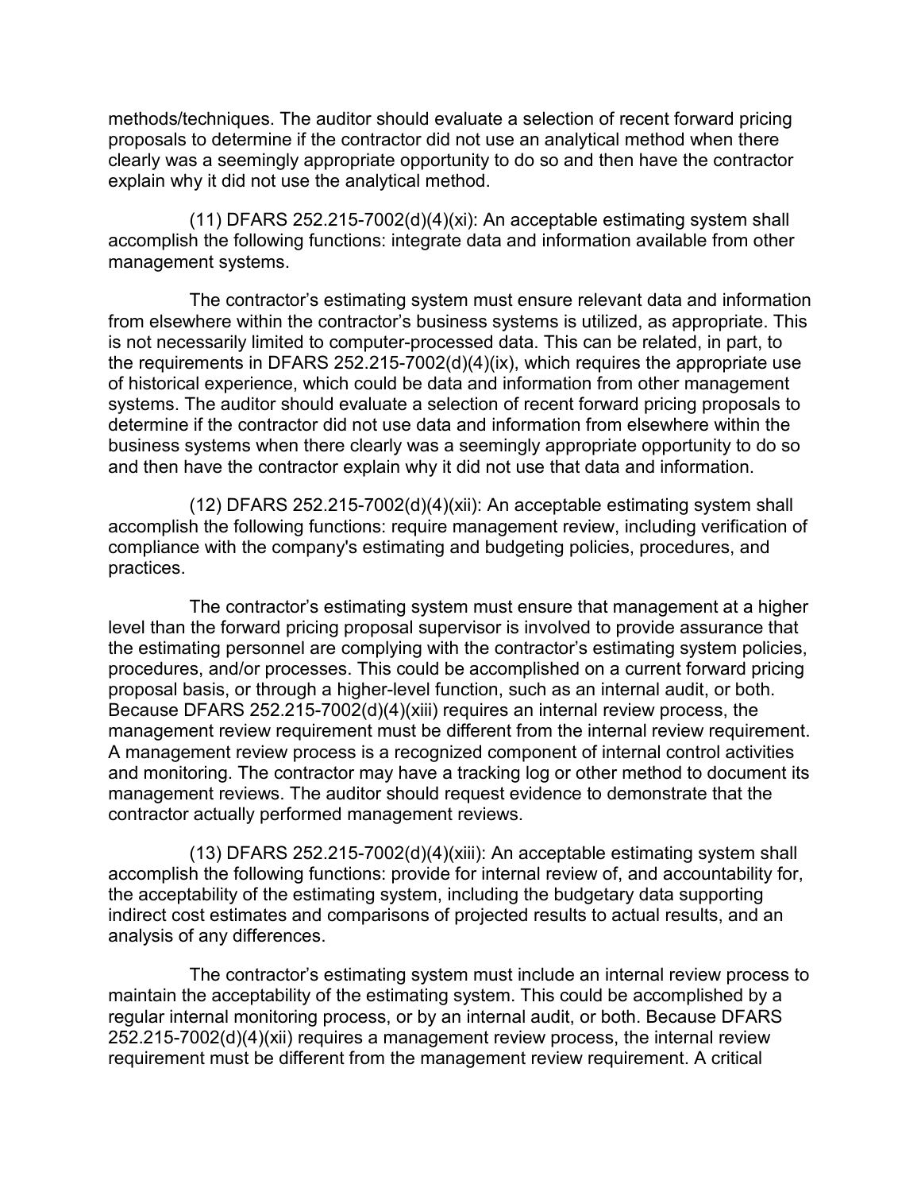methods/techniques. The auditor should evaluate a selection of recent forward pricing proposals to determine if the contractor did not use an analytical method when there clearly was a seemingly appropriate opportunity to do so and then have the contractor explain why it did not use the analytical method.

(11) DFARS 252.215-7002(d)(4)(xi): An acceptable estimating system shall accomplish the following functions: integrate data and information available from other management systems.

The contractor's estimating system must ensure relevant data and information from elsewhere within the contractor's business systems is utilized, as appropriate. This is not necessarily limited to computer-processed data. This can be related, in part, to the requirements in DFARS 252.215-7002(d)(4)(ix), which requires the appropriate use of historical experience, which could be data and information from other management systems. The auditor should evaluate a selection of recent forward pricing proposals to determine if the contractor did not use data and information from elsewhere within the business systems when there clearly was a seemingly appropriate opportunity to do so and then have the contractor explain why it did not use that data and information.

(12) DFARS 252.215-7002(d)(4)(xii): An acceptable estimating system shall accomplish the following functions: require management review, including verification of compliance with the company's estimating and budgeting policies, procedures, and practices.

The contractor's estimating system must ensure that management at a higher level than the forward pricing proposal supervisor is involved to provide assurance that the estimating personnel are complying with the contractor's estimating system policies, procedures, and/or processes. This could be accomplished on a current forward pricing proposal basis, or through a higher-level function, such as an internal audit, or both. Because DFARS 252.215-7002(d)(4)(xiii) requires an internal review process, the management review requirement must be different from the internal review requirement. A management review process is a recognized component of internal control activities and monitoring. The contractor may have a tracking log or other method to document its management reviews. The auditor should request evidence to demonstrate that the contractor actually performed management reviews.

(13) DFARS 252.215-7002(d)(4)(xiii): An acceptable estimating system shall accomplish the following functions: provide for internal review of, and accountability for, the acceptability of the estimating system, including the budgetary data supporting indirect cost estimates and comparisons of projected results to actual results, and an analysis of any differences.

The contractor's estimating system must include an internal review process to maintain the acceptability of the estimating system. This could be accomplished by a regular internal monitoring process, or by an internal audit, or both. Because DFARS 252.215-7002(d)(4)(xii) requires a management review process, the internal review requirement must be different from the management review requirement. A critical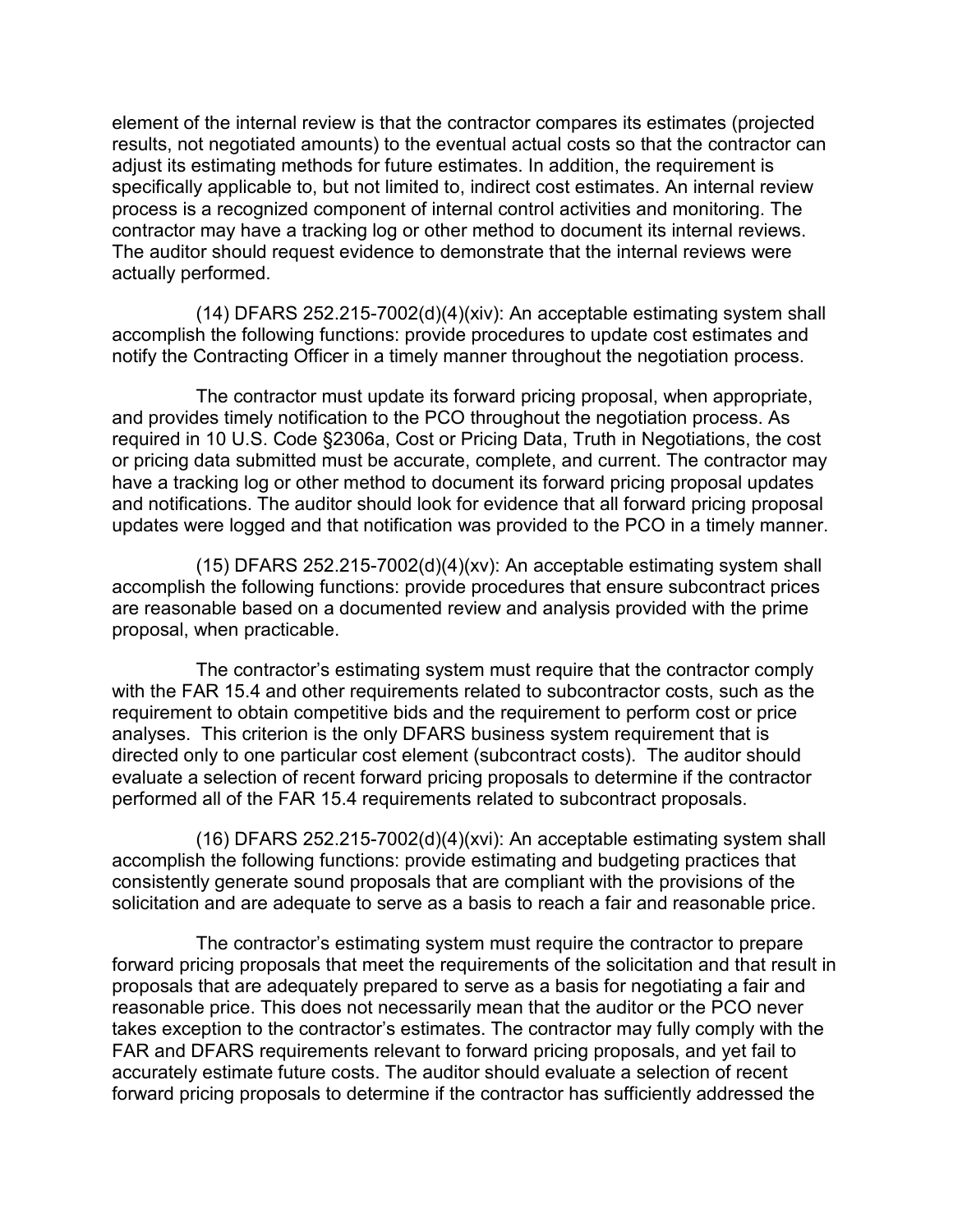element of the internal review is that the contractor compares its estimates (projected results, not negotiated amounts) to the eventual actual costs so that the contractor can adjust its estimating methods for future estimates. In addition, the requirement is specifically applicable to, but not limited to, indirect cost estimates. An internal review process is a recognized component of internal control activities and monitoring. The contractor may have a tracking log or other method to document its internal reviews. The auditor should request evidence to demonstrate that the internal reviews were actually performed.

(14) DFARS 252.215-7002(d)(4)(xiv): An acceptable estimating system shall accomplish the following functions: provide procedures to update cost estimates and notify the Contracting Officer in a timely manner throughout the negotiation process.

The contractor must update its forward pricing proposal, when appropriate, and provides timely notification to the PCO throughout the negotiation process. As required in 10 U.S. Code §2306a, Cost or Pricing Data, Truth in Negotiations, the cost or pricing data submitted must be accurate, complete, and current. The contractor may have a tracking log or other method to document its forward pricing proposal updates and notifications. The auditor should look for evidence that all forward pricing proposal updates were logged and that notification was provided to the PCO in a timely manner.

(15) DFARS 252.215-7002(d)(4)(xv): An acceptable estimating system shall accomplish the following functions: provide procedures that ensure subcontract prices are reasonable based on a documented review and analysis provided with the prime proposal, when practicable.

The contractor's estimating system must require that the contractor comply with the FAR 15.4 and other requirements related to subcontractor costs, such as the requirement to obtain competitive bids and the requirement to perform cost or price analyses. This criterion is the only DFARS business system requirement that is directed only to one particular cost element (subcontract costs). The auditor should evaluate a selection of recent forward pricing proposals to determine if the contractor performed all of the FAR 15.4 requirements related to subcontract proposals.

(16) DFARS 252.215-7002(d)(4)(xvi): An acceptable estimating system shall accomplish the following functions: provide estimating and budgeting practices that consistently generate sound proposals that are compliant with the provisions of the solicitation and are adequate to serve as a basis to reach a fair and reasonable price.

The contractor's estimating system must require the contractor to prepare forward pricing proposals that meet the requirements of the solicitation and that result in proposals that are adequately prepared to serve as a basis for negotiating a fair and reasonable price. This does not necessarily mean that the auditor or the PCO never takes exception to the contractor's estimates. The contractor may fully comply with the FAR and DFARS requirements relevant to forward pricing proposals, and yet fail to accurately estimate future costs. The auditor should evaluate a selection of recent forward pricing proposals to determine if the contractor has sufficiently addressed the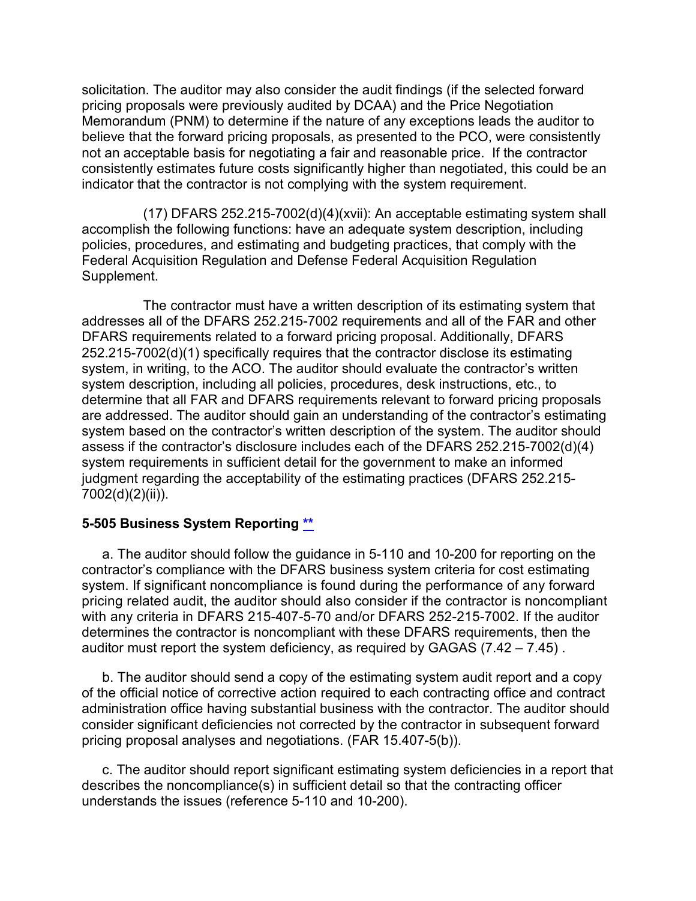solicitation. The auditor may also consider the audit findings (if the selected forward pricing proposals were previously audited by DCAA) and the Price Negotiation Memorandum (PNM) to determine if the nature of any exceptions leads the auditor to believe that the forward pricing proposals, as presented to the PCO, were consistently not an acceptable basis for negotiating a fair and reasonable price. If the contractor consistently estimates future costs significantly higher than negotiated, this could be an indicator that the contractor is not complying with the system requirement.

(17) DFARS 252.215-7002(d)(4)(xvii): An acceptable estimating system shall accomplish the following functions: have an adequate system description, including policies, procedures, and estimating and budgeting practices, that comply with the Federal Acquisition Regulation and Defense Federal Acquisition Regulation Supplement.

The contractor must have a written description of its estimating system that addresses all of the DFARS 252.215-7002 requirements and all of the FAR and other DFARS requirements related to a forward pricing proposal. Additionally, DFARS 252.215-7002(d)(1) specifically requires that the contractor disclose its estimating system, in writing, to the ACO. The auditor should evaluate the contractor's written system description, including all policies, procedures, desk instructions, etc., to determine that all FAR and DFARS requirements relevant to forward pricing proposals are addressed. The auditor should gain an understanding of the contractor's estimating system based on the contractor's written description of the system. The auditor should assess if the contractor's disclosure includes each of the DFARS 252.215-7002(d)(4) system requirements in sufficient detail for the government to make an informed judgment regarding the acceptability of the estimating practices (DFARS 252.215-7002(d)(2)(ii)).

**5-505 Business System Reporting** **

a. The auditor should follow the guidance in 5-110 and 10-200 for reporting on the contractor's compliance with the DFARS business system criteria for cost estimating system. If significant noncompliance is found during the performance of any forward pricing related audit, the auditor should also consider if the contractor is noncompliant with any criteria in DFARS 215-407-5-70 and/or DFARS 252-215-7002. If the auditor determines the contractor is noncompliant with these DFARS requirements, then the auditor must report the system deficiency, as required by GAGAS (7.42 – 7.45) .

b. The auditor should send a copy of the estimating system audit report and a copy of the official notice of corrective action required to each contracting office and contract administration office having substantial business with the contractor. The auditor should consider significant deficiencies not corrected by the contractor in subsequent forward pricing proposal analyses and negotiations. (FAR 15.407-5(b)).

c. The auditor should report significant estimating system deficiencies in a report that describes the noncompliance(s) in sufficient detail so that the contracting officer understands the issues (reference 5-110 and 10-200).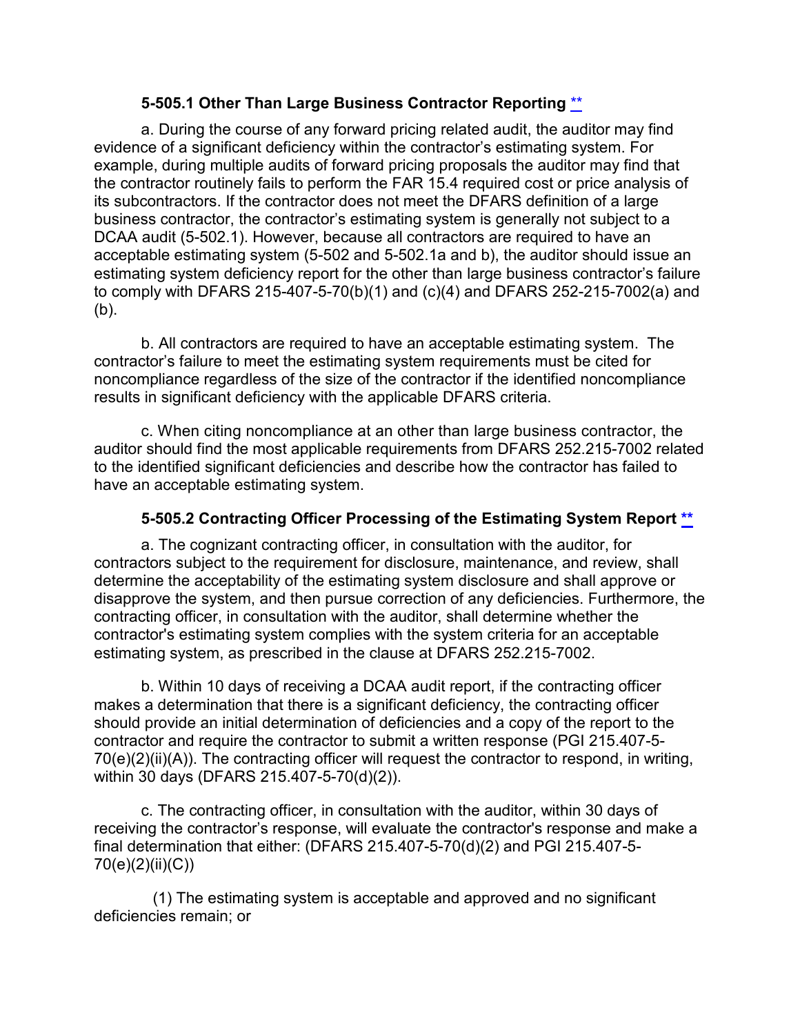### 5-505.1 Other Than Large Business Contractor Reporting **

a. During the course of any forward pricing related audit, the auditor may find evidence of a significant deficiency within the contractor's estimating system. For example, during multiple audits of forward pricing proposals the auditor may find that the contractor routinely fails to perform the FAR 15.4 required cost or price analysis of its subcontractors. If the contractor does not meet the DFARS definition of a large business contractor, the contractor's estimating system is generally not subject to a DCAA audit (5-502.1). However, because all contractors are required to have an acceptable estimating system (5-502 and 5-502.1a and b), the auditor should issue an estimating system deficiency report for the other than large business contractor's failure to comply with DFARS 215-407-5-70(b)(1) and (c)(4) and DFARS 252-215-7002(a) and (b).

b. All contractors are required to have an acceptable estimating system. The contractor's failure to meet the estimating system requirements must be cited for noncompliance regardless of the size of the contractor if the identified noncompliance results in significant deficiency with the applicable DFARS criteria.

c. When citing noncompliance at an other than large business contractor, the auditor should find the most applicable requirements from DFARS 252.215-7002 related to the identified significant deficiencies and describe how the contractor has failed to have an acceptable estimating system.

### 5-505.2 Contracting Officer Processing of the Estimating System Report **

a. The cognizant contracting officer, in consultation with the auditor, for contractors subject to the requirement for disclosure, maintenance, and review, shall determine the acceptability of the estimating system disclosure and shall approve or disapprove the system, and then pursue correction of any deficiencies. Furthermore, the contracting officer, in consultation with the auditor, shall determine whether the contractor's estimating system complies with the system criteria for an acceptable estimating system, as prescribed in the clause at DFARS 252.215-7002.

b. Within 10 days of receiving a DCAA audit report, if the contracting officer makes a determination that there is a significant deficiency, the contracting officer should provide an initial determination of deficiencies and a copy of the report to the contractor and require the contractor to submit a written response (PGI 215.407-5-70(e)(2)(ii)(A)). The contracting officer will request the contractor to respond, in writing, within 30 days (DFARS 215.407-5-70(d)(2)).

c. The contracting officer, in consultation with the auditor, within 30 days of receiving the contractor's response, will evaluate the contractor's response and make a final determination that either: (DFARS 215.407-5-70(d)(2) and PGI 215.407-5-70(e)(2)(ii)(C))

(1) The estimating system is acceptable and approved and no significant deficiencies remain; or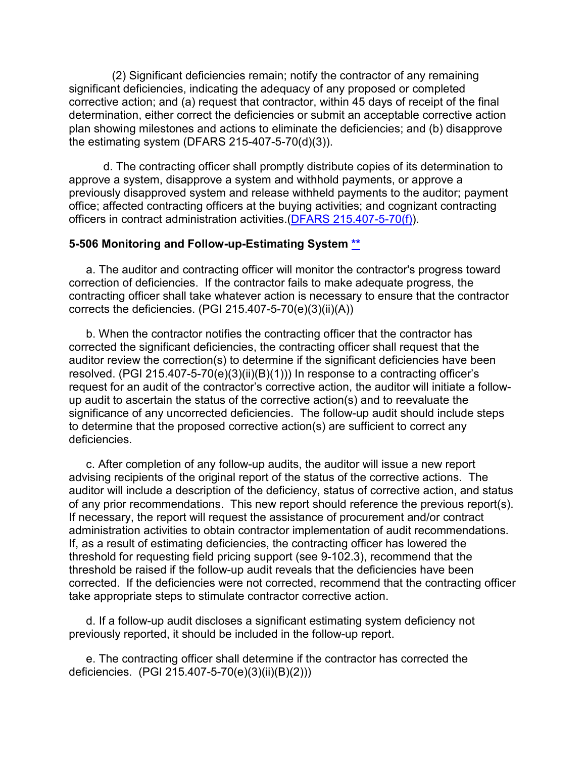(2) Significant deficiencies remain; notify the contractor of any remaining significant deficiencies, indicating the adequacy of any proposed or completed corrective action; and (a) request that contractor, within 45 days of receipt of the final determination, either correct the deficiencies or submit an acceptable corrective action plan showing milestones and actions to eliminate the deficiencies; and (b) disapprove the estimating system (DFARS 215-407-5-70(d)(3)).

d. The contracting officer shall promptly distribute copies of its determination to approve a system, disapprove a system and withhold payments, or approve a previously disapproved system and release withheld payments to the auditor; payment office; affected contracting officers at the buying activities; and cognizant contracting officers in contract administration activities.([DFARS 215.407-5-70(f)](#)).

**5-506 Monitoring and Follow-up-Estimating System [**](#)**

a. The auditor and contracting officer will monitor the contractor's progress toward correction of deficiencies. If the contractor fails to make adequate progress, the contracting officer shall take whatever action is necessary to ensure that the contractor corrects the deficiencies. (PGI 215.407-5-70(e)(3)(ii)(A))

b. When the contractor notifies the contracting officer that the contractor has corrected the significant deficiencies, the contracting officer shall request that the auditor review the correction(s) to determine if the significant deficiencies have been resolved. (PGI 215.407-5-70(e)(3)(ii)(B)(1))) In response to a contracting officer's request for an audit of the contractor's corrective action, the auditor will initiate a follow-up audit to ascertain the status of the corrective action(s) and to reevaluate the significance of any uncorrected deficiencies. The follow-up audit should include steps to determine that the proposed corrective action(s) are sufficient to correct any deficiencies.

c. After completion of any follow-up audits, the auditor will issue a new report advising recipients of the original report of the status of the corrective actions. The auditor will include a description of the deficiency, status of corrective action, and status of any prior recommendations. This new report should reference the previous report(s). If necessary, the report will request the assistance of procurement and/or contract administration activities to obtain contractor implementation of audit recommendations. If, as a result of estimating deficiencies, the contracting officer has lowered the threshold for requesting field pricing support (see 9-102.3), recommend that the threshold be raised if the follow-up audit reveals that the deficiencies have been corrected. If the deficiencies were not corrected, recommend that the contracting officer take appropriate steps to stimulate contractor corrective action.

d. If a follow-up audit discloses a significant estimating system deficiency not previously reported, it should be included in the follow-up report.

e. The contracting officer shall determine if the contractor has corrected the deficiencies. (PGI 215.407-5-70(e)(3)(ii)(B)(2)))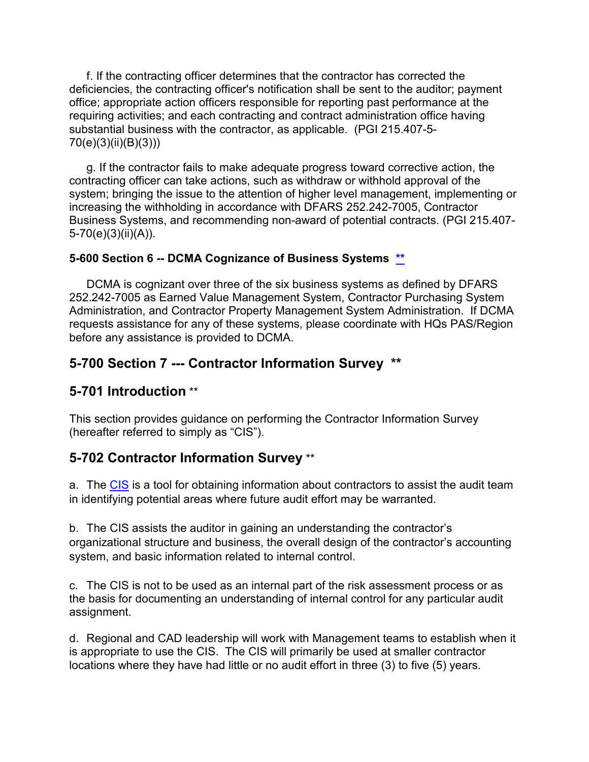f. If the contracting officer determines that the contractor has corrected the deficiencies, the contracting officer's notification shall be sent to the auditor; payment office; appropriate action officers responsible for reporting past performance at the requiring activities; and each contracting and contract administration office having substantial business with the contractor, as applicable. (PGI 215.407-5-70(e)(3)(ii)(B)(3)))

g. If the contractor fails to make adequate progress toward corrective action, the contracting officer can take actions, such as withdraw or withhold approval of the system; bringing the issue to the attention of higher level management, implementing or increasing the withholding in accordance with DFARS 252.242-7005, Contractor Business Systems, and recommending non-award of potential contracts. (PGI 215.407-5-70(e)(3)(ii)(A)).

**5-600 Section 6 -- DCMA Cognizance of Business Systems** **

DCMA is cognizant over three of the six business systems as defined by DFARS 252.242-7005 as Earned Value Management System, Contractor Purchasing System Administration, and Contractor Property Management System Administration. If DCMA requests assistance for any of these systems, please coordinate with HQs PAS/Region before any assistance is provided to DCMA.

## 5-700 Section 7 --- Contractor Information Survey **

## 5-701 Introduction **

This section provides guidance on performing the Contractor Information Survey (hereafter referred to simply as "CIS").

## 5-702 Contractor Information Survey **

a. The CIS is a tool for obtaining information about contractors to assist the audit team in identifying potential areas where future audit effort may be warranted.

b. The CIS assists the auditor in gaining an understanding the contractor's organizational structure and business, the overall design of the contractor's accounting system, and basic information related to internal control.

c. The CIS is not to be used as an internal part of the risk assessment process or as the basis for documenting an understanding of internal control for any particular audit assignment.

d. Regional and CAD leadership will work with Management teams to establish when it is appropriate to use the CIS. The CIS will primarily be used at smaller contractor locations where they have had little or no audit effort in three (3) to five (5) years.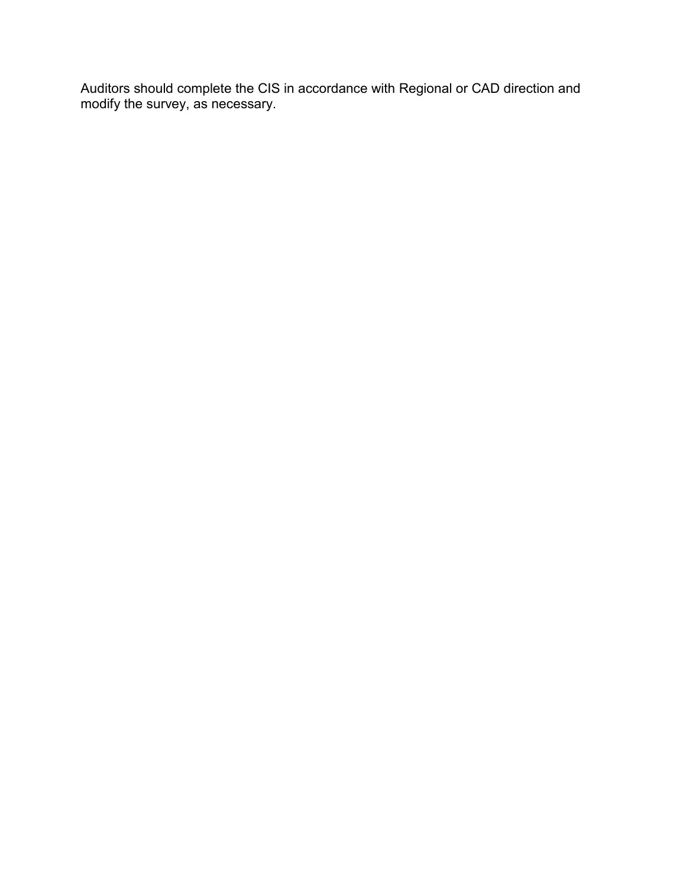Auditors should complete the CIS in accordance with Regional or CAD direction and modify the survey, as necessary.